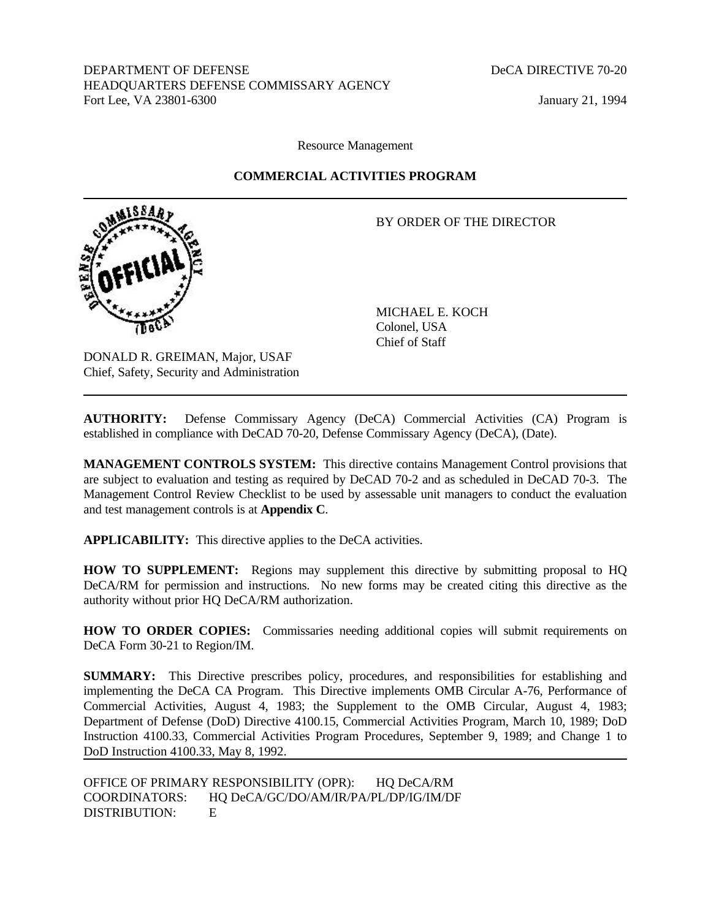DEPARTMENT OF DEFENSE
HEADQUARTERS DEFENSE COMMISSARY AGENCY
Fort Lee, VA 23801-6300

DeCA DIRECTIVE 70-20

January 21, 1994

Resource Management

**COMMERCIAL ACTIVITIES PROGRAM**

---

BY ORDER OF THE DIRECTOR

MICHAEL E. KOCH
Colonel, USA
Chief of Staff

DONALD R. GREIMAN, Major, USAF
Chief, Safety, Security and Administration

---

**AUTHORITY:** Defense Commissary Agency (DeCA) Commercial Activities (CA) Program is established in compliance with DeCAD 70-20, Defense Commissary Agency (DeCA), (Date).

**MANAGEMENT CONTROLS SYSTEM:** This directive contains Management Control provisions that are subject to evaluation and testing as required by DeCAD 70-2 and as scheduled in DeCAD 70-3. The Management Control Review Checklist to be used by assessable unit managers to conduct the evaluation and test management controls is at **Appendix C**.

**APPLICABILITY:** This directive applies to the DeCA activities.

**HOW TO SUPPLEMENT:** Regions may supplement this directive by submitting proposal to HQ DeCA/RM for permission and instructions. No new forms may be created citing this directive as the authority without prior HQ DeCA/RM authorization.

**HOW TO ORDER COPIES:** Commissaries needing additional copies will submit requirements on DeCA Form 30-21 to Region/IM.

**SUMMARY:** This Directive prescribes policy, procedures, and responsibilities for establishing and implementing the DeCA CA Program. This Directive implements OMB Circular A-76, Performance of Commercial Activities, August 4, 1983; the Supplement to the OMB Circular, August 4, 1983; Department of Defense (DoD) Directive 4100.15, Commercial Activities Program, March 10, 1989; DoD Instruction 4100.33, Commercial Activities Program Procedures, September 9, 1989; and Change 1 to DoD Instruction 4100.33, May 8, 1992.

---

OFFICE OF PRIMARY RESPONSIBILITY (OPR): HQ DeCA/RM
COORDINATORS: HQ DeCA/GC/DO/AM/IR/PA/PL/DP/IG/IM/DF
DISTRIBUTION: E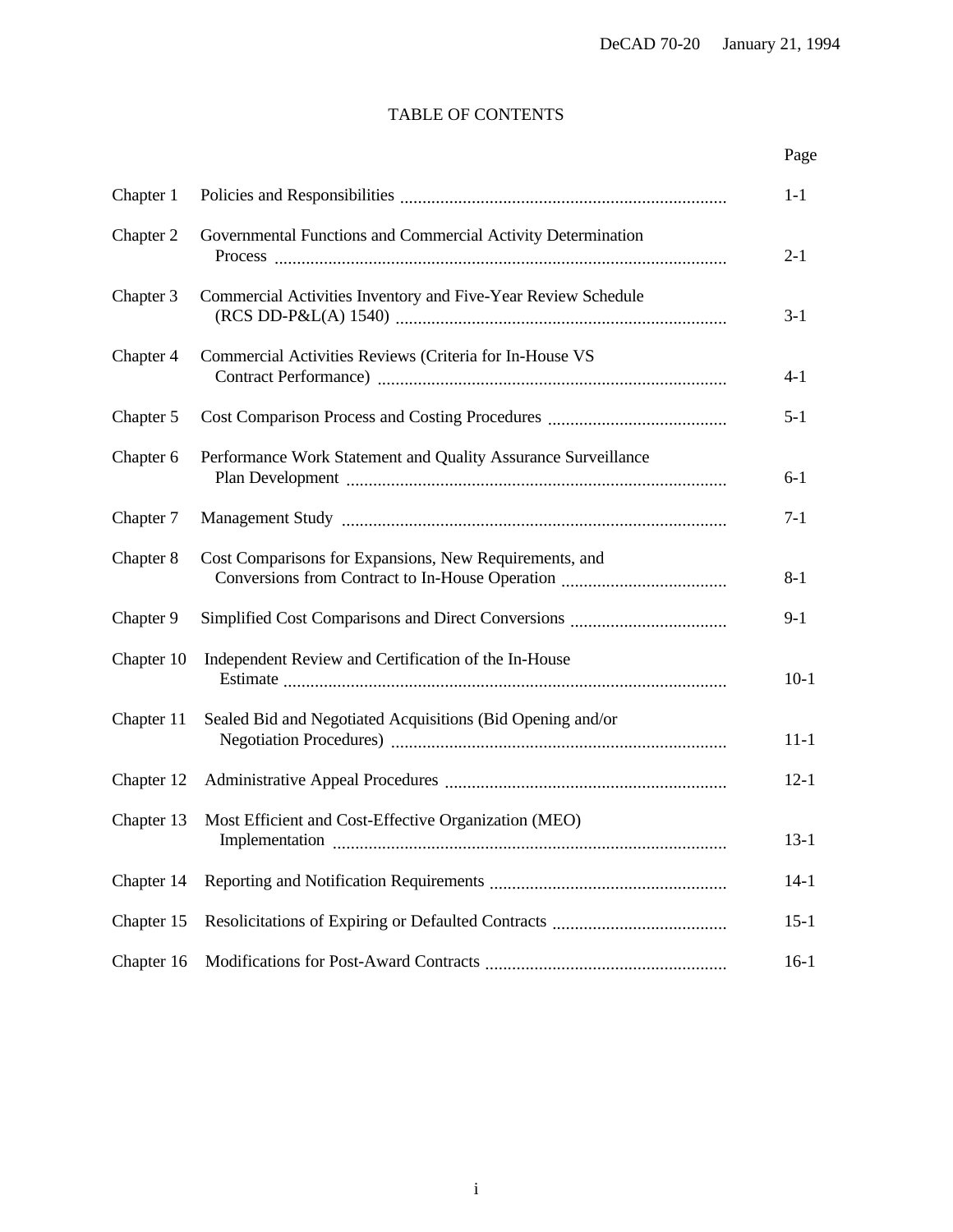# TABLE OF CONTENTS

| | | Page |
|---|---|---|
| Chapter 1 | Policies and Responsibilities | 1-1 |
| Chapter 2 | Governmental Functions and Commercial Activity Determination Process | 2-1 |
| Chapter 3 | Commercial Activities Inventory and Five-Year Review Schedule (RCS DD-P&L(A) 1540) | 3-1 |
| Chapter 4 | Commercial Activities Reviews (Criteria for In-House VS Contract Performance) | 4-1 |
| Chapter 5 | Cost Comparison Process and Costing Procedures | 5-1 |
| Chapter 6 | Performance Work Statement and Quality Assurance Surveillance Plan Development | 6-1 |
| Chapter 7 | Management Study | 7-1 |
| Chapter 8 | Cost Comparisons for Expansions, New Requirements, and Conversions from Contract to In-House Operation | 8-1 |
| Chapter 9 | Simplified Cost Comparisons and Direct Conversions | 9-1 |
| Chapter 10 | Independent Review and Certification of the In-House Estimate | 10-1 |
| Chapter 11 | Sealed Bid and Negotiated Acquisitions (Bid Opening and/or Negotiation Procedures) | 11-1 |
| Chapter 12 | Administrative Appeal Procedures | 12-1 |
| Chapter 13 | Most Efficient and Cost-Effective Organization (MEO) Implementation | 13-1 |
| Chapter 14 | Reporting and Notification Requirements | 14-1 |
| Chapter 15 | Resolicitations of Expiring or Defaulted Contracts | 15-1 |
| Chapter 16 | Modifications for Post-Award Contracts | 16-1 |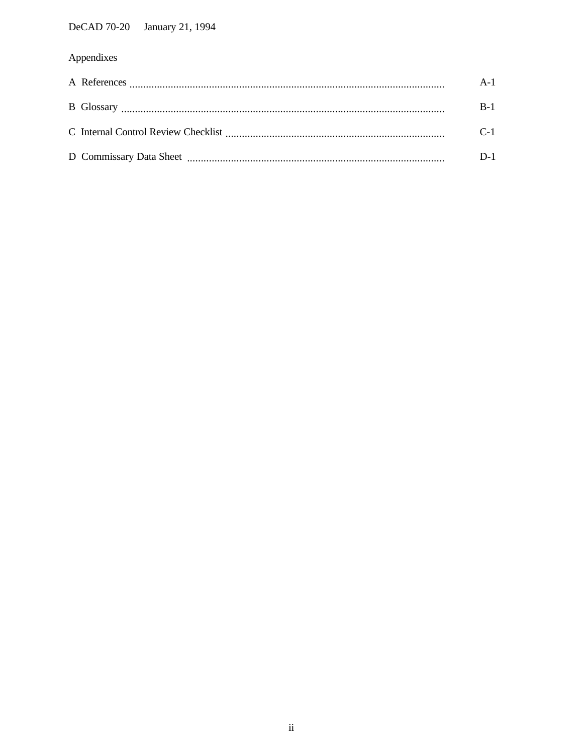Appendixes

| | |
|---|---|
| A References | A-1 |
| B Glossary | B-1 |
| C Internal Control Review Checklist | C-1 |
| D Commissary Data Sheet | D-1 |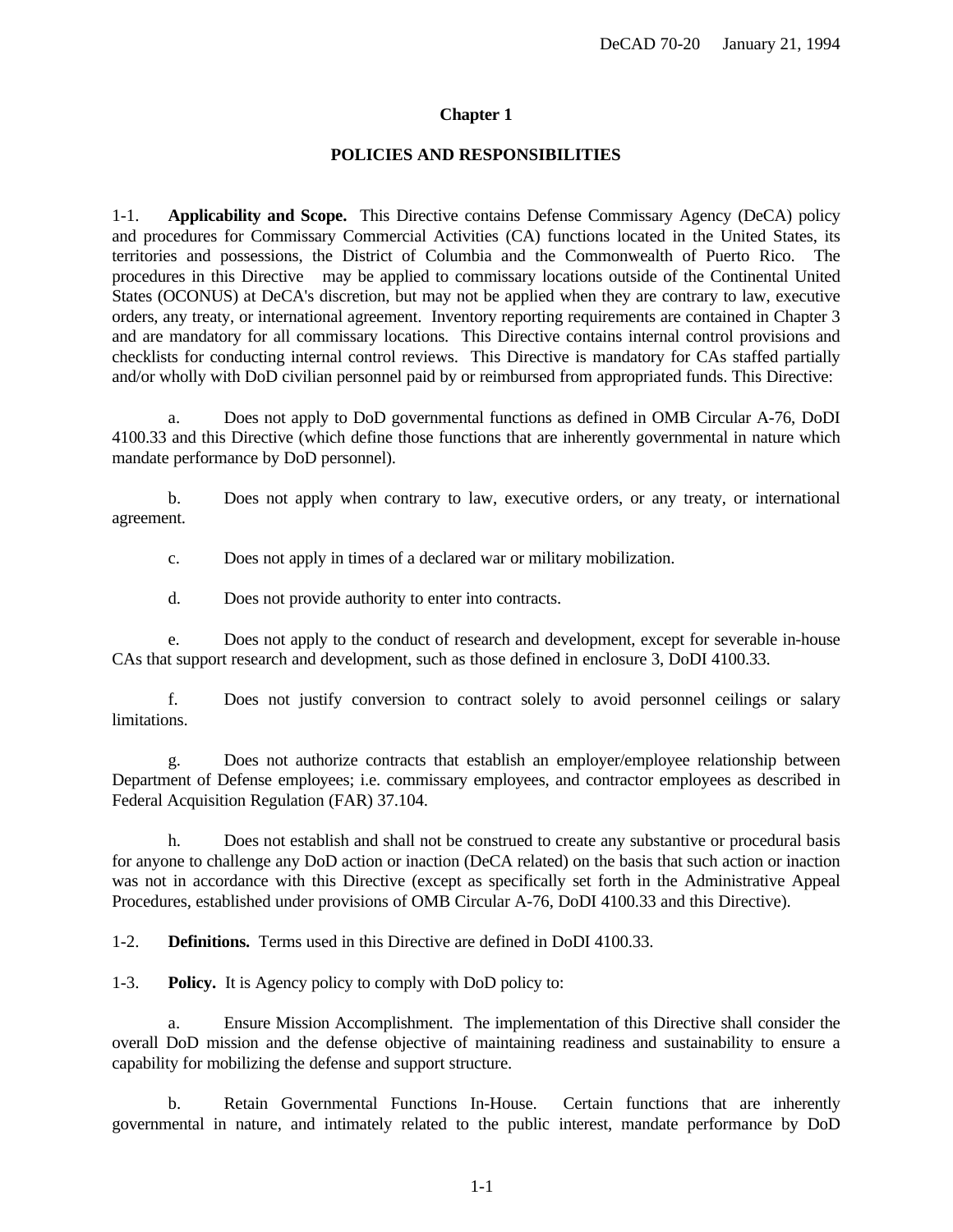# Chapter 1

## POLICIES AND RESPONSIBILITIES

1-1. **Applicability and Scope.** This Directive contains Defense Commissary Agency (DeCA) policy and procedures for Commissary Commercial Activities (CA) functions located in the United States, its territories and possessions, the District of Columbia and the Commonwealth of Puerto Rico. The procedures in this Directive may be applied to commissary locations outside of the Continental United States (OCONUS) at DeCA's discretion, but may not be applied when they are contrary to law, executive orders, any treaty, or international agreement. Inventory reporting requirements are contained in Chapter 3 and are mandatory for all commissary locations. This Directive contains internal control provisions and checklists for conducting internal control reviews. This Directive is mandatory for CAs staffed partially and/or wholly with DoD civilian personnel paid by or reimbursed from appropriated funds. This Directive:

a. Does not apply to DoD governmental functions as defined in OMB Circular A-76, DoDI 4100.33 and this Directive (which define those functions that are inherently governmental in nature which mandate performance by DoD personnel).

b. Does not apply when contrary to law, executive orders, or any treaty, or international agreement.

c. Does not apply in times of a declared war or military mobilization.

d. Does not provide authority to enter into contracts.

e. Does not apply to the conduct of research and development, except for severable in-house CAs that support research and development, such as those defined in enclosure 3, DoDI 4100.33.

f. Does not justify conversion to contract solely to avoid personnel ceilings or salary limitations.

g. Does not authorize contracts that establish an employer/employee relationship between Department of Defense employees; i.e. commissary employees, and contractor employees as described in Federal Acquisition Regulation (FAR) 37.104.

h. Does not establish and shall not be construed to create any substantive or procedural basis for anyone to challenge any DoD action or inaction (DeCA related) on the basis that such action or inaction was not in accordance with this Directive (except as specifically set forth in the Administrative Appeal Procedures, established under provisions of OMB Circular A-76, DoDI 4100.33 and this Directive).

1-2. **Definitions.** Terms used in this Directive are defined in DoDI 4100.33.

1-3. **Policy.** It is Agency policy to comply with DoD policy to:

a. Ensure Mission Accomplishment. The implementation of this Directive shall consider the overall DoD mission and the defense objective of maintaining readiness and sustainability to ensure a capability for mobilizing the defense and support structure.

b. Retain Governmental Functions In-House. Certain functions that are inherently governmental in nature, and intimately related to the public interest, mandate performance by DoD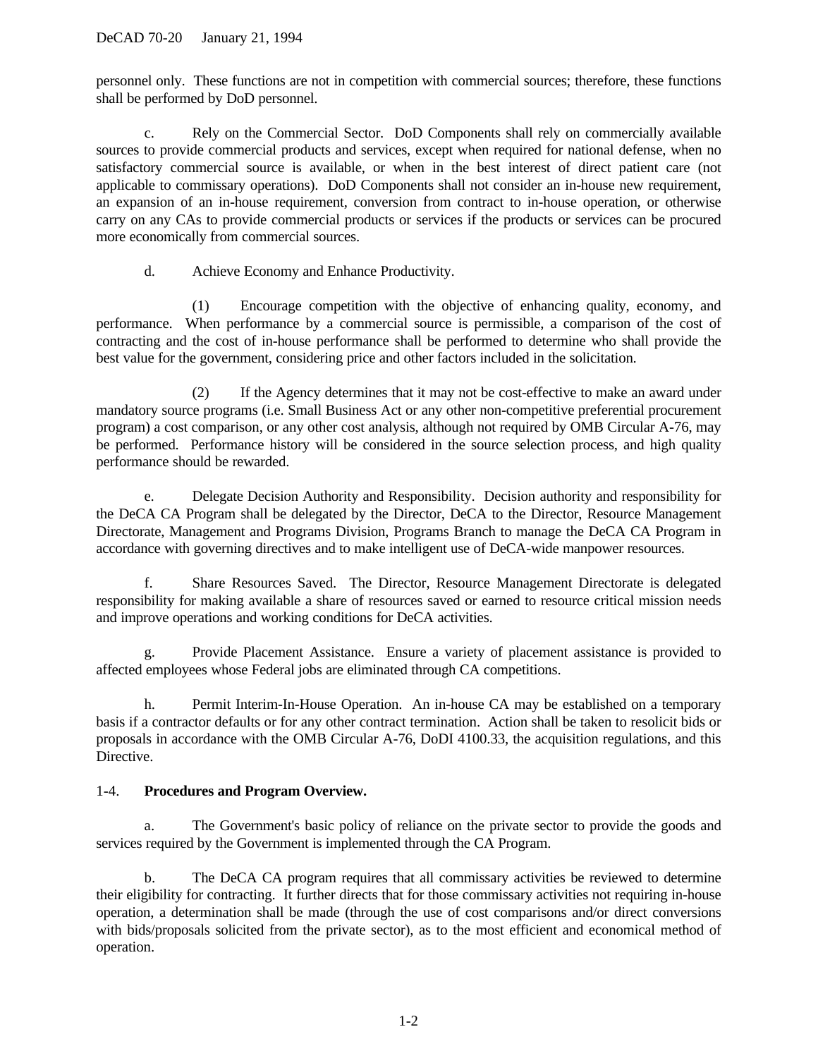personnel only. These functions are not in competition with commercial sources; therefore, these functions shall be performed by DoD personnel.

c. Rely on the Commercial Sector. DoD Components shall rely on commercially available sources to provide commercial products and services, except when required for national defense, when no satisfactory commercial source is available, or when in the best interest of direct patient care (not applicable to commissary operations). DoD Components shall not consider an in-house new requirement, an expansion of an in-house requirement, conversion from contract to in-house operation, or otherwise carry on any CAs to provide commercial products or services if the products or services can be procured more economically from commercial sources.

d. Achieve Economy and Enhance Productivity.

(1) Encourage competition with the objective of enhancing quality, economy, and performance. When performance by a commercial source is permissible, a comparison of the cost of contracting and the cost of in-house performance shall be performed to determine who shall provide the best value for the government, considering price and other factors included in the solicitation.

(2) If the Agency determines that it may not be cost-effective to make an award under mandatory source programs (i.e. Small Business Act or any other non-competitive preferential procurement program) a cost comparison, or any other cost analysis, although not required by OMB Circular A-76, may be performed. Performance history will be considered in the source selection process, and high quality performance should be rewarded.

e. Delegate Decision Authority and Responsibility. Decision authority and responsibility for the DeCA CA Program shall be delegated by the Director, DeCA to the Director, Resource Management Directorate, Management and Programs Division, Programs Branch to manage the DeCA CA Program in accordance with governing directives and to make intelligent use of DeCA-wide manpower resources.

f. Share Resources Saved. The Director, Resource Management Directorate is delegated responsibility for making available a share of resources saved or earned to resource critical mission needs and improve operations and working conditions for DeCA activities.

g. Provide Placement Assistance. Ensure a variety of placement assistance is provided to affected employees whose Federal jobs are eliminated through CA competitions.

h. Permit Interim-In-House Operation. An in-house CA may be established on a temporary basis if a contractor defaults or for any other contract termination. Action shall be taken to resolicit bids or proposals in accordance with the OMB Circular A-76, DoDI 4100.33, the acquisition regulations, and this Directive.

## 1-4. **Procedures and Program Overview.**

a. The Government's basic policy of reliance on the private sector to provide the goods and services required by the Government is implemented through the CA Program.

b. The DeCA CA program requires that all commissary activities be reviewed to determine their eligibility for contracting. It further directs that for those commissary activities not requiring in-house operation, a determination shall be made (through the use of cost comparisons and/or direct conversions with bids/proposals solicited from the private sector), as to the most efficient and economical method of operation.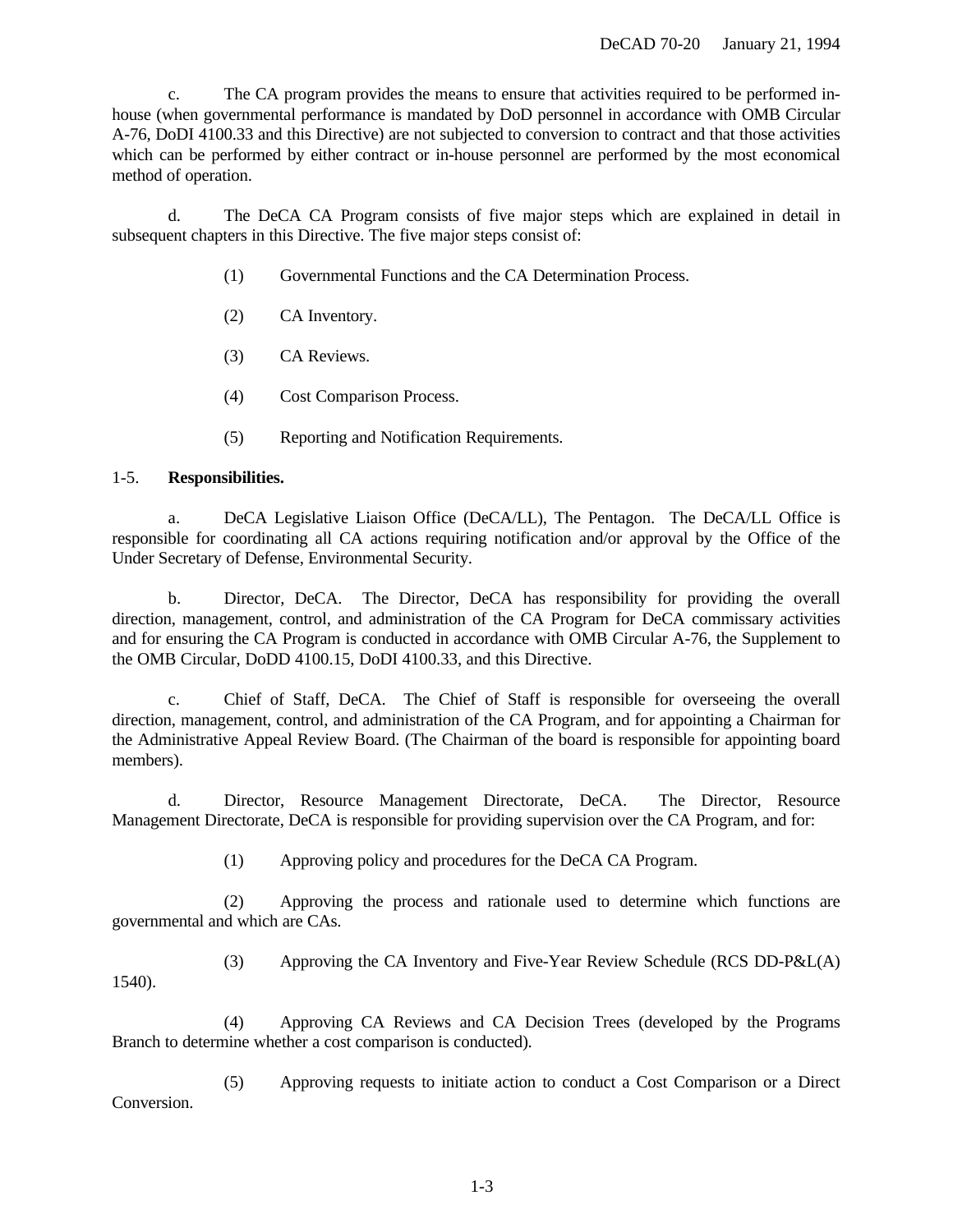c. The CA program provides the means to ensure that activities required to be performed in-house (when governmental performance is mandated by DoD personnel in accordance with OMB Circular A-76, DoDI 4100.33 and this Directive) are not subjected to conversion to contract and that those activities which can be performed by either contract or in-house personnel are performed by the most economical method of operation.

d. The DeCA CA Program consists of five major steps which are explained in detail in subsequent chapters in this Directive. The five major steps consist of:

(1) Governmental Functions and the CA Determination Process.

(2) CA Inventory.

(3) CA Reviews.

(4) Cost Comparison Process.

(5) Reporting and Notification Requirements.

1-5. **Responsibilities.**

a. DeCA Legislative Liaison Office (DeCA/LL), The Pentagon. The DeCA/LL Office is responsible for coordinating all CA actions requiring notification and/or approval by the Office of the Under Secretary of Defense, Environmental Security.

b. Director, DeCA. The Director, DeCA has responsibility for providing the overall direction, management, control, and administration of the CA Program for DeCA commissary activities and for ensuring the CA Program is conducted in accordance with OMB Circular A-76, the Supplement to the OMB Circular, DoDD 4100.15, DoDI 4100.33, and this Directive.

c. Chief of Staff, DeCA. The Chief of Staff is responsible for overseeing the overall direction, management, control, and administration of the CA Program, and for appointing a Chairman for the Administrative Appeal Review Board. (The Chairman of the board is responsible for appointing board members).

d. Director, Resource Management Directorate, DeCA. The Director, Resource Management Directorate, DeCA is responsible for providing supervision over the CA Program, and for:

(1) Approving policy and procedures for the DeCA CA Program.

(2) Approving the process and rationale used to determine which functions are governmental and which are CAs.

(3) Approving the CA Inventory and Five-Year Review Schedule (RCS DD-P&L(A) 1540).

(4) Approving CA Reviews and CA Decision Trees (developed by the Programs Branch to determine whether a cost comparison is conducted).

(5) Approving requests to initiate action to conduct a Cost Comparison or a Direct Conversion.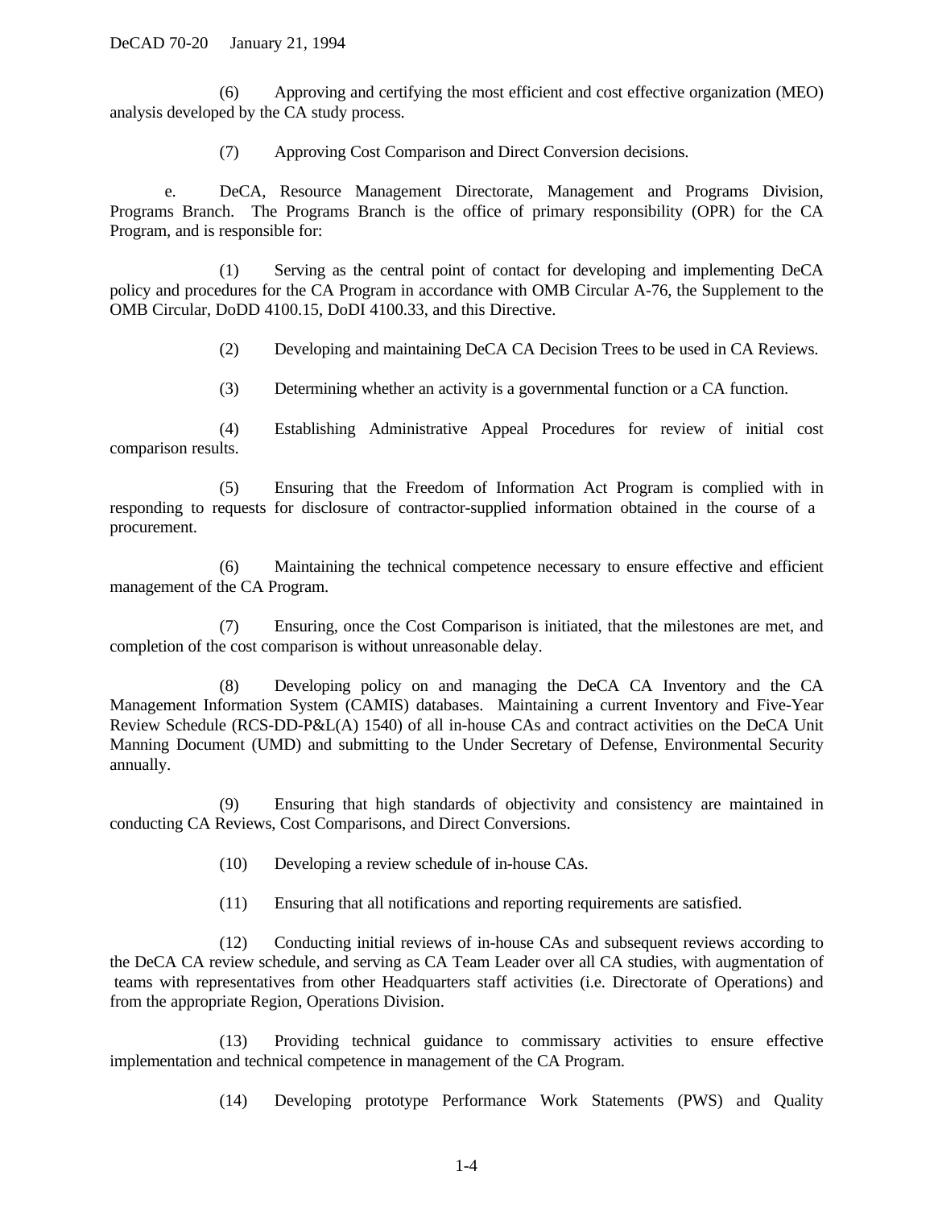(6) Approving and certifying the most efficient and cost effective organization (MEO) analysis developed by the CA study process.

(7) Approving Cost Comparison and Direct Conversion decisions.

e. DeCA, Resource Management Directorate, Management and Programs Division, Programs Branch. The Programs Branch is the office of primary responsibility (OPR) for the CA Program, and is responsible for:

(1) Serving as the central point of contact for developing and implementing DeCA policy and procedures for the CA Program in accordance with OMB Circular A-76, the Supplement to the OMB Circular, DoDD 4100.15, DoDI 4100.33, and this Directive.

(2) Developing and maintaining DeCA CA Decision Trees to be used in CA Reviews.

(3) Determining whether an activity is a governmental function or a CA function.

(4) Establishing Administrative Appeal Procedures for review of initial cost comparison results.

(5) Ensuring that the Freedom of Information Act Program is complied with in responding to requests for disclosure of contractor-supplied information obtained in the course of a procurement.

(6) Maintaining the technical competence necessary to ensure effective and efficient management of the CA Program.

(7) Ensuring, once the Cost Comparison is initiated, that the milestones are met, and completion of the cost comparison is without unreasonable delay.

(8) Developing policy on and managing the DeCA CA Inventory and the CA Management Information System (CAMIS) databases. Maintaining a current Inventory and Five-Year Review Schedule (RCS-DD-P&L(A) 1540) of all in-house CAs and contract activities on the DeCA Unit Manning Document (UMD) and submitting to the Under Secretary of Defense, Environmental Security annually.

(9) Ensuring that high standards of objectivity and consistency are maintained in conducting CA Reviews, Cost Comparisons, and Direct Conversions.

(10) Developing a review schedule of in-house CAs.

(11) Ensuring that all notifications and reporting requirements are satisfied.

(12) Conducting initial reviews of in-house CAs and subsequent reviews according to the DeCA CA review schedule, and serving as CA Team Leader over all CA studies, with augmentation of teams with representatives from other Headquarters staff activities (i.e. Directorate of Operations) and from the appropriate Region, Operations Division.

(13) Providing technical guidance to commissary activities to ensure effective implementation and technical competence in management of the CA Program.

(14) Developing prototype Performance Work Statements (PWS) and Quality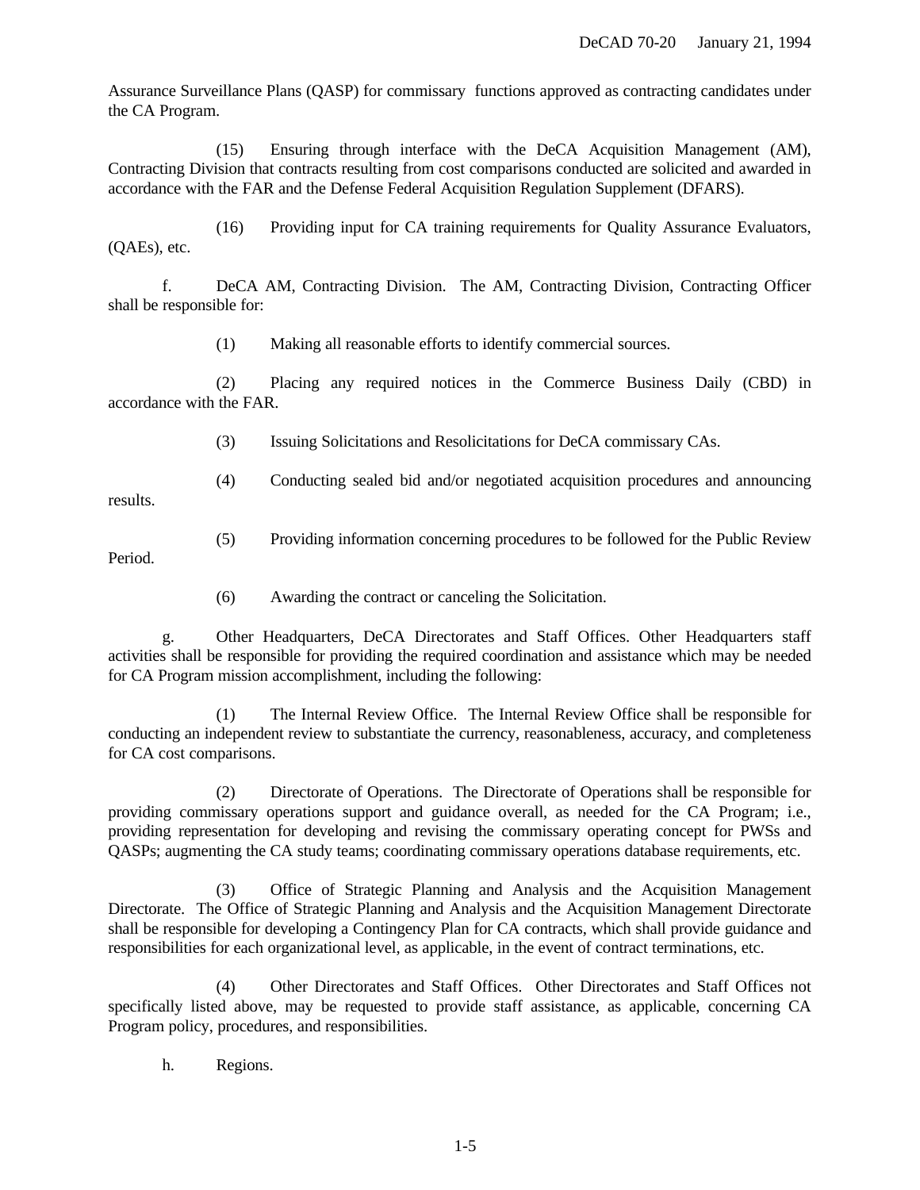Assurance Surveillance Plans (QASP) for commissary functions approved as contracting candidates under the CA Program.

(15) Ensuring through interface with the DeCA Acquisition Management (AM), Contracting Division that contracts resulting from cost comparisons conducted are solicited and awarded in accordance with the FAR and the Defense Federal Acquisition Regulation Supplement (DFARS).

(16) Providing input for CA training requirements for Quality Assurance Evaluators, (QAEs), etc.

f. DeCA AM, Contracting Division. The AM, Contracting Division, Contracting Officer shall be responsible for:

(1) Making all reasonable efforts to identify commercial sources.

(2) Placing any required notices in the Commerce Business Daily (CBD) in accordance with the FAR.

(3) Issuing Solicitations and Resolicitations for DeCA commissary CAs.

(4) Conducting sealed bid and/or negotiated acquisition procedures and announcing results.

(5) Providing information concerning procedures to be followed for the Public Review Period.

(6) Awarding the contract or canceling the Solicitation.

g. Other Headquarters, DeCA Directorates and Staff Offices. Other Headquarters staff activities shall be responsible for providing the required coordination and assistance which may be needed for CA Program mission accomplishment, including the following:

(1) The Internal Review Office. The Internal Review Office shall be responsible for conducting an independent review to substantiate the currency, reasonableness, accuracy, and completeness for CA cost comparisons.

(2) Directorate of Operations. The Directorate of Operations shall be responsible for providing commissary operations support and guidance overall, as needed for the CA Program; i.e., providing representation for developing and revising the commissary operating concept for PWSs and QASPs; augmenting the CA study teams; coordinating commissary operations database requirements, etc.

(3) Office of Strategic Planning and Analysis and the Acquisition Management Directorate. The Office of Strategic Planning and Analysis and the Acquisition Management Directorate shall be responsible for developing a Contingency Plan for CA contracts, which shall provide guidance and responsibilities for each organizational level, as applicable, in the event of contract terminations, etc.

(4) Other Directorates and Staff Offices. Other Directorates and Staff Offices not specifically listed above, may be requested to provide staff assistance, as applicable, concerning CA Program policy, procedures, and responsibilities.

h. Regions.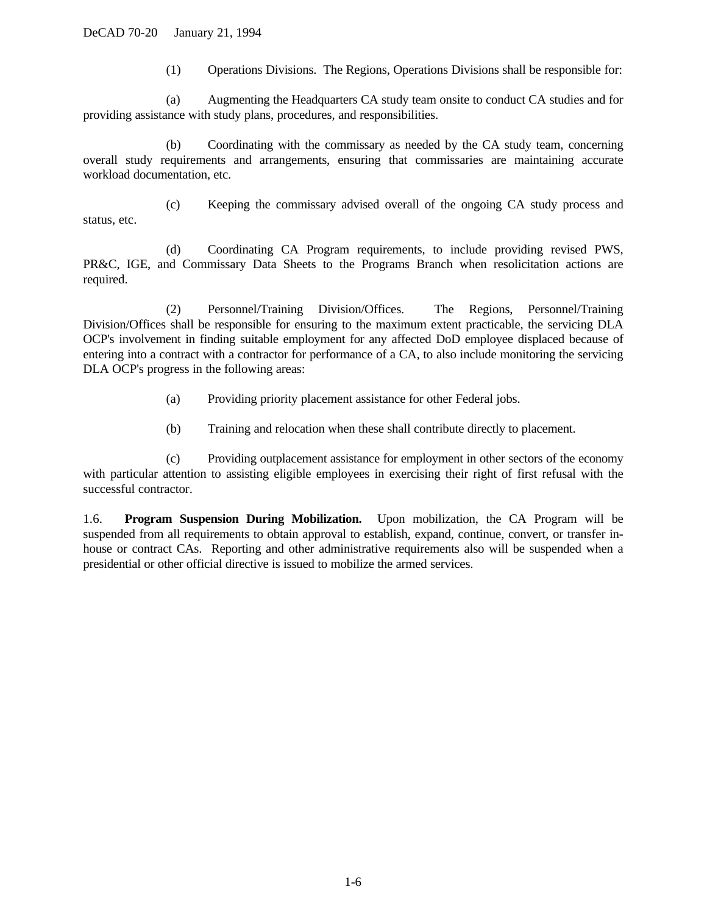(1) Operations Divisions. The Regions, Operations Divisions shall be responsible for:

(a) Augmenting the Headquarters CA study team onsite to conduct CA studies and for providing assistance with study plans, procedures, and responsibilities.

(b) Coordinating with the commissary as needed by the CA study team, concerning overall study requirements and arrangements, ensuring that commissaries are maintaining accurate workload documentation, etc.

(c) Keeping the commissary advised overall of the ongoing CA study process and status, etc.

(d) Coordinating CA Program requirements, to include providing revised PWS, PR&C, IGE, and Commissary Data Sheets to the Programs Branch when resolicitation actions are required.

(2) Personnel/Training Division/Offices. The Regions, Personnel/Training Division/Offices shall be responsible for ensuring to the maximum extent practicable, the servicing DLA OCP's involvement in finding suitable employment for any affected DoD employee displaced because of entering into a contract with a contractor for performance of a CA, to also include monitoring the servicing DLA OCP's progress in the following areas:

(a) Providing priority placement assistance for other Federal jobs.

(b) Training and relocation when these shall contribute directly to placement.

(c) Providing outplacement assistance for employment in other sectors of the economy with particular attention to assisting eligible employees in exercising their right of first refusal with the successful contractor.

1.6. **Program Suspension During Mobilization.** Upon mobilization, the CA Program will be suspended from all requirements to obtain approval to establish, expand, continue, convert, or transfer in-house or contract CAs. Reporting and other administrative requirements also will be suspended when a presidential or other official directive is issued to mobilize the armed services.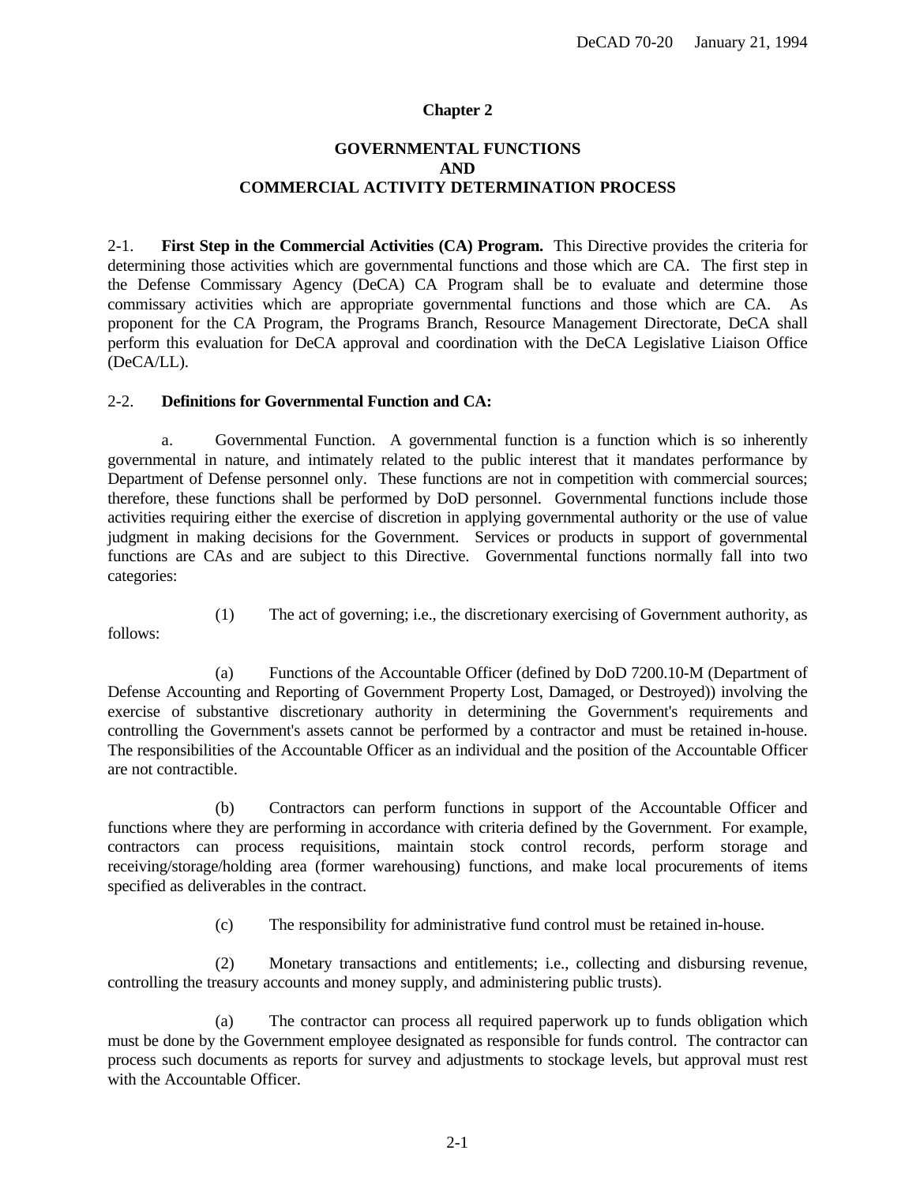# Chapter 2

## GOVERNMENTAL FUNCTIONS AND COMMERCIAL ACTIVITY DETERMINATION PROCESS

2-1. **First Step in the Commercial Activities (CA) Program.** This Directive provides the criteria for determining those activities which are governmental functions and those which are CA. The first step in the Defense Commissary Agency (DeCA) CA Program shall be to evaluate and determine those commissary activities which are appropriate governmental functions and those which are CA. As proponent for the CA Program, the Programs Branch, Resource Management Directorate, DeCA shall perform this evaluation for DeCA approval and coordination with the DeCA Legislative Liaison Office (DeCA/LL).

2-2. **Definitions for Governmental Function and CA:**

a. Governmental Function. A governmental function is a function which is so inherently governmental in nature, and intimately related to the public interest that it mandates performance by Department of Defense personnel only. These functions are not in competition with commercial sources; therefore, these functions shall be performed by DoD personnel. Governmental functions include those activities requiring either the exercise of discretion in applying governmental authority or the use of value judgment in making decisions for the Government. Services or products in support of governmental functions are CAs and are subject to this Directive. Governmental functions normally fall into two categories:

(1) The act of governing; i.e., the discretionary exercising of Government authority, as follows:

(a) Functions of the Accountable Officer (defined by DoD 7200.10-M (Department of Defense Accounting and Reporting of Government Property Lost, Damaged, or Destroyed)) involving the exercise of substantive discretionary authority in determining the Government's requirements and controlling the Government's assets cannot be performed by a contractor and must be retained in-house. The responsibilities of the Accountable Officer as an individual and the position of the Accountable Officer are not contractible.

(b) Contractors can perform functions in support of the Accountable Officer and functions where they are performing in accordance with criteria defined by the Government. For example, contractors can process requisitions, maintain stock control records, perform storage and receiving/storage/holding area (former warehousing) functions, and make local procurements of items specified as deliverables in the contract.

(c) The responsibility for administrative fund control must be retained in-house.

(2) Monetary transactions and entitlements; i.e., collecting and disbursing revenue, controlling the treasury accounts and money supply, and administering public trusts).

(a) The contractor can process all required paperwork up to funds obligation which must be done by the Government employee designated as responsible for funds control. The contractor can process such documents as reports for survey and adjustments to stockage levels, but approval must rest with the Accountable Officer.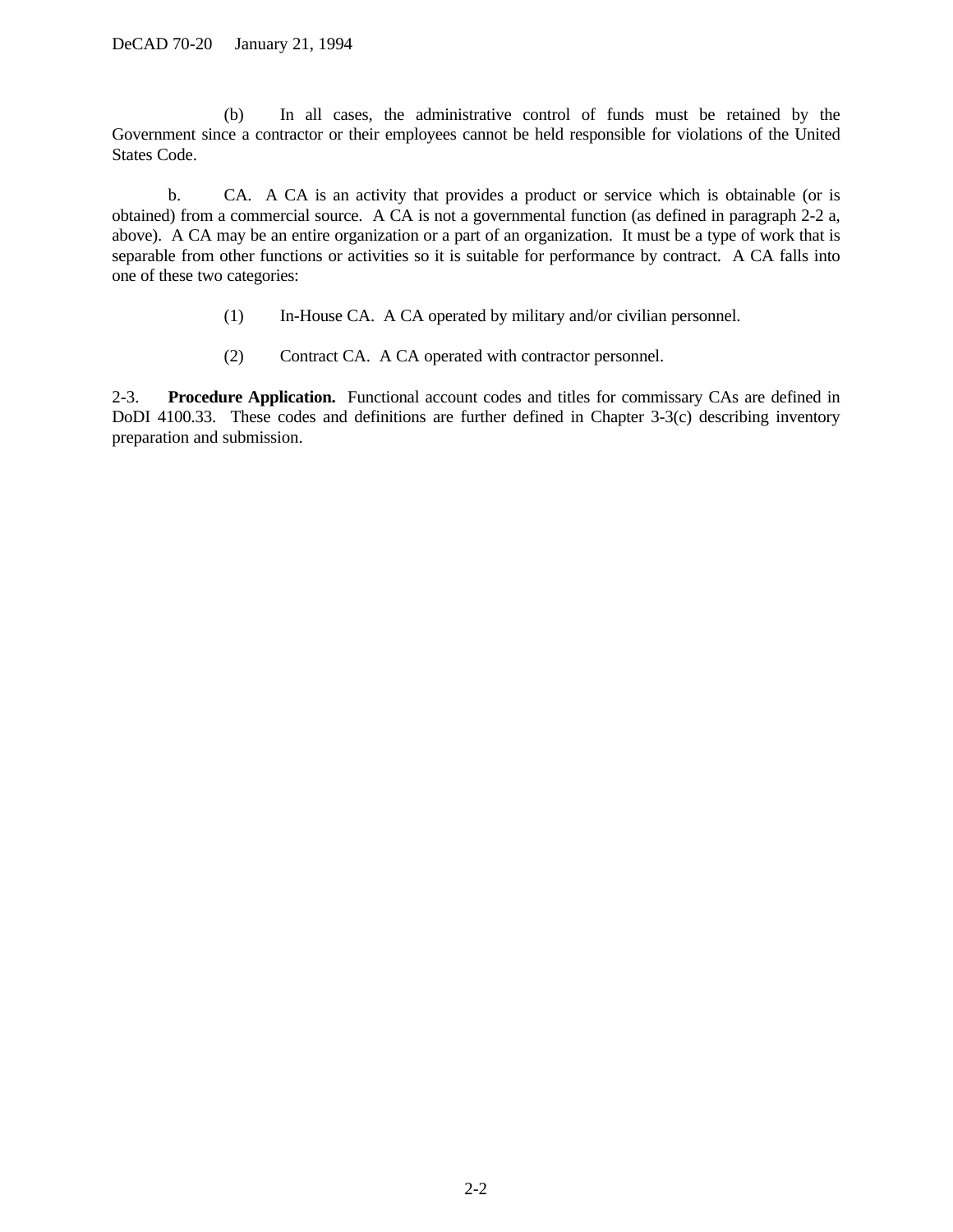(b) In all cases, the administrative control of funds must be retained by the Government since a contractor or their employees cannot be held responsible for violations of the United States Code.

b. CA. A CA is an activity that provides a product or service which is obtainable (or is obtained) from a commercial source. A CA is not a governmental function (as defined in paragraph 2-2 a, above). A CA may be an entire organization or a part of an organization. It must be a type of work that is separable from other functions or activities so it is suitable for performance by contract. A CA falls into one of these two categories:

(1) In-House CA. A CA operated by military and/or civilian personnel.

(2) Contract CA. A CA operated with contractor personnel.

2-3. **Procedure Application.** Functional account codes and titles for commissary CAs are defined in DoDI 4100.33. These codes and definitions are further defined in Chapter 3-3(c) describing inventory preparation and submission.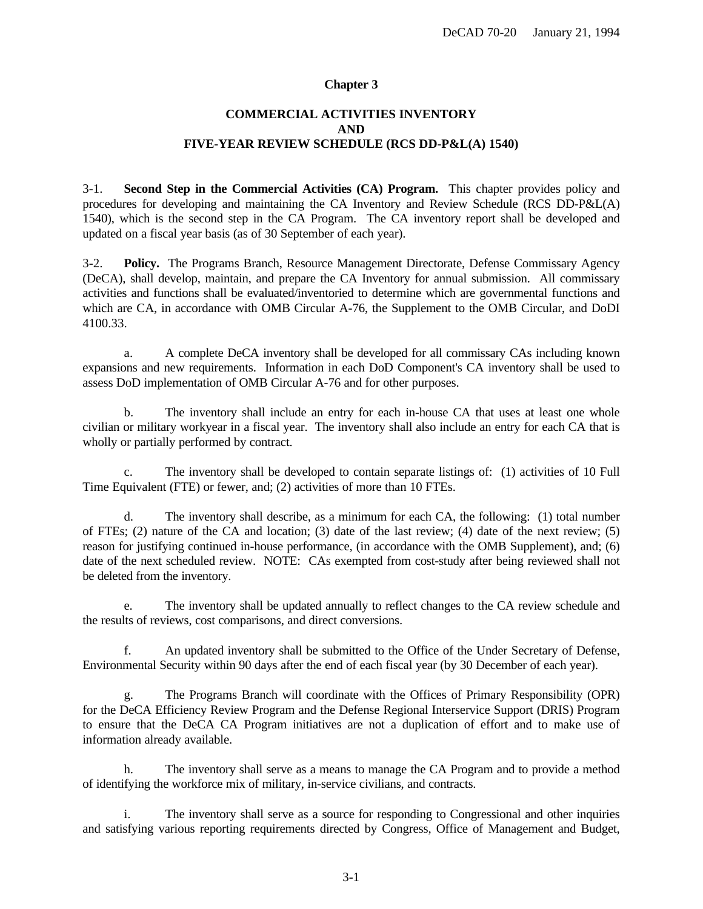## Chapter 3

## COMMERCIAL ACTIVITIES INVENTORY AND FIVE-YEAR REVIEW SCHEDULE (RCS DD-P&L(A) 1540)

3-1. **Second Step in the Commercial Activities (CA) Program.** This chapter provides policy and procedures for developing and maintaining the CA Inventory and Review Schedule (RCS DD-P&L(A) 1540), which is the second step in the CA Program. The CA inventory report shall be developed and updated on a fiscal year basis (as of 30 September of each year).

3-2. **Policy.** The Programs Branch, Resource Management Directorate, Defense Commissary Agency (DeCA), shall develop, maintain, and prepare the CA Inventory for annual submission. All commissary activities and functions shall be evaluated/inventoried to determine which are governmental functions and which are CA, in accordance with OMB Circular A-76, the Supplement to the OMB Circular, and DoDI 4100.33.

a. A complete DeCA inventory shall be developed for all commissary CAs including known expansions and new requirements. Information in each DoD Component's CA inventory shall be used to assess DoD implementation of OMB Circular A-76 and for other purposes.

b. The inventory shall include an entry for each in-house CA that uses at least one whole civilian or military workyear in a fiscal year. The inventory shall also include an entry for each CA that is wholly or partially performed by contract.

c. The inventory shall be developed to contain separate listings of: (1) activities of 10 Full Time Equivalent (FTE) or fewer, and; (2) activities of more than 10 FTEs.

d. The inventory shall describe, as a minimum for each CA, the following: (1) total number of FTEs; (2) nature of the CA and location; (3) date of the last review; (4) date of the next review; (5) reason for justifying continued in-house performance, (in accordance with the OMB Supplement), and; (6) date of the next scheduled review. NOTE: CAs exempted from cost-study after being reviewed shall not be deleted from the inventory.

e. The inventory shall be updated annually to reflect changes to the CA review schedule and the results of reviews, cost comparisons, and direct conversions.

f. An updated inventory shall be submitted to the Office of the Under Secretary of Defense, Environmental Security within 90 days after the end of each fiscal year (by 30 December of each year).

g. The Programs Branch will coordinate with the Offices of Primary Responsibility (OPR) for the DeCA Efficiency Review Program and the Defense Regional Interservice Support (DRIS) Program to ensure that the DeCA CA Program initiatives are not a duplication of effort and to make use of information already available.

h. The inventory shall serve as a means to manage the CA Program and to provide a method of identifying the workforce mix of military, in-service civilians, and contracts.

i. The inventory shall serve as a source for responding to Congressional and other inquiries and satisfying various reporting requirements directed by Congress, Office of Management and Budget,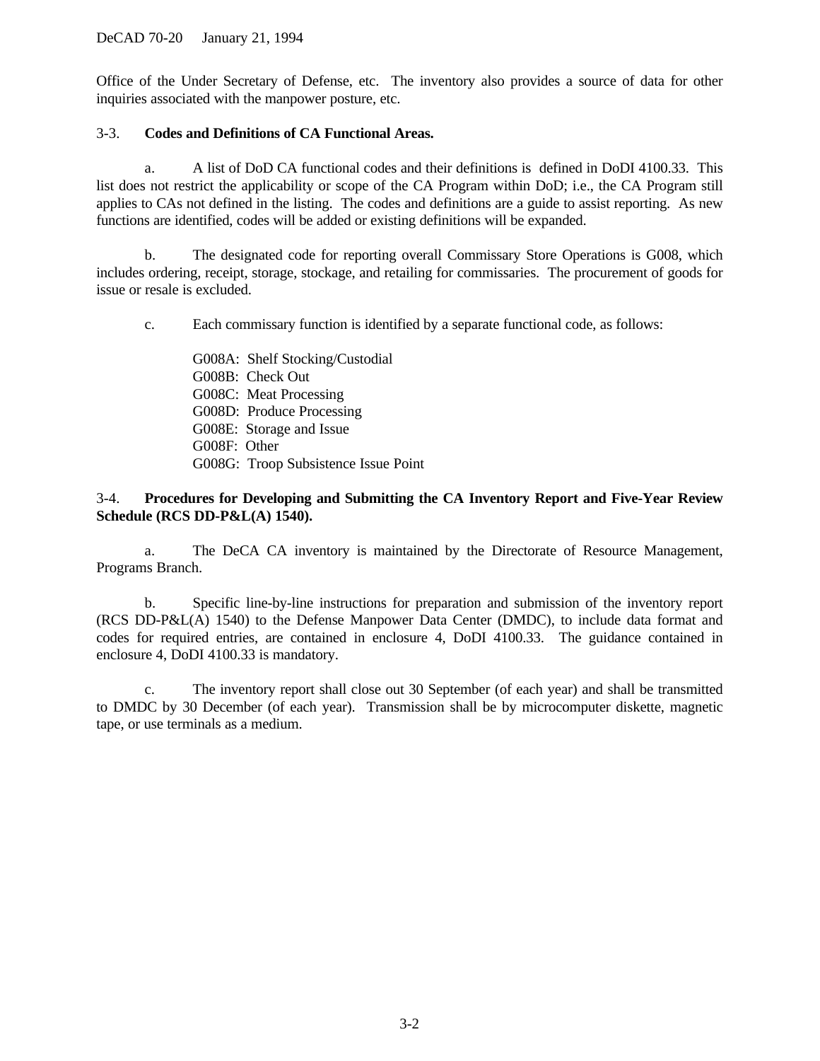Office of the Under Secretary of Defense, etc. The inventory also provides a source of data for other inquiries associated with the manpower posture, etc.

3-3. **Codes and Definitions of CA Functional Areas.**

a. A list of DoD CA functional codes and their definitions is defined in DoDI 4100.33. This list does not restrict the applicability or scope of the CA Program within DoD; i.e., the CA Program still applies to CAs not defined in the listing. The codes and definitions are a guide to assist reporting. As new functions are identified, codes will be added or existing definitions will be expanded.

b. The designated code for reporting overall Commissary Store Operations is G008, which includes ordering, receipt, storage, stockage, and retailing for commissaries. The procurement of goods for issue or resale is excluded.

c. Each commissary function is identified by a separate functional code, as follows:

G008A: Shelf Stocking/Custodial
G008B: Check Out
G008C: Meat Processing
G008D: Produce Processing
G008E: Storage and Issue
G008F: Other
G008G: Troop Subsistence Issue Point

3-4. **Procedures for Developing and Submitting the CA Inventory Report and Five-Year Review Schedule (RCS DD-P&L(A) 1540).**

a. The DeCA CA inventory is maintained by the Directorate of Resource Management, Programs Branch.

b. Specific line-by-line instructions for preparation and submission of the inventory report (RCS DD-P&L(A) 1540) to the Defense Manpower Data Center (DMDC), to include data format and codes for required entries, are contained in enclosure 4, DoDI 4100.33. The guidance contained in enclosure 4, DoDI 4100.33 is mandatory.

c. The inventory report shall close out 30 September (of each year) and shall be transmitted to DMDC by 30 December (of each year). Transmission shall be by microcomputer diskette, magnetic tape, or use terminals as a medium.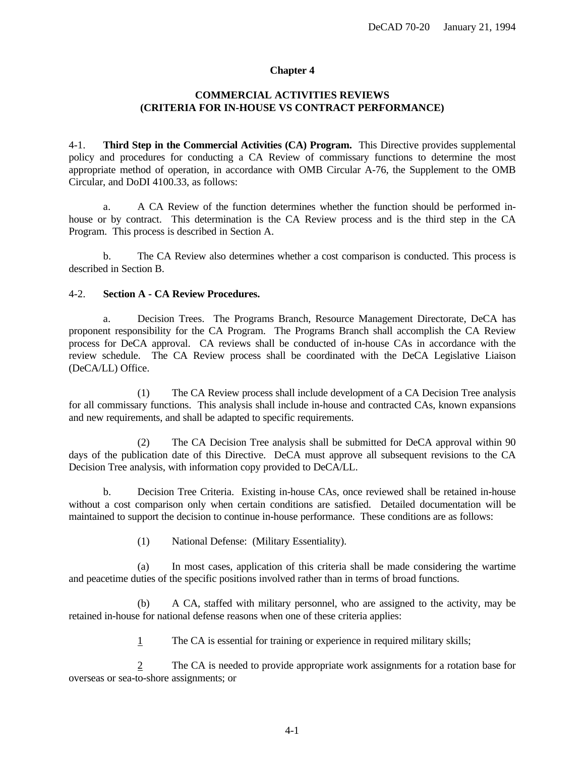## Chapter 4

### COMMERCIAL ACTIVITIES REVIEWS
### (CRITERIA FOR IN-HOUSE VS CONTRACT PERFORMANCE)

4-1. **Third Step in the Commercial Activities (CA) Program.** This Directive provides supplemental policy and procedures for conducting a CA Review of commissary functions to determine the most appropriate method of operation, in accordance with OMB Circular A-76, the Supplement to the OMB Circular, and DoDI 4100.33, as follows:

a. A CA Review of the function determines whether the function should be performed in-house or by contract. This determination is the CA Review process and is the third step in the CA Program. This process is described in Section A.

b. The CA Review also determines whether a cost comparison is conducted. This process is described in Section B.

4-2. **Section A - CA Review Procedures.**

a. Decision Trees. The Programs Branch, Resource Management Directorate, DeCA has proponent responsibility for the CA Program. The Programs Branch shall accomplish the CA Review process for DeCA approval. CA reviews shall be conducted of in-house CAs in accordance with the review schedule. The CA Review process shall be coordinated with the DeCA Legislative Liaison (DeCA/LL) Office.

(1) The CA Review process shall include development of a CA Decision Tree analysis for all commissary functions. This analysis shall include in-house and contracted CAs, known expansions and new requirements, and shall be adapted to specific requirements.

(2) The CA Decision Tree analysis shall be submitted for DeCA approval within 90 days of the publication date of this Directive. DeCA must approve all subsequent revisions to the CA Decision Tree analysis, with information copy provided to DeCA/LL.

b. Decision Tree Criteria. Existing in-house CAs, once reviewed shall be retained in-house without a cost comparison only when certain conditions are satisfied. Detailed documentation will be maintained to support the decision to continue in-house performance. These conditions are as follows:

(1) National Defense: (Military Essentiality).

(a) In most cases, application of this criteria shall be made considering the wartime and peacetime duties of the specific positions involved rather than in terms of broad functions.

(b) A CA, staffed with military personnel, who are assigned to the activity, may be retained in-house for national defense reasons when one of these criteria applies:

1 The CA is essential for training or experience in required military skills;

2 The CA is needed to provide appropriate work assignments for a rotation base for overseas or sea-to-shore assignments; or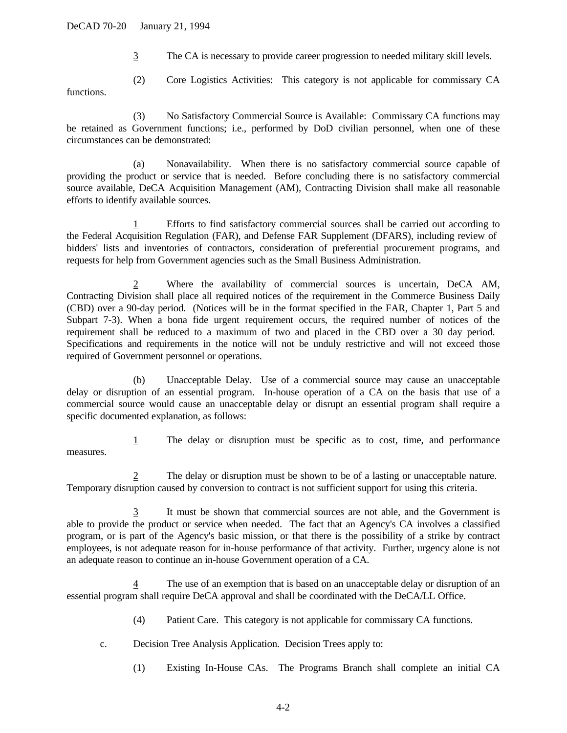3 The CA is necessary to provide career progression to needed military skill levels.

(2) Core Logistics Activities: This category is not applicable for commissary CA functions.

(3) No Satisfactory Commercial Source is Available: Commissary CA functions may be retained as Government functions; i.e., performed by DoD civilian personnel, when one of these circumstances can be demonstrated:

(a) Nonavailability. When there is no satisfactory commercial source capable of providing the product or service that is needed. Before concluding there is no satisfactory commercial source available, DeCA Acquisition Management (AM), Contracting Division shall make all reasonable efforts to identify available sources.

1 Efforts to find satisfactory commercial sources shall be carried out according to the Federal Acquisition Regulation (FAR), and Defense FAR Supplement (DFARS), including review of bidders' lists and inventories of contractors, consideration of preferential procurement programs, and requests for help from Government agencies such as the Small Business Administration.

2 Where the availability of commercial sources is uncertain, DeCA AM, Contracting Division shall place all required notices of the requirement in the Commerce Business Daily (CBD) over a 90-day period. (Notices will be in the format specified in the FAR, Chapter 1, Part 5 and Subpart 7-3). When a bona fide urgent requirement occurs, the required number of notices of the requirement shall be reduced to a maximum of two and placed in the CBD over a 30 day period. Specifications and requirements in the notice will not be unduly restrictive and will not exceed those required of Government personnel or operations.

(b) Unacceptable Delay. Use of a commercial source may cause an unacceptable delay or disruption of an essential program. In-house operation of a CA on the basis that use of a commercial source would cause an unacceptable delay or disrupt an essential program shall require a specific documented explanation, as follows:

1 The delay or disruption must be specific as to cost, time, and performance measures.

2 The delay or disruption must be shown to be of a lasting or unacceptable nature. Temporary disruption caused by conversion to contract is not sufficient support for using this criteria.

3 It must be shown that commercial sources are not able, and the Government is able to provide the product or service when needed. The fact that an Agency's CA involves a classified program, or is part of the Agency's basic mission, or that there is the possibility of a strike by contract employees, is not adequate reason for in-house performance of that activity. Further, urgency alone is not an adequate reason to continue an in-house Government operation of a CA.

4 The use of an exemption that is based on an unacceptable delay or disruption of an essential program shall require DeCA approval and shall be coordinated with the DeCA/LL Office.

(4) Patient Care. This category is not applicable for commissary CA functions.

c. Decision Tree Analysis Application. Decision Trees apply to:

(1) Existing In-House CAs. The Programs Branch shall complete an initial CA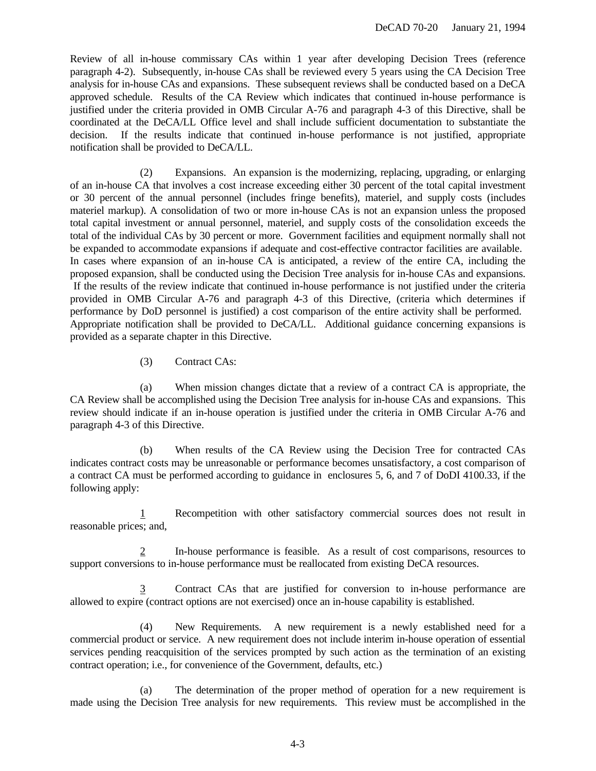Review of all in-house commissary CAs within 1 year after developing Decision Trees (reference paragraph 4-2). Subsequently, in-house CAs shall be reviewed every 5 years using the CA Decision Tree analysis for in-house CAs and expansions. These subsequent reviews shall be conducted based on a DeCA approved schedule. Results of the CA Review which indicates that continued in-house performance is justified under the criteria provided in OMB Circular A-76 and paragraph 4-3 of this Directive, shall be coordinated at the DeCA/LL Office level and shall include sufficient documentation to substantiate the decision. If the results indicate that continued in-house performance is not justified, appropriate notification shall be provided to DeCA/LL.

(2) Expansions. An expansion is the modernizing, replacing, upgrading, or enlarging of an in-house CA that involves a cost increase exceeding either 30 percent of the total capital investment or 30 percent of the annual personnel (includes fringe benefits), materiel, and supply costs (includes materiel markup). A consolidation of two or more in-house CAs is not an expansion unless the proposed total capital investment or annual personnel, materiel, and supply costs of the consolidation exceeds the total of the individual CAs by 30 percent or more. Government facilities and equipment normally shall not be expanded to accommodate expansions if adequate and cost-effective contractor facilities are available. In cases where expansion of an in-house CA is anticipated, a review of the entire CA, including the proposed expansion, shall be conducted using the Decision Tree analysis for in-house CAs and expansions. If the results of the review indicate that continued in-house performance is not justified under the criteria provided in OMB Circular A-76 and paragraph 4-3 of this Directive, (criteria which determines if performance by DoD personnel is justified) a cost comparison of the entire activity shall be performed. Appropriate notification shall be provided to DeCA/LL. Additional guidance concerning expansions is provided as a separate chapter in this Directive.

(3) Contract CAs:

(a) When mission changes dictate that a review of a contract CA is appropriate, the CA Review shall be accomplished using the Decision Tree analysis for in-house CAs and expansions. This review should indicate if an in-house operation is justified under the criteria in OMB Circular A-76 and paragraph 4-3 of this Directive.

(b) When results of the CA Review using the Decision Tree for contracted CAs indicates contract costs may be unreasonable or performance becomes unsatisfactory, a cost comparison of a contract CA must be performed according to guidance in enclosures 5, 6, and 7 of DoDI 4100.33, if the following apply:

1 Recompetition with other satisfactory commercial sources does not result in reasonable prices; and,

2 In-house performance is feasible. As a result of cost comparisons, resources to support conversions to in-house performance must be reallocated from existing DeCA resources.

3 Contract CAs that are justified for conversion to in-house performance are allowed to expire (contract options are not exercised) once an in-house capability is established.

(4) New Requirements. A new requirement is a newly established need for a commercial product or service. A new requirement does not include interim in-house operation of essential services pending reacquisition of the services prompted by such action as the termination of an existing contract operation; i.e., for convenience of the Government, defaults, etc.)

(a) The determination of the proper method of operation for a new requirement is made using the Decision Tree analysis for new requirements. This review must be accomplished in the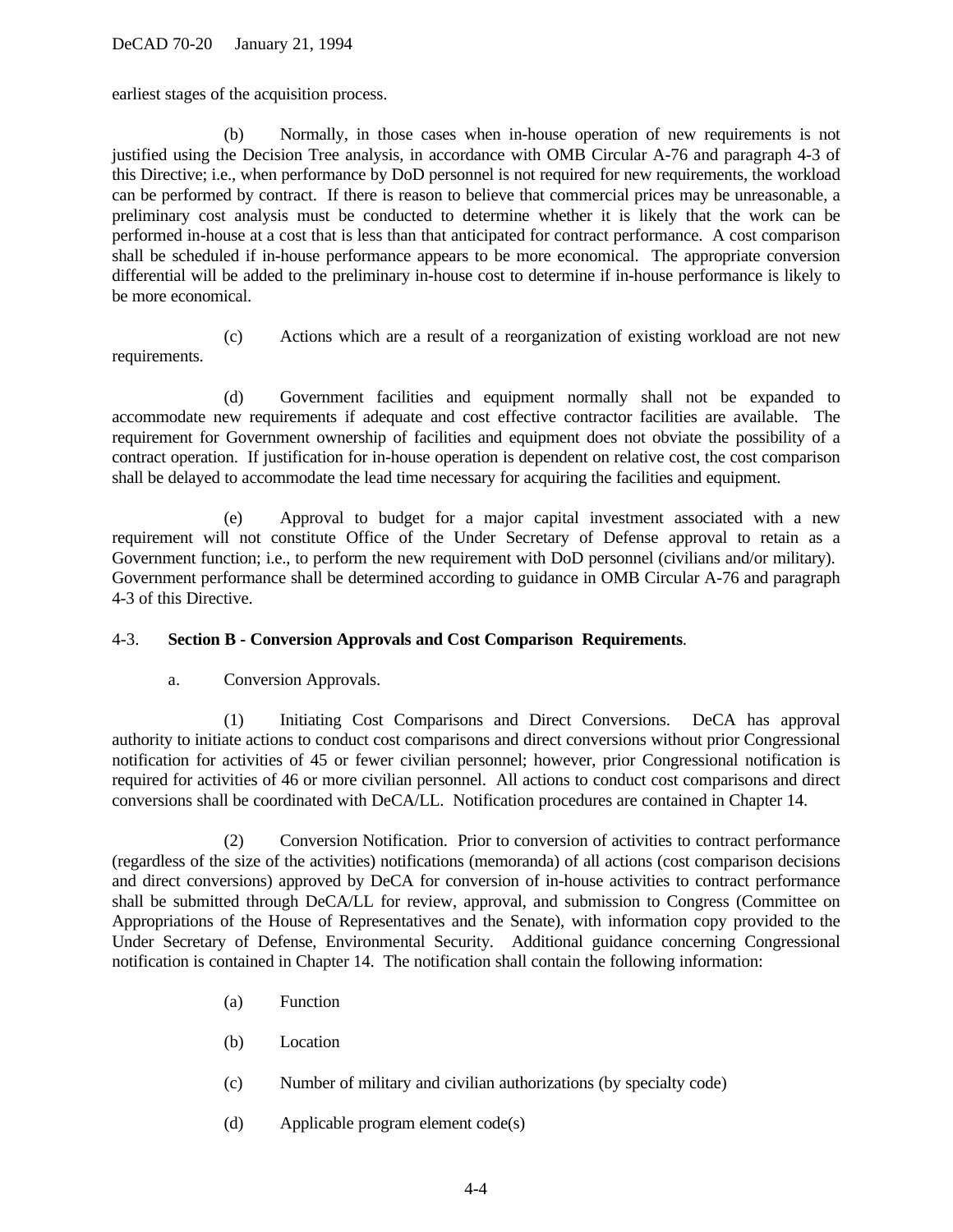earliest stages of the acquisition process.

(b) Normally, in those cases when in-house operation of new requirements is not justified using the Decision Tree analysis, in accordance with OMB Circular A-76 and paragraph 4-3 of this Directive; i.e., when performance by DoD personnel is not required for new requirements, the workload can be performed by contract. If there is reason to believe that commercial prices may be unreasonable, a preliminary cost analysis must be conducted to determine whether it is likely that the work can be performed in-house at a cost that is less than that anticipated for contract performance. A cost comparison shall be scheduled if in-house performance appears to be more economical. The appropriate conversion differential will be added to the preliminary in-house cost to determine if in-house performance is likely to be more economical.

(c) Actions which are a result of a reorganization of existing workload are not new requirements.

(d) Government facilities and equipment normally shall not be expanded to accommodate new requirements if adequate and cost effective contractor facilities are available. The requirement for Government ownership of facilities and equipment does not obviate the possibility of a contract operation. If justification for in-house operation is dependent on relative cost, the cost comparison shall be delayed to accommodate the lead time necessary for acquiring the facilities and equipment.

(e) Approval to budget for a major capital investment associated with a new requirement will not constitute Office of the Under Secretary of Defense approval to retain as a Government function; i.e., to perform the new requirement with DoD personnel (civilians and/or military). Government performance shall be determined according to guidance in OMB Circular A-76 and paragraph 4-3 of this Directive.

4-3. **Section B - Conversion Approvals and Cost Comparison Requirements**.

a. Conversion Approvals.

(1) Initiating Cost Comparisons and Direct Conversions. DeCA has approval authority to initiate actions to conduct cost comparisons and direct conversions without prior Congressional notification for activities of 45 or fewer civilian personnel; however, prior Congressional notification is required for activities of 46 or more civilian personnel. All actions to conduct cost comparisons and direct conversions shall be coordinated with DeCA/LL. Notification procedures are contained in Chapter 14.

(2) Conversion Notification. Prior to conversion of activities to contract performance (regardless of the size of the activities) notifications (memoranda) of all actions (cost comparison decisions and direct conversions) approved by DeCA for conversion of in-house activities to contract performance shall be submitted through DeCA/LL for review, approval, and submission to Congress (Committee on Appropriations of the House of Representatives and the Senate), with information copy provided to the Under Secretary of Defense, Environmental Security. Additional guidance concerning Congressional notification is contained in Chapter 14. The notification shall contain the following information:

(a) Function

(b) Location

(c) Number of military and civilian authorizations (by specialty code)

(d) Applicable program element code(s)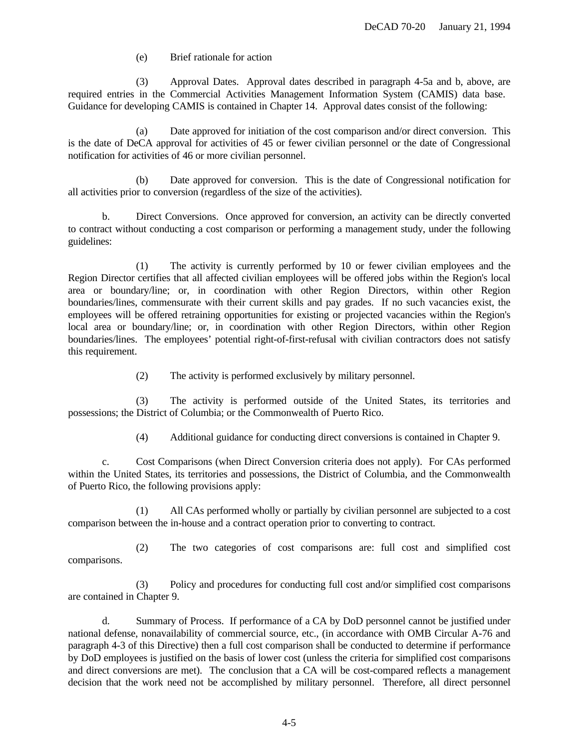(e) Brief rationale for action

(3) Approval Dates. Approval dates described in paragraph 4-5a and b, above, are required entries in the Commercial Activities Management Information System (CAMIS) data base. Guidance for developing CAMIS is contained in Chapter 14. Approval dates consist of the following:

(a) Date approved for initiation of the cost comparison and/or direct conversion. This is the date of DeCA approval for activities of 45 or fewer civilian personnel or the date of Congressional notification for activities of 46 or more civilian personnel.

(b) Date approved for conversion. This is the date of Congressional notification for all activities prior to conversion (regardless of the size of the activities).

b. Direct Conversions. Once approved for conversion, an activity can be directly converted to contract without conducting a cost comparison or performing a management study, under the following guidelines:

(1) The activity is currently performed by 10 or fewer civilian employees and the Region Director certifies that all affected civilian employees will be offered jobs within the Region's local area or boundary/line; or, in coordination with other Region Directors, within other Region boundaries/lines, commensurate with their current skills and pay grades. If no such vacancies exist, the employees will be offered retraining opportunities for existing or projected vacancies within the Region's local area or boundary/line; or, in coordination with other Region Directors, within other Region boundaries/lines. The employees' potential right-of-first-refusal with civilian contractors does not satisfy this requirement.

(2) The activity is performed exclusively by military personnel.

(3) The activity is performed outside of the United States, its territories and possessions; the District of Columbia; or the Commonwealth of Puerto Rico.

(4) Additional guidance for conducting direct conversions is contained in Chapter 9.

c. Cost Comparisons (when Direct Conversion criteria does not apply). For CAs performed within the United States, its territories and possessions, the District of Columbia, and the Commonwealth of Puerto Rico, the following provisions apply:

(1) All CAs performed wholly or partially by civilian personnel are subjected to a cost comparison between the in-house and a contract operation prior to converting to contract.

(2) The two categories of cost comparisons are: full cost and simplified cost comparisons.

(3) Policy and procedures for conducting full cost and/or simplified cost comparisons are contained in Chapter 9.

d. Summary of Process. If performance of a CA by DoD personnel cannot be justified under national defense, nonavailability of commercial source, etc., (in accordance with OMB Circular A-76 and paragraph 4-3 of this Directive) then a full cost comparison shall be conducted to determine if performance by DoD employees is justified on the basis of lower cost (unless the criteria for simplified cost comparisons and direct conversions are met). The conclusion that a CA will be cost-compared reflects a management decision that the work need not be accomplished by military personnel. Therefore, all direct personnel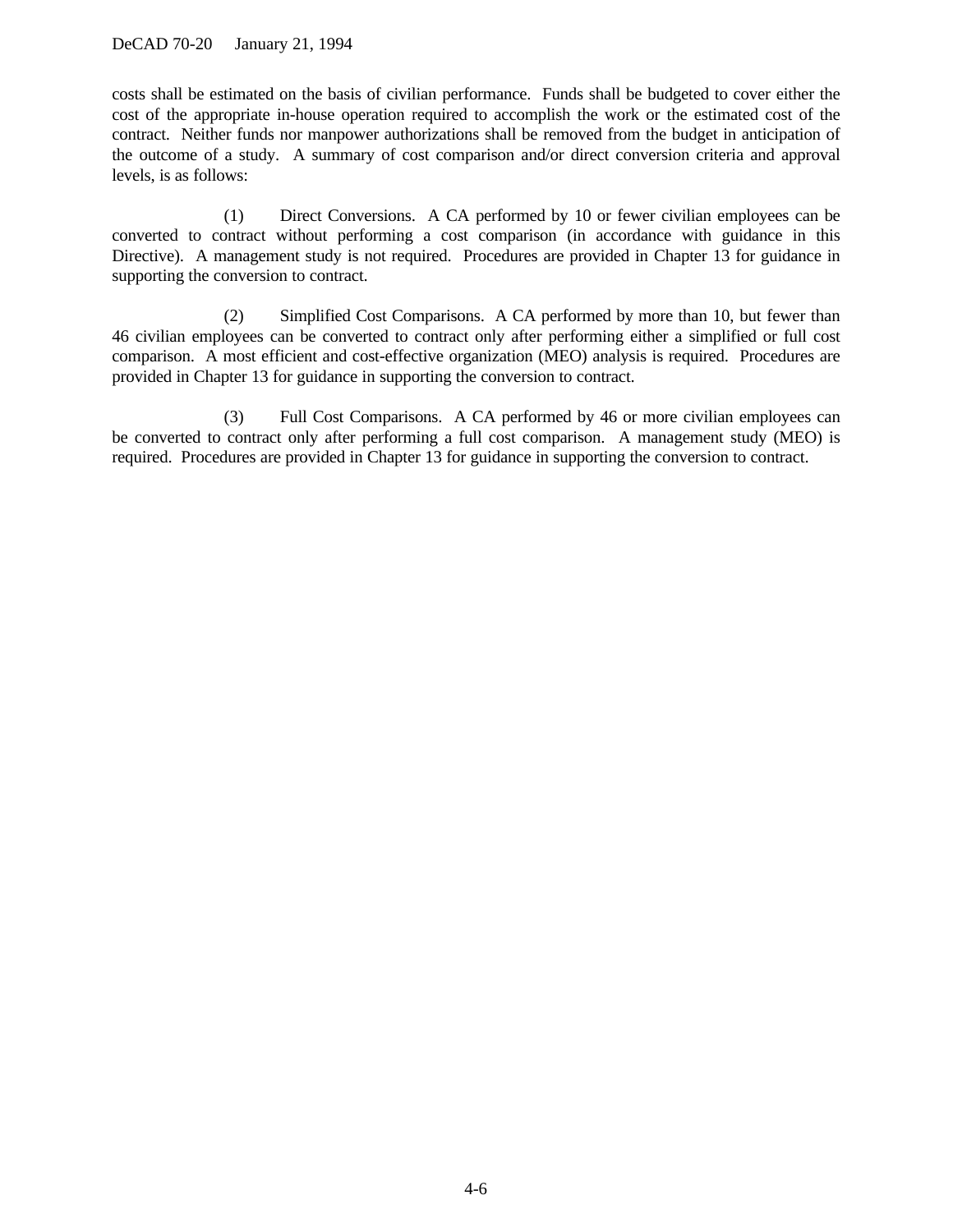costs shall be estimated on the basis of civilian performance. Funds shall be budgeted to cover either the cost of the appropriate in-house operation required to accomplish the work or the estimated cost of the contract. Neither funds nor manpower authorizations shall be removed from the budget in anticipation of the outcome of a study. A summary of cost comparison and/or direct conversion criteria and approval levels, is as follows:

(1) Direct Conversions. A CA performed by 10 or fewer civilian employees can be converted to contract without performing a cost comparison (in accordance with guidance in this Directive). A management study is not required. Procedures are provided in Chapter 13 for guidance in supporting the conversion to contract.

(2) Simplified Cost Comparisons. A CA performed by more than 10, but fewer than 46 civilian employees can be converted to contract only after performing either a simplified or full cost comparison. A most efficient and cost-effective organization (MEO) analysis is required. Procedures are provided in Chapter 13 for guidance in supporting the conversion to contract.

(3) Full Cost Comparisons. A CA performed by 46 or more civilian employees can be converted to contract only after performing a full cost comparison. A management study (MEO) is required. Procedures are provided in Chapter 13 for guidance in supporting the conversion to contract.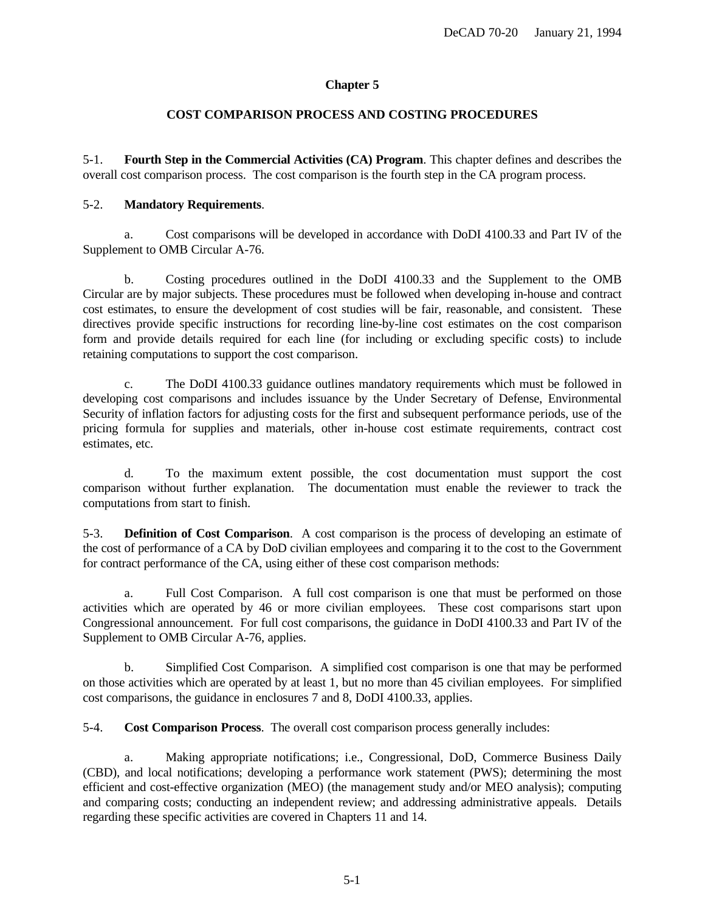# Chapter 5

## COST COMPARISON PROCESS AND COSTING PROCEDURES

5-1. **Fourth Step in the Commercial Activities (CA) Program**. This chapter defines and describes the overall cost comparison process. The cost comparison is the fourth step in the CA program process.

5-2. **Mandatory Requirements**.

a. Cost comparisons will be developed in accordance with DoDI 4100.33 and Part IV of the Supplement to OMB Circular A-76.

b. Costing procedures outlined in the DoDI 4100.33 and the Supplement to the OMB Circular are by major subjects. These procedures must be followed when developing in-house and contract cost estimates, to ensure the development of cost studies will be fair, reasonable, and consistent. These directives provide specific instructions for recording line-by-line cost estimates on the cost comparison form and provide details required for each line (for including or excluding specific costs) to include retaining computations to support the cost comparison.

c. The DoDI 4100.33 guidance outlines mandatory requirements which must be followed in developing cost comparisons and includes issuance by the Under Secretary of Defense, Environmental Security of inflation factors for adjusting costs for the first and subsequent performance periods, use of the pricing formula for supplies and materials, other in-house cost estimate requirements, contract cost estimates, etc.

d. To the maximum extent possible, the cost documentation must support the cost comparison without further explanation. The documentation must enable the reviewer to track the computations from start to finish.

5-3. **Definition of Cost Comparison**. A cost comparison is the process of developing an estimate of the cost of performance of a CA by DoD civilian employees and comparing it to the cost to the Government for contract performance of the CA, using either of these cost comparison methods:

a. Full Cost Comparison. A full cost comparison is one that must be performed on those activities which are operated by 46 or more civilian employees. These cost comparisons start upon Congressional announcement. For full cost comparisons, the guidance in DoDI 4100.33 and Part IV of the Supplement to OMB Circular A-76, applies.

b. Simplified Cost Comparison. A simplified cost comparison is one that may be performed on those activities which are operated by at least 1, but no more than 45 civilian employees. For simplified cost comparisons, the guidance in enclosures 7 and 8, DoDI 4100.33, applies.

5-4. **Cost Comparison Process**. The overall cost comparison process generally includes:

a. Making appropriate notifications; i.e., Congressional, DoD, Commerce Business Daily (CBD), and local notifications; developing a performance work statement (PWS); determining the most efficient and cost-effective organization (MEO) (the management study and/or MEO analysis); computing and comparing costs; conducting an independent review; and addressing administrative appeals. Details regarding these specific activities are covered in Chapters 11 and 14.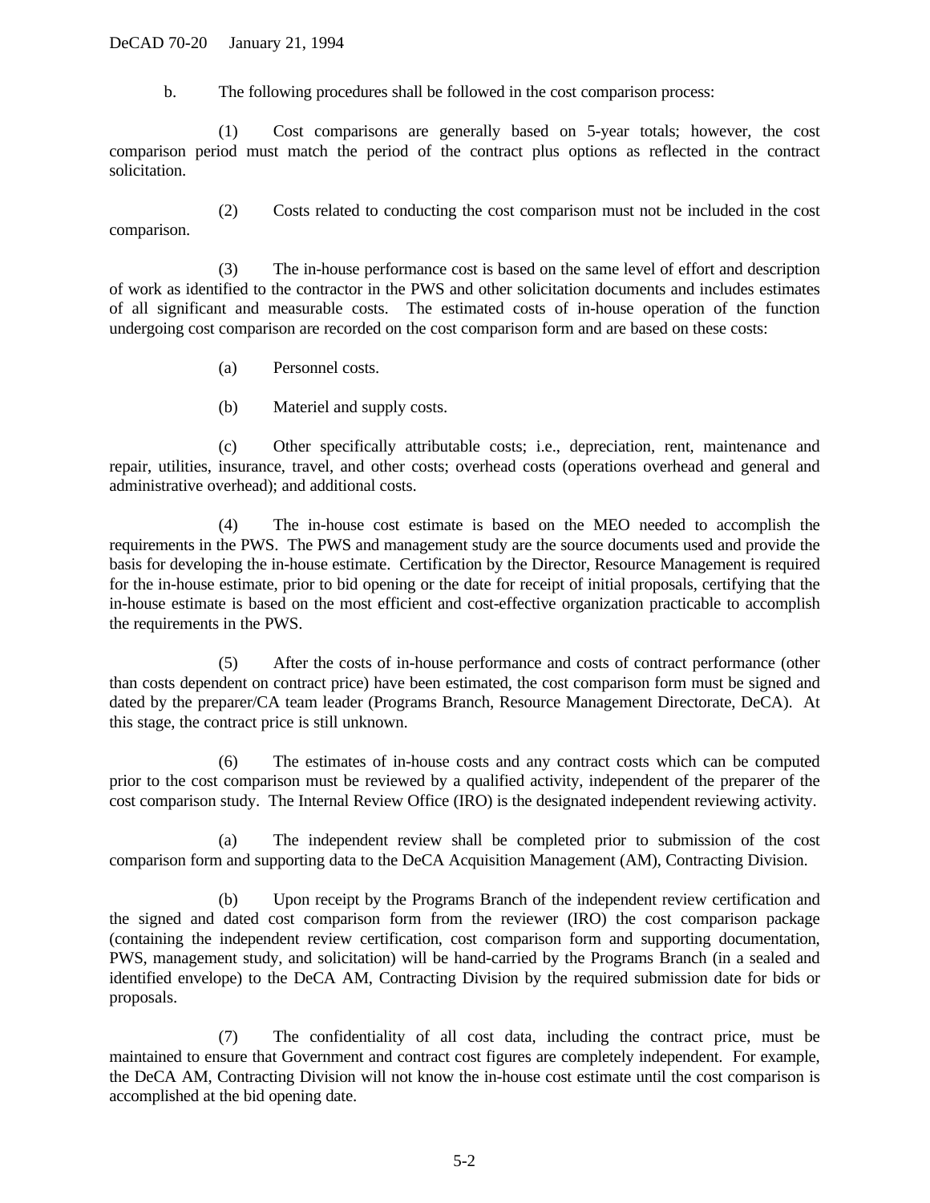b. The following procedures shall be followed in the cost comparison process:

(1) Cost comparisons are generally based on 5-year totals; however, the cost comparison period must match the period of the contract plus options as reflected in the contract solicitation.

(2) Costs related to conducting the cost comparison must not be included in the cost comparison.

(3) The in-house performance cost is based on the same level of effort and description of work as identified to the contractor in the PWS and other solicitation documents and includes estimates of all significant and measurable costs. The estimated costs of in-house operation of the function undergoing cost comparison are recorded on the cost comparison form and are based on these costs:

(a) Personnel costs.

(b) Materiel and supply costs.

(c) Other specifically attributable costs; i.e., depreciation, rent, maintenance and repair, utilities, insurance, travel, and other costs; overhead costs (operations overhead and general and administrative overhead); and additional costs.

(4) The in-house cost estimate is based on the MEO needed to accomplish the requirements in the PWS. The PWS and management study are the source documents used and provide the basis for developing the in-house estimate. Certification by the Director, Resource Management is required for the in-house estimate, prior to bid opening or the date for receipt of initial proposals, certifying that the in-house estimate is based on the most efficient and cost-effective organization practicable to accomplish the requirements in the PWS.

(5) After the costs of in-house performance and costs of contract performance (other than costs dependent on contract price) have been estimated, the cost comparison form must be signed and dated by the preparer/CA team leader (Programs Branch, Resource Management Directorate, DeCA). At this stage, the contract price is still unknown.

(6) The estimates of in-house costs and any contract costs which can be computed prior to the cost comparison must be reviewed by a qualified activity, independent of the preparer of the cost comparison study. The Internal Review Office (IRO) is the designated independent reviewing activity.

(a) The independent review shall be completed prior to submission of the cost comparison form and supporting data to the DeCA Acquisition Management (AM), Contracting Division.

(b) Upon receipt by the Programs Branch of the independent review certification and the signed and dated cost comparison form from the reviewer (IRO) the cost comparison package (containing the independent review certification, cost comparison form and supporting documentation, PWS, management study, and solicitation) will be hand-carried by the Programs Branch (in a sealed and identified envelope) to the DeCA AM, Contracting Division by the required submission date for bids or proposals.

(7) The confidentiality of all cost data, including the contract price, must be maintained to ensure that Government and contract cost figures are completely independent. For example, the DeCA AM, Contracting Division will not know the in-house cost estimate until the cost comparison is accomplished at the bid opening date.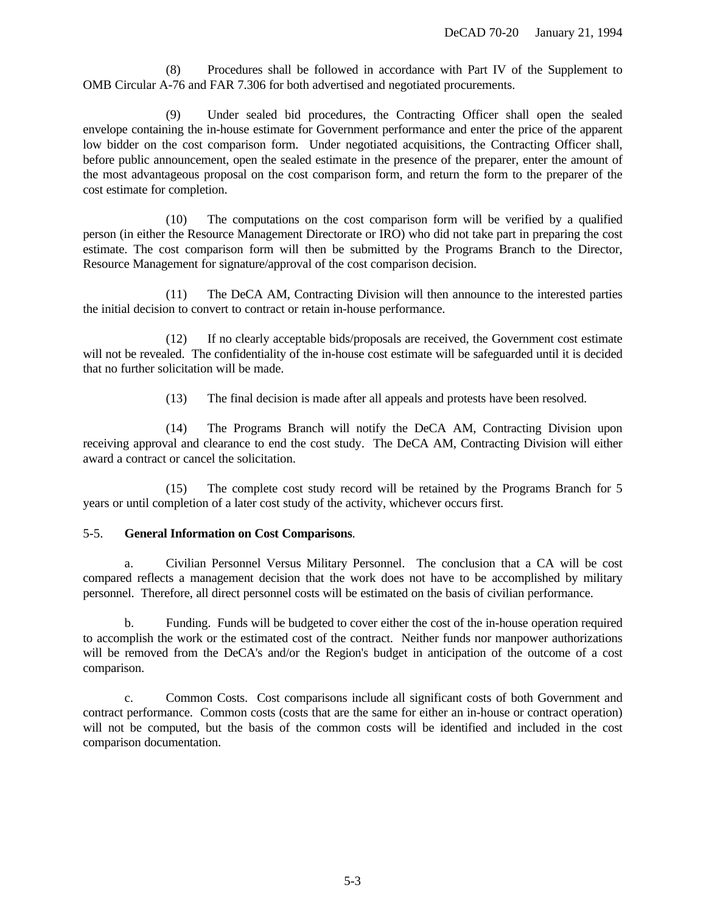(8) Procedures shall be followed in accordance with Part IV of the Supplement to OMB Circular A-76 and FAR 7.306 for both advertised and negotiated procurements.

(9) Under sealed bid procedures, the Contracting Officer shall open the sealed envelope containing the in-house estimate for Government performance and enter the price of the apparent low bidder on the cost comparison form. Under negotiated acquisitions, the Contracting Officer shall, before public announcement, open the sealed estimate in the presence of the preparer, enter the amount of the most advantageous proposal on the cost comparison form, and return the form to the preparer of the cost estimate for completion.

(10) The computations on the cost comparison form will be verified by a qualified person (in either the Resource Management Directorate or IRO) who did not take part in preparing the cost estimate. The cost comparison form will then be submitted by the Programs Branch to the Director, Resource Management for signature/approval of the cost comparison decision.

(11) The DeCA AM, Contracting Division will then announce to the interested parties the initial decision to convert to contract or retain in-house performance.

(12) If no clearly acceptable bids/proposals are received, the Government cost estimate will not be revealed. The confidentiality of the in-house cost estimate will be safeguarded until it is decided that no further solicitation will be made.

(13) The final decision is made after all appeals and protests have been resolved.

(14) The Programs Branch will notify the DeCA AM, Contracting Division upon receiving approval and clearance to end the cost study. The DeCA AM, Contracting Division will either award a contract or cancel the solicitation.

(15) The complete cost study record will be retained by the Programs Branch for 5 years or until completion of a later cost study of the activity, whichever occurs first.

5-5. **General Information on Cost Comparisons**.

a. Civilian Personnel Versus Military Personnel. The conclusion that a CA will be cost compared reflects a management decision that the work does not have to be accomplished by military personnel. Therefore, all direct personnel costs will be estimated on the basis of civilian performance.

b. Funding. Funds will be budgeted to cover either the cost of the in-house operation required to accomplish the work or the estimated cost of the contract. Neither funds nor manpower authorizations will be removed from the DeCA's and/or the Region's budget in anticipation of the outcome of a cost comparison.

c. Common Costs. Cost comparisons include all significant costs of both Government and contract performance. Common costs (costs that are the same for either an in-house or contract operation) will not be computed, but the basis of the common costs will be identified and included in the cost comparison documentation.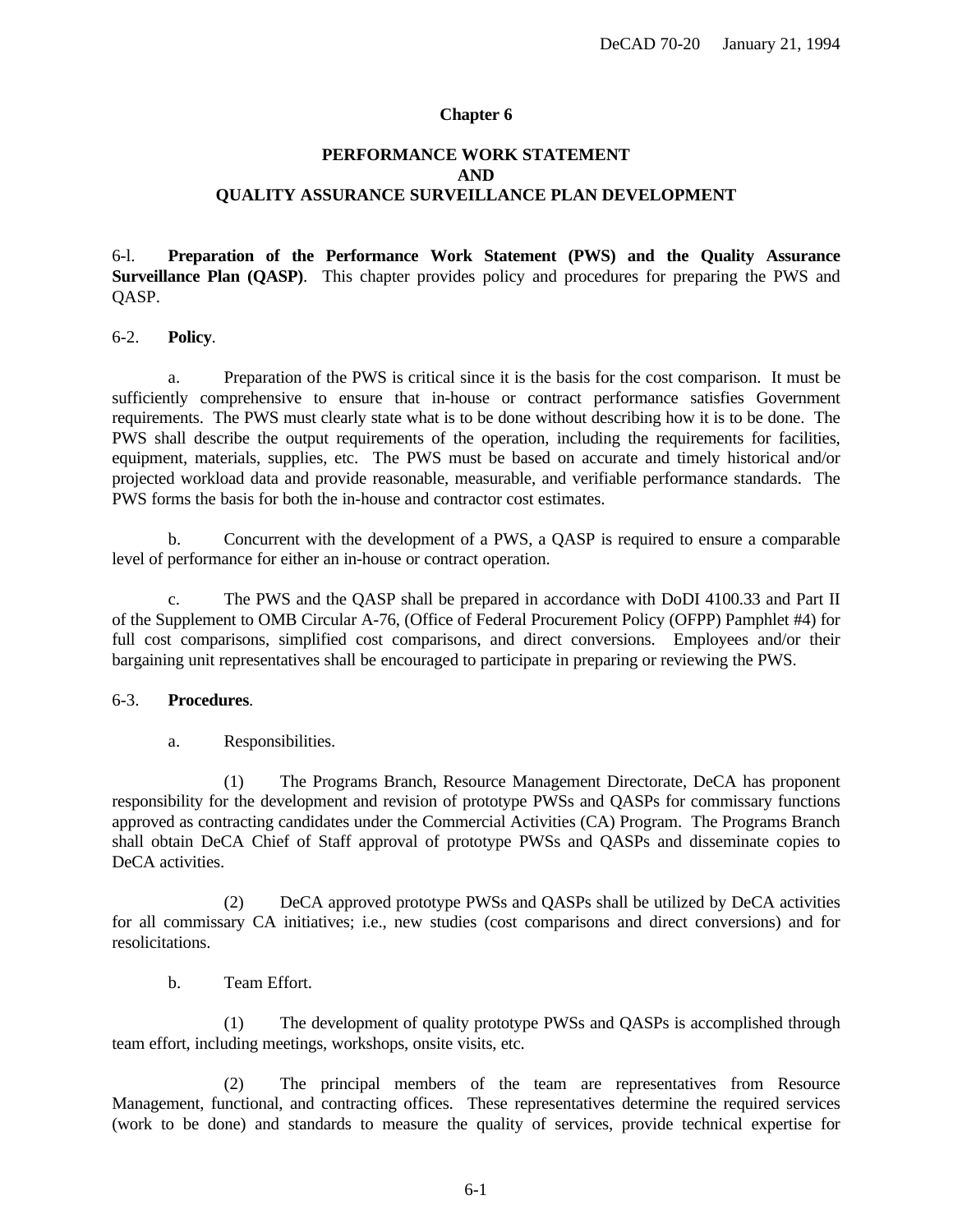# Chapter 6

## PERFORMANCE WORK STATEMENT
## AND
## QUALITY ASSURANCE SURVEILLANCE PLAN DEVELOPMENT

6-l. **Preparation of the Performance Work Statement (PWS) and the Quality Assurance Surveillance Plan (QASP)**. This chapter provides policy and procedures for preparing the PWS and QASP.

6-2. **Policy**.

a. Preparation of the PWS is critical since it is the basis for the cost comparison. It must be sufficiently comprehensive to ensure that in-house or contract performance satisfies Government requirements. The PWS must clearly state what is to be done without describing how it is to be done. The PWS shall describe the output requirements of the operation, including the requirements for facilities, equipment, materials, supplies, etc. The PWS must be based on accurate and timely historical and/or projected workload data and provide reasonable, measurable, and verifiable performance standards. The PWS forms the basis for both the in-house and contractor cost estimates.

b. Concurrent with the development of a PWS, a QASP is required to ensure a comparable level of performance for either an in-house or contract operation.

c. The PWS and the QASP shall be prepared in accordance with DoDI 4100.33 and Part II of the Supplement to OMB Circular A-76, (Office of Federal Procurement Policy (OFPP) Pamphlet #4) for full cost comparisons, simplified cost comparisons, and direct conversions. Employees and/or their bargaining unit representatives shall be encouraged to participate in preparing or reviewing the PWS.

6-3. **Procedures**.

a. Responsibilities.

(1) The Programs Branch, Resource Management Directorate, DeCA has proponent responsibility for the development and revision of prototype PWSs and QASPs for commissary functions approved as contracting candidates under the Commercial Activities (CA) Program. The Programs Branch shall obtain DeCA Chief of Staff approval of prototype PWSs and QASPs and disseminate copies to DeCA activities.

(2) DeCA approved prototype PWSs and QASPs shall be utilized by DeCA activities for all commissary CA initiatives; i.e., new studies (cost comparisons and direct conversions) and for resolicitations.

b. Team Effort.

(1) The development of quality prototype PWSs and QASPs is accomplished through team effort, including meetings, workshops, onsite visits, etc.

(2) The principal members of the team are representatives from Resource Management, functional, and contracting offices. These representatives determine the required services (work to be done) and standards to measure the quality of services, provide technical expertise for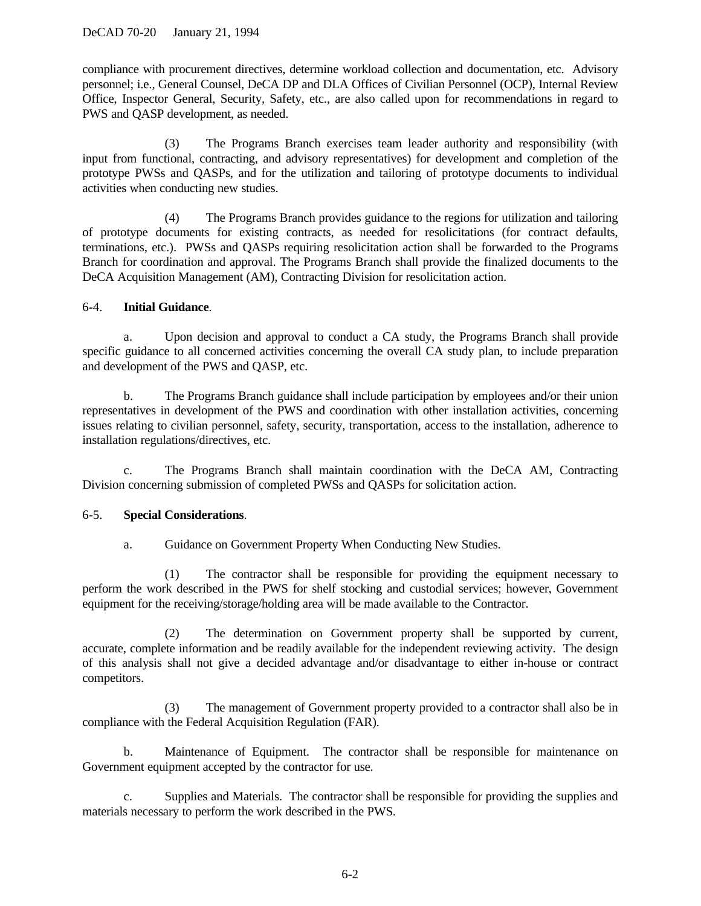compliance with procurement directives, determine workload collection and documentation, etc. Advisory personnel; i.e., General Counsel, DeCA DP and DLA Offices of Civilian Personnel (OCP), Internal Review Office, Inspector General, Security, Safety, etc., are also called upon for recommendations in regard to PWS and QASP development, as needed.

(3) The Programs Branch exercises team leader authority and responsibility (with input from functional, contracting, and advisory representatives) for development and completion of the prototype PWSs and QASPs, and for the utilization and tailoring of prototype documents to individual activities when conducting new studies.

(4) The Programs Branch provides guidance to the regions for utilization and tailoring of prototype documents for existing contracts, as needed for resolicitations (for contract defaults, terminations, etc.). PWSs and QASPs requiring resolicitation action shall be forwarded to the Programs Branch for coordination and approval. The Programs Branch shall provide the finalized documents to the DeCA Acquisition Management (AM), Contracting Division for resolicitation action.

6-4. **Initial Guidance**.

a. Upon decision and approval to conduct a CA study, the Programs Branch shall provide specific guidance to all concerned activities concerning the overall CA study plan, to include preparation and development of the PWS and QASP, etc.

b. The Programs Branch guidance shall include participation by employees and/or their union representatives in development of the PWS and coordination with other installation activities, concerning issues relating to civilian personnel, safety, security, transportation, access to the installation, adherence to installation regulations/directives, etc.

c. The Programs Branch shall maintain coordination with the DeCA AM, Contracting Division concerning submission of completed PWSs and QASPs for solicitation action.

6-5. **Special Considerations**.

a. Guidance on Government Property When Conducting New Studies.

(1) The contractor shall be responsible for providing the equipment necessary to perform the work described in the PWS for shelf stocking and custodial services; however, Government equipment for the receiving/storage/holding area will be made available to the Contractor.

(2) The determination on Government property shall be supported by current, accurate, complete information and be readily available for the independent reviewing activity. The design of this analysis shall not give a decided advantage and/or disadvantage to either in-house or contract competitors.

(3) The management of Government property provided to a contractor shall also be in compliance with the Federal Acquisition Regulation (FAR).

b. Maintenance of Equipment. The contractor shall be responsible for maintenance on Government equipment accepted by the contractor for use.

c. Supplies and Materials. The contractor shall be responsible for providing the supplies and materials necessary to perform the work described in the PWS.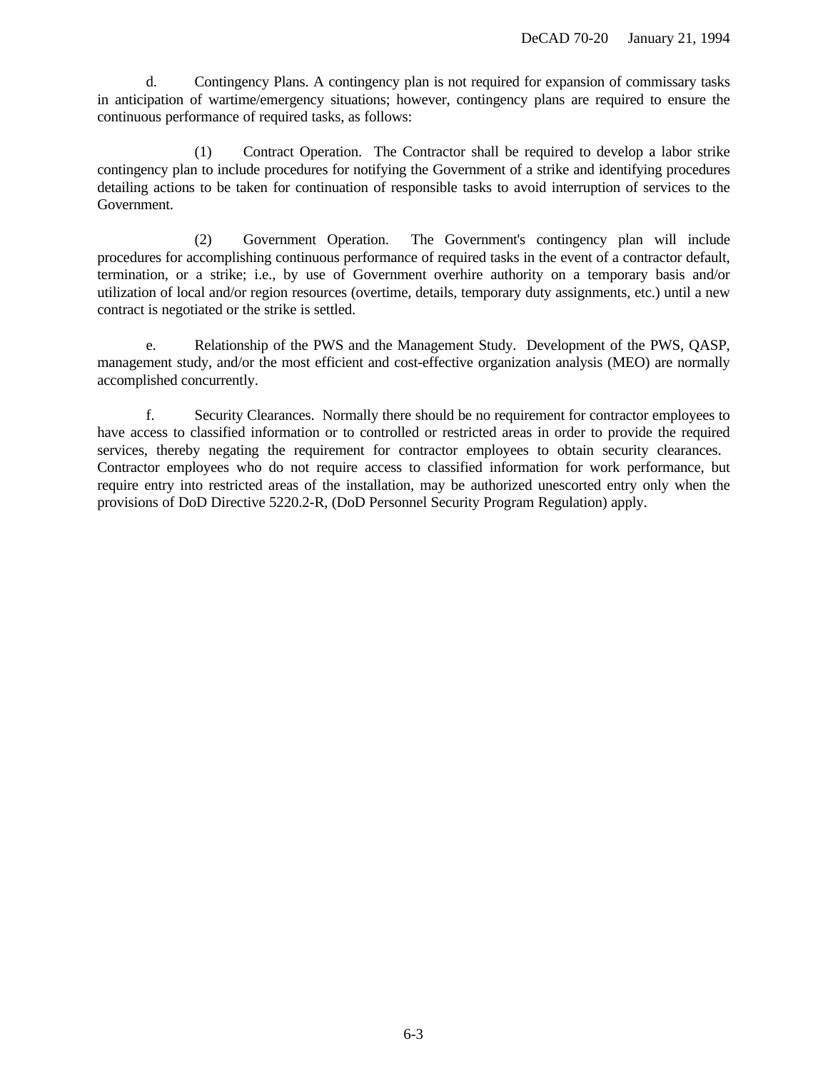d. Contingency Plans. A contingency plan is not required for expansion of commissary tasks in anticipation of wartime/emergency situations; however, contingency plans are required to ensure the continuous performance of required tasks, as follows:

(1) Contract Operation. The Contractor shall be required to develop a labor strike contingency plan to include procedures for notifying the Government of a strike and identifying procedures detailing actions to be taken for continuation of responsible tasks to avoid interruption of services to the Government.

(2) Government Operation. The Government's contingency plan will include procedures for accomplishing continuous performance of required tasks in the event of a contractor default, termination, or a strike; i.e., by use of Government overhire authority on a temporary basis and/or utilization of local and/or region resources (overtime, details, temporary duty assignments, etc.) until a new contract is negotiated or the strike is settled.

e. Relationship of the PWS and the Management Study. Development of the PWS, QASP, management study, and/or the most efficient and cost-effective organization analysis (MEO) are normally accomplished concurrently.

f. Security Clearances. Normally there should be no requirement for contractor employees to have access to classified information or to controlled or restricted areas in order to provide the required services, thereby negating the requirement for contractor employees to obtain security clearances. Contractor employees who do not require access to classified information for work performance, but require entry into restricted areas of the installation, may be authorized unescorted entry only when the provisions of DoD Directive 5220.2-R, (DoD Personnel Security Program Regulation) apply.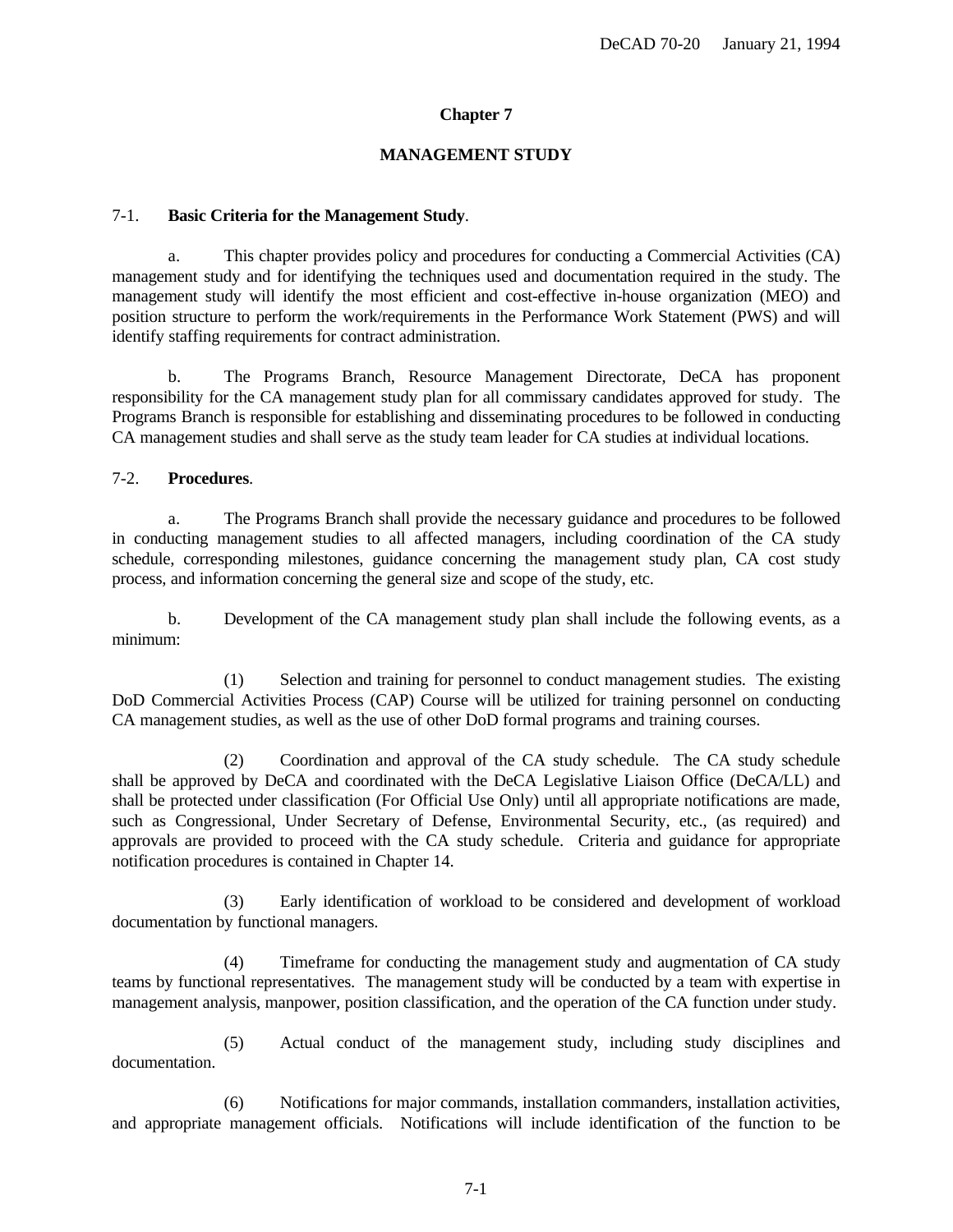# Chapter 7

## MANAGEMENT STUDY

7-1. **Basic Criteria for the Management Study**.

a. This chapter provides policy and procedures for conducting a Commercial Activities (CA) management study and for identifying the techniques used and documentation required in the study. The management study will identify the most efficient and cost-effective in-house organization (MEO) and position structure to perform the work/requirements in the Performance Work Statement (PWS) and will identify staffing requirements for contract administration.

b. The Programs Branch, Resource Management Directorate, DeCA has proponent responsibility for the CA management study plan for all commissary candidates approved for study. The Programs Branch is responsible for establishing and disseminating procedures to be followed in conducting CA management studies and shall serve as the study team leader for CA studies at individual locations.

7-2. **Procedures**.

a. The Programs Branch shall provide the necessary guidance and procedures to be followed in conducting management studies to all affected managers, including coordination of the CA study schedule, corresponding milestones, guidance concerning the management study plan, CA cost study process, and information concerning the general size and scope of the study, etc.

b. Development of the CA management study plan shall include the following events, as a minimum:

(1) Selection and training for personnel to conduct management studies. The existing DoD Commercial Activities Process (CAP) Course will be utilized for training personnel on conducting CA management studies, as well as the use of other DoD formal programs and training courses.

(2) Coordination and approval of the CA study schedule. The CA study schedule shall be approved by DeCA and coordinated with the DeCA Legislative Liaison Office (DeCA/LL) and shall be protected under classification (For Official Use Only) until all appropriate notifications are made, such as Congressional, Under Secretary of Defense, Environmental Security, etc., (as required) and approvals are provided to proceed with the CA study schedule. Criteria and guidance for appropriate notification procedures is contained in Chapter 14.

(3) Early identification of workload to be considered and development of workload documentation by functional managers.

(4) Timeframe for conducting the management study and augmentation of CA study teams by functional representatives. The management study will be conducted by a team with expertise in management analysis, manpower, position classification, and the operation of the CA function under study.

(5) Actual conduct of the management study, including study disciplines and documentation.

(6) Notifications for major commands, installation commanders, installation activities, and appropriate management officials. Notifications will include identification of the function to be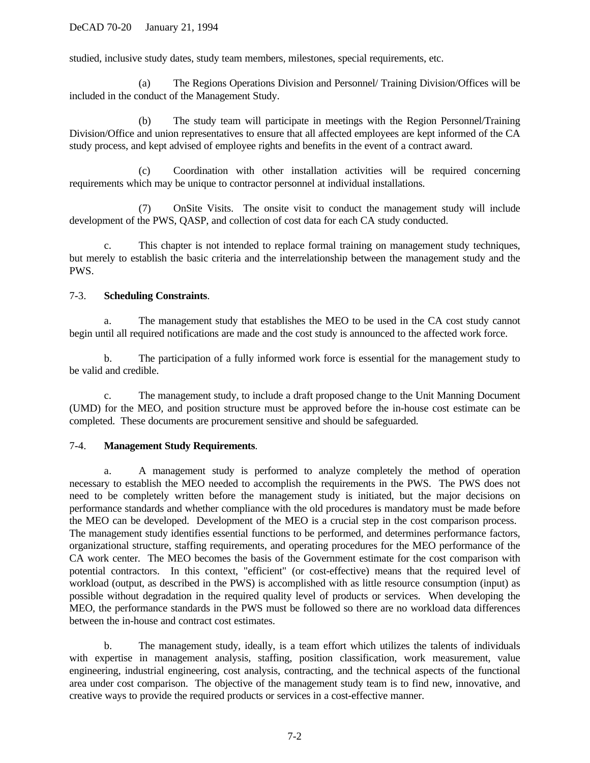studied, inclusive study dates, study team members, milestones, special requirements, etc.

(a) The Regions Operations Division and Personnel/ Training Division/Offices will be included in the conduct of the Management Study.

(b) The study team will participate in meetings with the Region Personnel/Training Division/Office and union representatives to ensure that all affected employees are kept informed of the CA study process, and kept advised of employee rights and benefits in the event of a contract award.

(c) Coordination with other installation activities will be required concerning requirements which may be unique to contractor personnel at individual installations.

(7) OnSite Visits. The onsite visit to conduct the management study will include development of the PWS, QASP, and collection of cost data for each CA study conducted.

c. This chapter is not intended to replace formal training on management study techniques, but merely to establish the basic criteria and the interrelationship between the management study and the PWS.

7-3. **Scheduling Constraints**.

a. The management study that establishes the MEO to be used in the CA cost study cannot begin until all required notifications are made and the cost study is announced to the affected work force.

b. The participation of a fully informed work force is essential for the management study to be valid and credible.

c. The management study, to include a draft proposed change to the Unit Manning Document (UMD) for the MEO, and position structure must be approved before the in-house cost estimate can be completed. These documents are procurement sensitive and should be safeguarded.

7-4. **Management Study Requirements**.

a. A management study is performed to analyze completely the method of operation necessary to establish the MEO needed to accomplish the requirements in the PWS. The PWS does not need to be completely written before the management study is initiated, but the major decisions on performance standards and whether compliance with the old procedures is mandatory must be made before the MEO can be developed. Development of the MEO is a crucial step in the cost comparison process. The management study identifies essential functions to be performed, and determines performance factors, organizational structure, staffing requirements, and operating procedures for the MEO performance of the CA work center. The MEO becomes the basis of the Government estimate for the cost comparison with potential contractors. In this context, "efficient" (or cost-effective) means that the required level of workload (output, as described in the PWS) is accomplished with as little resource consumption (input) as possible without degradation in the required quality level of products or services. When developing the MEO, the performance standards in the PWS must be followed so there are no workload data differences between the in-house and contract cost estimates.

b. The management study, ideally, is a team effort which utilizes the talents of individuals with expertise in management analysis, staffing, position classification, work measurement, value engineering, industrial engineering, cost analysis, contracting, and the technical aspects of the functional area under cost comparison. The objective of the management study team is to find new, innovative, and creative ways to provide the required products or services in a cost-effective manner.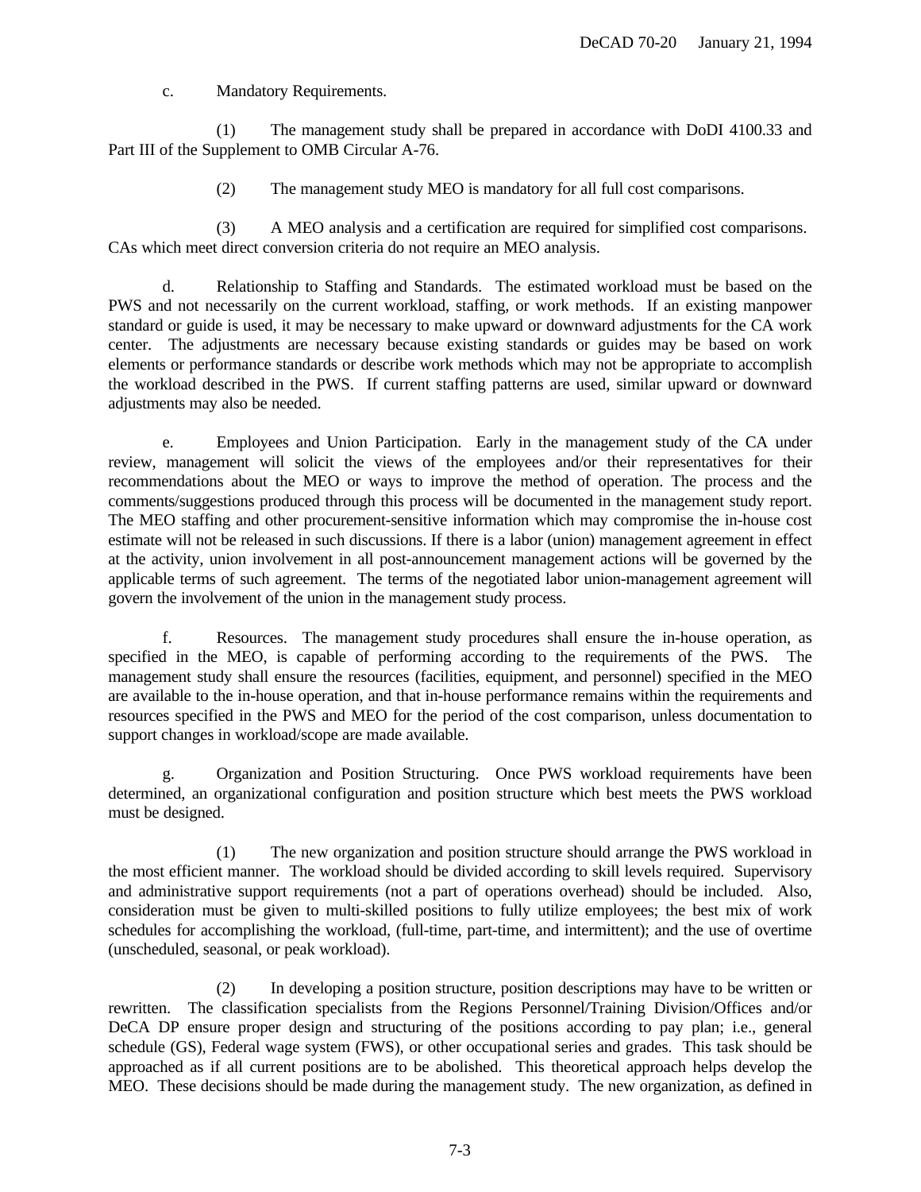c. Mandatory Requirements.

(1) The management study shall be prepared in accordance with DoDI 4100.33 and Part III of the Supplement to OMB Circular A-76.

(2) The management study MEO is mandatory for all full cost comparisons.

(3) A MEO analysis and a certification are required for simplified cost comparisons. CAs which meet direct conversion criteria do not require an MEO analysis.

d. Relationship to Staffing and Standards. The estimated workload must be based on the PWS and not necessarily on the current workload, staffing, or work methods. If an existing manpower standard or guide is used, it may be necessary to make upward or downward adjustments for the CA work center. The adjustments are necessary because existing standards or guides may be based on work elements or performance standards or describe work methods which may not be appropriate to accomplish the workload described in the PWS. If current staffing patterns are used, similar upward or downward adjustments may also be needed.

e. Employees and Union Participation. Early in the management study of the CA under review, management will solicit the views of the employees and/or their representatives for their recommendations about the MEO or ways to improve the method of operation. The process and the comments/suggestions produced through this process will be documented in the management study report. The MEO staffing and other procurement-sensitive information which may compromise the in-house cost estimate will not be released in such discussions. If there is a labor (union) management agreement in effect at the activity, union involvement in all post-announcement management actions will be governed by the applicable terms of such agreement. The terms of the negotiated labor union-management agreement will govern the involvement of the union in the management study process.

f. Resources. The management study procedures shall ensure the in-house operation, as specified in the MEO, is capable of performing according to the requirements of the PWS. The management study shall ensure the resources (facilities, equipment, and personnel) specified in the MEO are available to the in-house operation, and that in-house performance remains within the requirements and resources specified in the PWS and MEO for the period of the cost comparison, unless documentation to support changes in workload/scope are made available.

g. Organization and Position Structuring. Once PWS workload requirements have been determined, an organizational configuration and position structure which best meets the PWS workload must be designed.

(1) The new organization and position structure should arrange the PWS workload in the most efficient manner. The workload should be divided according to skill levels required. Supervisory and administrative support requirements (not a part of operations overhead) should be included. Also, consideration must be given to multi-skilled positions to fully utilize employees; the best mix of work schedules for accomplishing the workload, (full-time, part-time, and intermittent); and the use of overtime (unscheduled, seasonal, or peak workload).

(2) In developing a position structure, position descriptions may have to be written or rewritten. The classification specialists from the Regions Personnel/Training Division/Offices and/or DeCA DP ensure proper design and structuring of the positions according to pay plan; i.e., general schedule (GS), Federal wage system (FWS), or other occupational series and grades. This task should be approached as if all current positions are to be abolished. This theoretical approach helps develop the MEO. These decisions should be made during the management study. The new organization, as defined in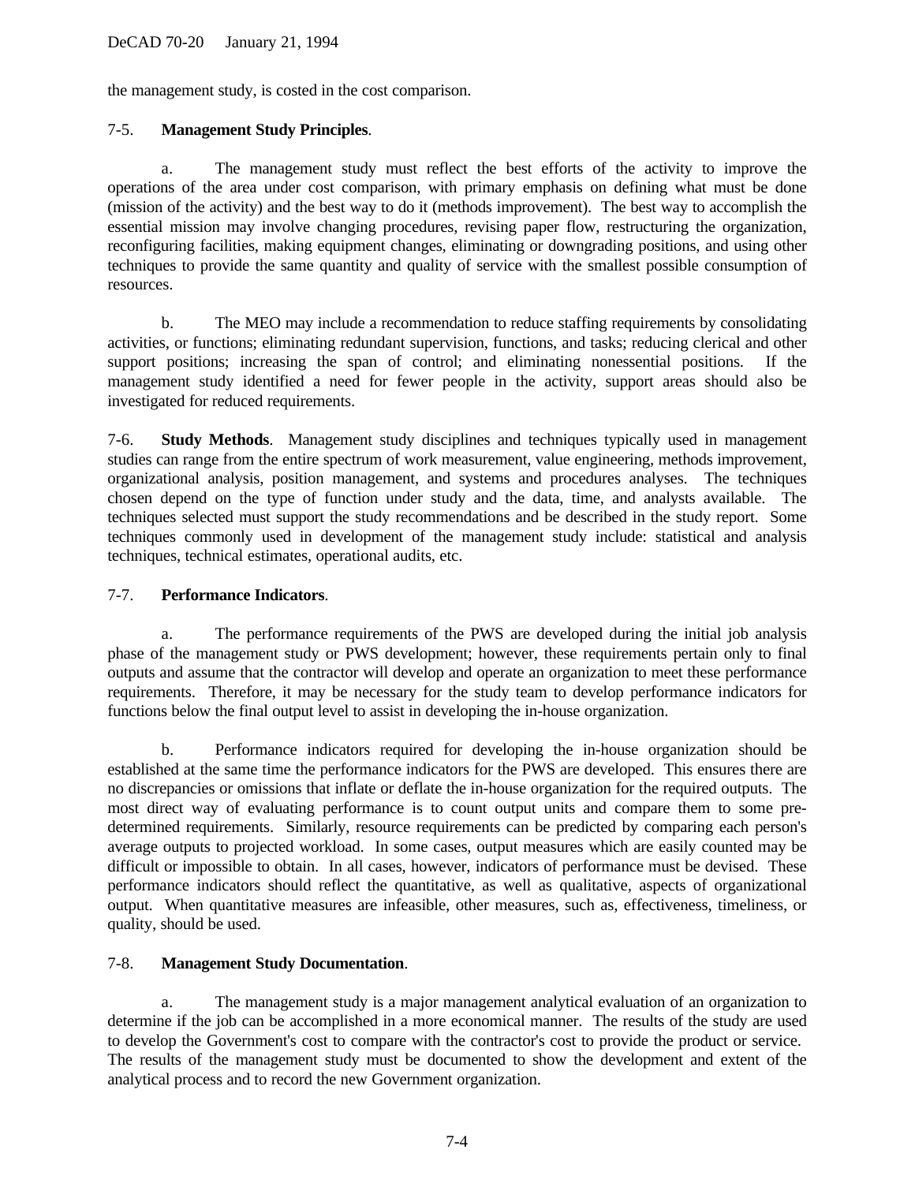the management study, is costed in the cost comparison.

7-5. **Management Study Principles**.

a. The management study must reflect the best efforts of the activity to improve the operations of the area under cost comparison, with primary emphasis on defining what must be done (mission of the activity) and the best way to do it (methods improvement). The best way to accomplish the essential mission may involve changing procedures, revising paper flow, restructuring the organization, reconfiguring facilities, making equipment changes, eliminating or downgrading positions, and using other techniques to provide the same quantity and quality of service with the smallest possible consumption of resources.

b. The MEO may include a recommendation to reduce staffing requirements by consolidating activities, or functions; eliminating redundant supervision, functions, and tasks; reducing clerical and other support positions; increasing the span of control; and eliminating nonessential positions. If the management study identified a need for fewer people in the activity, support areas should also be investigated for reduced requirements.

7-6. **Study Methods**. Management study disciplines and techniques typically used in management studies can range from the entire spectrum of work measurement, value engineering, methods improvement, organizational analysis, position management, and systems and procedures analyses. The techniques chosen depend on the type of function under study and the data, time, and analysts available. The techniques selected must support the study recommendations and be described in the study report. Some techniques commonly used in development of the management study include: statistical and analysis techniques, technical estimates, operational audits, etc.

7-7. **Performance Indicators**.

a. The performance requirements of the PWS are developed during the initial job analysis phase of the management study or PWS development; however, these requirements pertain only to final outputs and assume that the contractor will develop and operate an organization to meet these performance requirements. Therefore, it may be necessary for the study team to develop performance indicators for functions below the final output level to assist in developing the in-house organization.

b. Performance indicators required for developing the in-house organization should be established at the same time the performance indicators for the PWS are developed. This ensures there are no discrepancies or omissions that inflate or deflate the in-house organization for the required outputs. The most direct way of evaluating performance is to count output units and compare them to some pre-determined requirements. Similarly, resource requirements can be predicted by comparing each person's average outputs to projected workload. In some cases, output measures which are easily counted may be difficult or impossible to obtain. In all cases, however, indicators of performance must be devised. These performance indicators should reflect the quantitative, as well as qualitative, aspects of organizational output. When quantitative measures are infeasible, other measures, such as, effectiveness, timeliness, or quality, should be used.

7-8. **Management Study Documentation**.

a. The management study is a major management analytical evaluation of an organization to determine if the job can be accomplished in a more economical manner. The results of the study are used to develop the Government's cost to compare with the contractor's cost to provide the product or service. The results of the management study must be documented to show the development and extent of the analytical process and to record the new Government organization.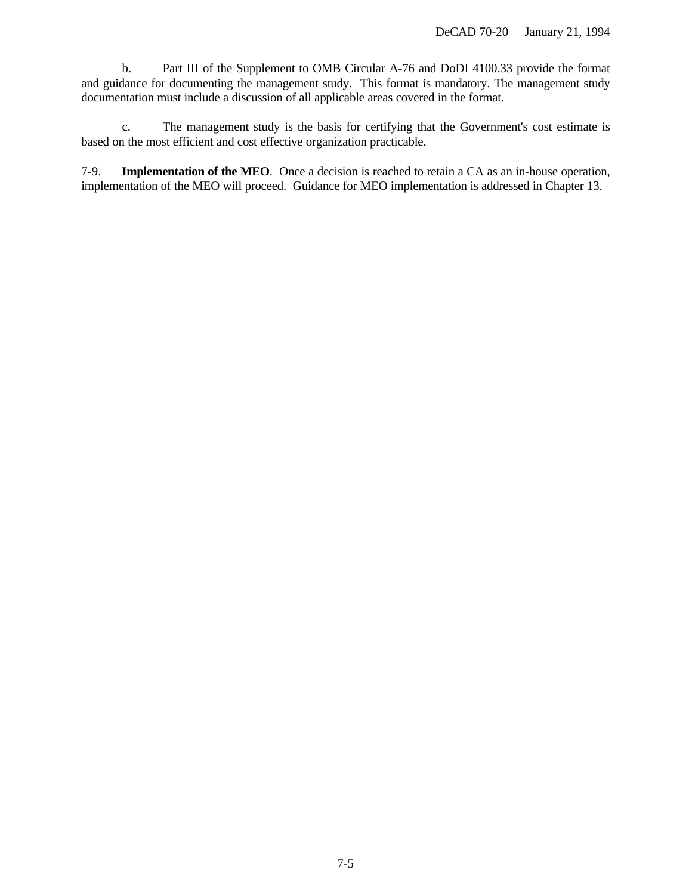b. Part III of the Supplement to OMB Circular A-76 and DoDI 4100.33 provide the format and guidance for documenting the management study. This format is mandatory. The management study documentation must include a discussion of all applicable areas covered in the format.

c. The management study is the basis for certifying that the Government's cost estimate is based on the most efficient and cost effective organization practicable.

7-9. **Implementation of the MEO**. Once a decision is reached to retain a CA as an in-house operation, implementation of the MEO will proceed. Guidance for MEO implementation is addressed in Chapter 13.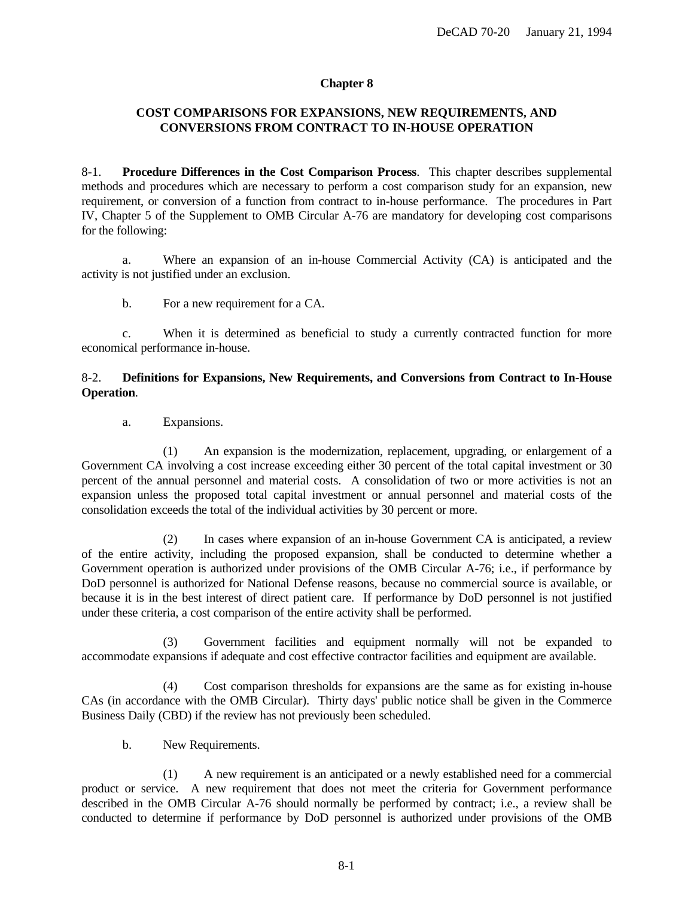## Chapter 8

## COST COMPARISONS FOR EXPANSIONS, NEW REQUIREMENTS, AND CONVERSIONS FROM CONTRACT TO IN-HOUSE OPERATION

8-1. **Procedure Differences in the Cost Comparison Process**. This chapter describes supplemental methods and procedures which are necessary to perform a cost comparison study for an expansion, new requirement, or conversion of a function from contract to in-house performance. The procedures in Part IV, Chapter 5 of the Supplement to OMB Circular A-76 are mandatory for developing cost comparisons for the following:

a. Where an expansion of an in-house Commercial Activity (CA) is anticipated and the activity is not justified under an exclusion.

b. For a new requirement for a CA.

c. When it is determined as beneficial to study a currently contracted function for more economical performance in-house.

8-2. **Definitions for Expansions, New Requirements, and Conversions from Contract to In-House Operation**.

a. Expansions.

(1) An expansion is the modernization, replacement, upgrading, or enlargement of a Government CA involving a cost increase exceeding either 30 percent of the total capital investment or 30 percent of the annual personnel and material costs. A consolidation of two or more activities is not an expansion unless the proposed total capital investment or annual personnel and material costs of the consolidation exceeds the total of the individual activities by 30 percent or more.

(2) In cases where expansion of an in-house Government CA is anticipated, a review of the entire activity, including the proposed expansion, shall be conducted to determine whether a Government operation is authorized under provisions of the OMB Circular A-76; i.e., if performance by DoD personnel is authorized for National Defense reasons, because no commercial source is available, or because it is in the best interest of direct patient care. If performance by DoD personnel is not justified under these criteria, a cost comparison of the entire activity shall be performed.

(3) Government facilities and equipment normally will not be expanded to accommodate expansions if adequate and cost effective contractor facilities and equipment are available.

(4) Cost comparison thresholds for expansions are the same as for existing in-house CAs (in accordance with the OMB Circular). Thirty days' public notice shall be given in the Commerce Business Daily (CBD) if the review has not previously been scheduled.

b. New Requirements.

(1) A new requirement is an anticipated or a newly established need for a commercial product or service. A new requirement that does not meet the criteria for Government performance described in the OMB Circular A-76 should normally be performed by contract; i.e., a review shall be conducted to determine if performance by DoD personnel is authorized under provisions of the OMB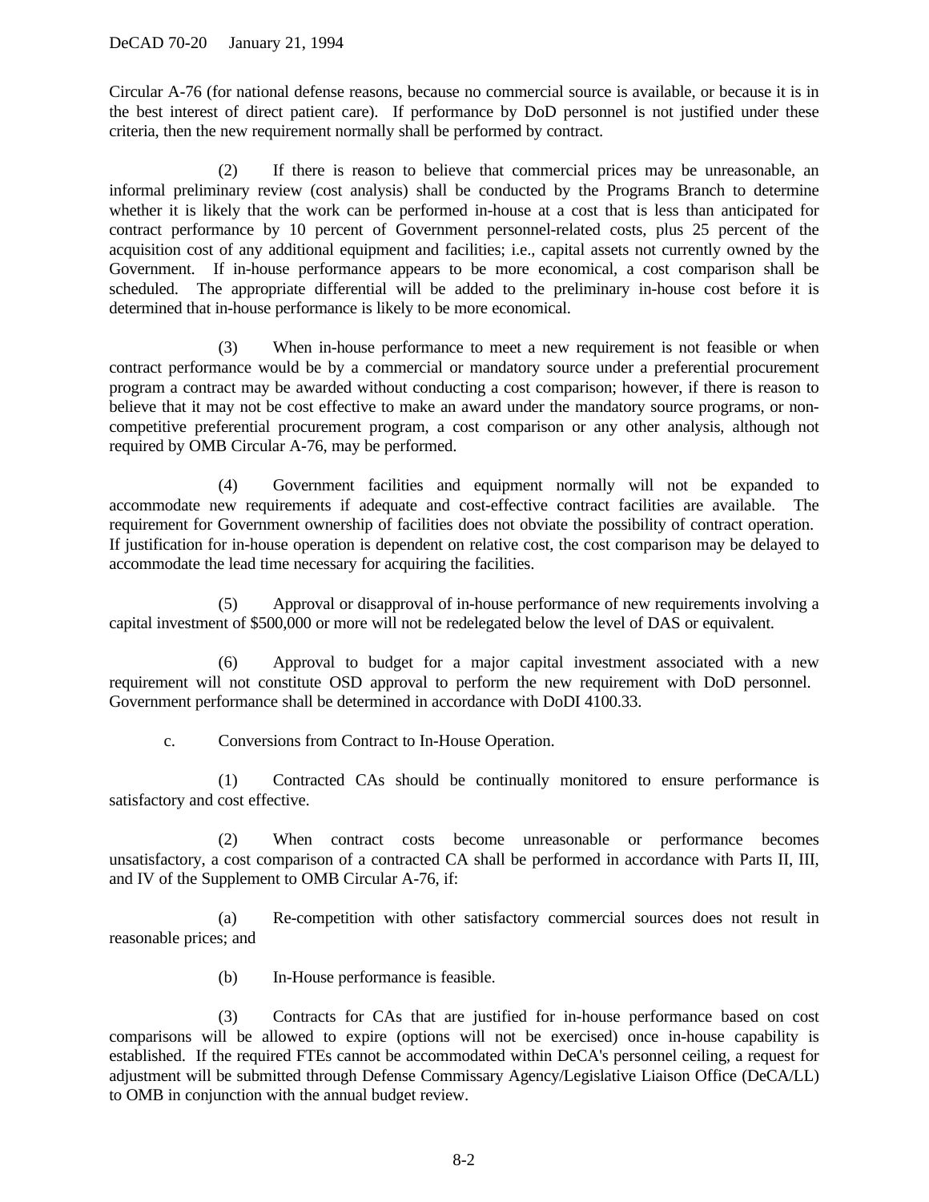Circular A-76 (for national defense reasons, because no commercial source is available, or because it is in the best interest of direct patient care). If performance by DoD personnel is not justified under these criteria, then the new requirement normally shall be performed by contract.

(2) If there is reason to believe that commercial prices may be unreasonable, an informal preliminary review (cost analysis) shall be conducted by the Programs Branch to determine whether it is likely that the work can be performed in-house at a cost that is less than anticipated for contract performance by 10 percent of Government personnel-related costs, plus 25 percent of the acquisition cost of any additional equipment and facilities; i.e., capital assets not currently owned by the Government. If in-house performance appears to be more economical, a cost comparison shall be scheduled. The appropriate differential will be added to the preliminary in-house cost before it is determined that in-house performance is likely to be more economical.

(3) When in-house performance to meet a new requirement is not feasible or when contract performance would be by a commercial or mandatory source under a preferential procurement program a contract may be awarded without conducting a cost comparison; however, if there is reason to believe that it may not be cost effective to make an award under the mandatory source programs, or non-competitive preferential procurement program, a cost comparison or any other analysis, although not required by OMB Circular A-76, may be performed.

(4) Government facilities and equipment normally will not be expanded to accommodate new requirements if adequate and cost-effective contract facilities are available. The requirement for Government ownership of facilities does not obviate the possibility of contract operation. If justification for in-house operation is dependent on relative cost, the cost comparison may be delayed to accommodate the lead time necessary for acquiring the facilities.

(5) Approval or disapproval of in-house performance of new requirements involving a capital investment of $500,000 or more will not be redelegated below the level of DAS or equivalent.

(6) Approval to budget for a major capital investment associated with a new requirement will not constitute OSD approval to perform the new requirement with DoD personnel. Government performance shall be determined in accordance with DoDI 4100.33.

c. Conversions from Contract to In-House Operation.

(1) Contracted CAs should be continually monitored to ensure performance is satisfactory and cost effective.

(2) When contract costs become unreasonable or performance becomes unsatisfactory, a cost comparison of a contracted CA shall be performed in accordance with Parts II, III, and IV of the Supplement to OMB Circular A-76, if:

(a) Re-competition with other satisfactory commercial sources does not result in reasonable prices; and

(b) In-House performance is feasible.

(3) Contracts for CAs that are justified for in-house performance based on cost comparisons will be allowed to expire (options will not be exercised) once in-house capability is established. If the required FTEs cannot be accommodated within DeCA's personnel ceiling, a request for adjustment will be submitted through Defense Commissary Agency/Legislative Liaison Office (DeCA/LL) to OMB in conjunction with the annual budget review.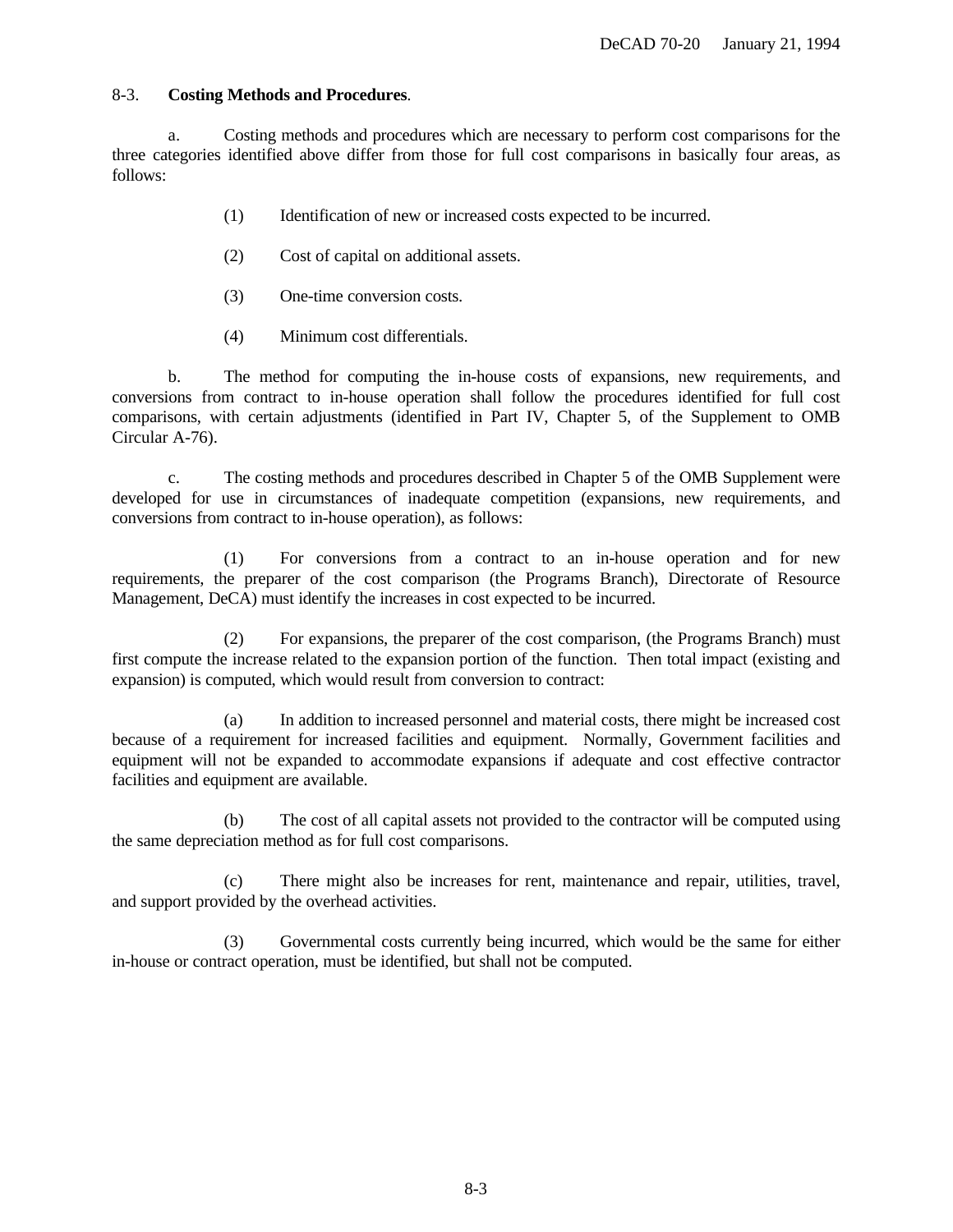8-3. **Costing Methods and Procedures**.

a. Costing methods and procedures which are necessary to perform cost comparisons for the three categories identified above differ from those for full cost comparisons in basically four areas, as follows:

(1) Identification of new or increased costs expected to be incurred.

(2) Cost of capital on additional assets.

(3) One-time conversion costs.

(4) Minimum cost differentials.

b. The method for computing the in-house costs of expansions, new requirements, and conversions from contract to in-house operation shall follow the procedures identified for full cost comparisons, with certain adjustments (identified in Part IV, Chapter 5, of the Supplement to OMB Circular A-76).

c. The costing methods and procedures described in Chapter 5 of the OMB Supplement were developed for use in circumstances of inadequate competition (expansions, new requirements, and conversions from contract to in-house operation), as follows:

(1) For conversions from a contract to an in-house operation and for new requirements, the preparer of the cost comparison (the Programs Branch), Directorate of Resource Management, DeCA) must identify the increases in cost expected to be incurred.

(2) For expansions, the preparer of the cost comparison, (the Programs Branch) must first compute the increase related to the expansion portion of the function. Then total impact (existing and expansion) is computed, which would result from conversion to contract:

(a) In addition to increased personnel and material costs, there might be increased cost because of a requirement for increased facilities and equipment. Normally, Government facilities and equipment will not be expanded to accommodate expansions if adequate and cost effective contractor facilities and equipment are available.

(b) The cost of all capital assets not provided to the contractor will be computed using the same depreciation method as for full cost comparisons.

(c) There might also be increases for rent, maintenance and repair, utilities, travel, and support provided by the overhead activities.

(3) Governmental costs currently being incurred, which would be the same for either in-house or contract operation, must be identified, but shall not be computed.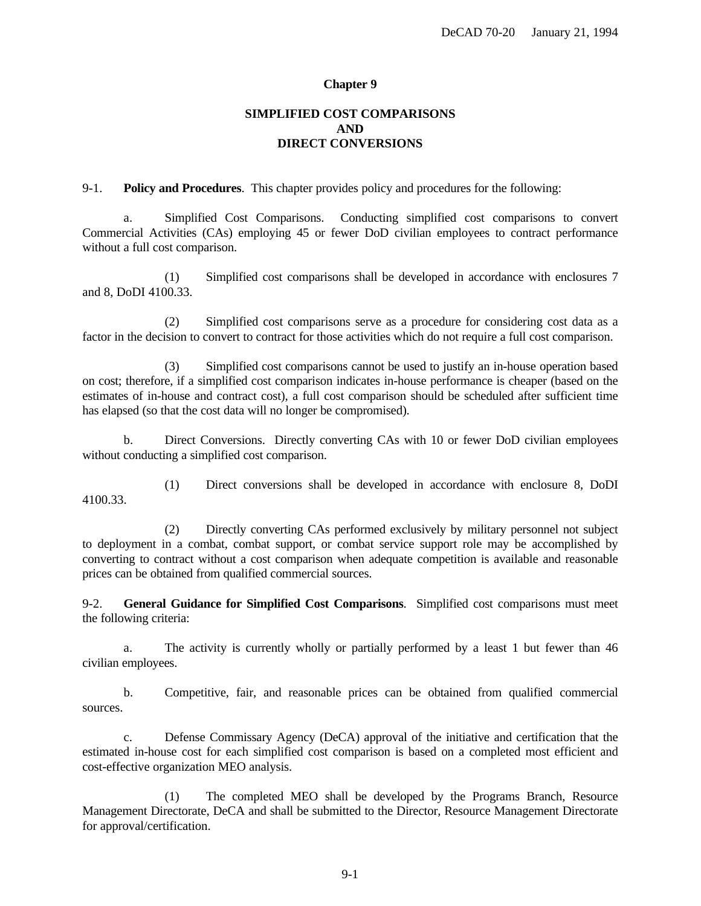# Chapter 9

## SIMPLIFIED COST COMPARISONS AND DIRECT CONVERSIONS

9-1. **Policy and Procedures**. This chapter provides policy and procedures for the following:

a. Simplified Cost Comparisons. Conducting simplified cost comparisons to convert Commercial Activities (CAs) employing 45 or fewer DoD civilian employees to contract performance without a full cost comparison.

(1) Simplified cost comparisons shall be developed in accordance with enclosures 7 and 8, DoDI 4100.33.

(2) Simplified cost comparisons serve as a procedure for considering cost data as a factor in the decision to convert to contract for those activities which do not require a full cost comparison.

(3) Simplified cost comparisons cannot be used to justify an in-house operation based on cost; therefore, if a simplified cost comparison indicates in-house performance is cheaper (based on the estimates of in-house and contract cost), a full cost comparison should be scheduled after sufficient time has elapsed (so that the cost data will no longer be compromised).

b. Direct Conversions. Directly converting CAs with 10 or fewer DoD civilian employees without conducting a simplified cost comparison.

(1) Direct conversions shall be developed in accordance with enclosure 8, DoDI 4100.33.

(2) Directly converting CAs performed exclusively by military personnel not subject to deployment in a combat, combat support, or combat service support role may be accomplished by converting to contract without a cost comparison when adequate competition is available and reasonable prices can be obtained from qualified commercial sources.

9-2. **General Guidance for Simplified Cost Comparisons**. Simplified cost comparisons must meet the following criteria:

a. The activity is currently wholly or partially performed by a least 1 but fewer than 46 civilian employees.

b. Competitive, fair, and reasonable prices can be obtained from qualified commercial sources.

c. Defense Commissary Agency (DeCA) approval of the initiative and certification that the estimated in-house cost for each simplified cost comparison is based on a completed most efficient and cost-effective organization MEO analysis.

(1) The completed MEO shall be developed by the Programs Branch, Resource Management Directorate, DeCA and shall be submitted to the Director, Resource Management Directorate for approval/certification.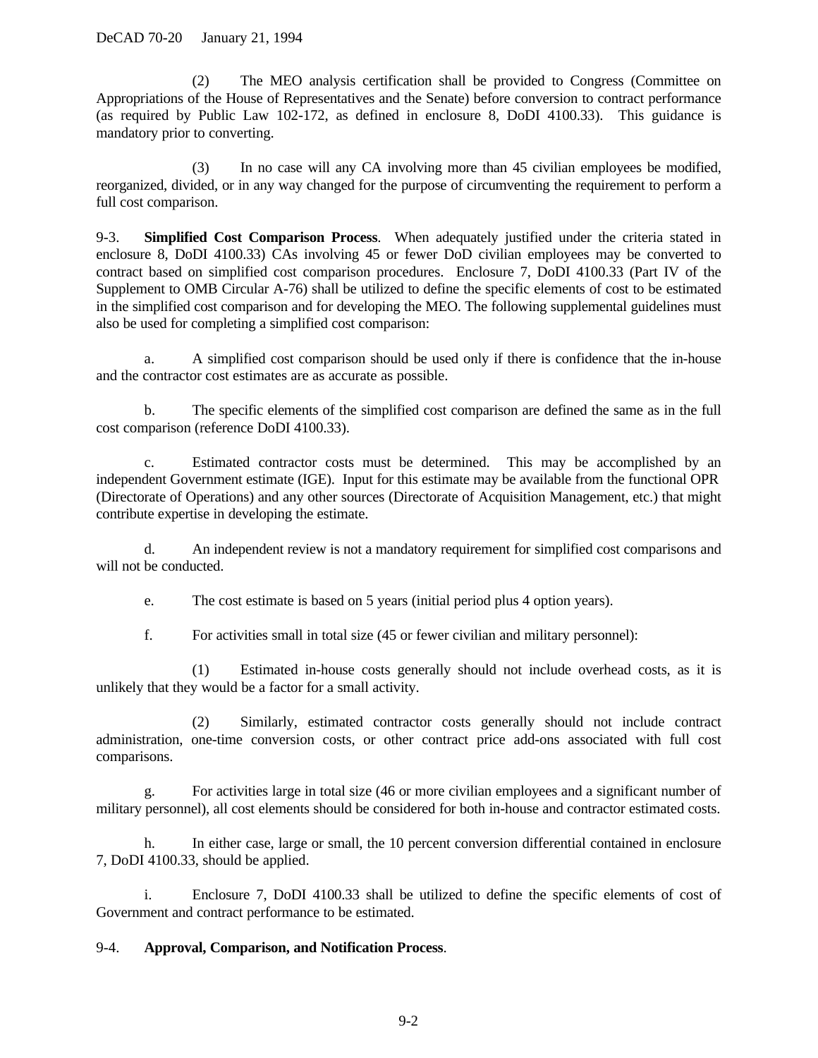(2) The MEO analysis certification shall be provided to Congress (Committee on Appropriations of the House of Representatives and the Senate) before conversion to contract performance (as required by Public Law 102-172, as defined in enclosure 8, DoDI 4100.33). This guidance is mandatory prior to converting.

(3) In no case will any CA involving more than 45 civilian employees be modified, reorganized, divided, or in any way changed for the purpose of circumventing the requirement to perform a full cost comparison.

9-3. **Simplified Cost Comparison Process**. When adequately justified under the criteria stated in enclosure 8, DoDI 4100.33) CAs involving 45 or fewer DoD civilian employees may be converted to contract based on simplified cost comparison procedures. Enclosure 7, DoDI 4100.33 (Part IV of the Supplement to OMB Circular A-76) shall be utilized to define the specific elements of cost to be estimated in the simplified cost comparison and for developing the MEO. The following supplemental guidelines must also be used for completing a simplified cost comparison:

a. A simplified cost comparison should be used only if there is confidence that the in-house and the contractor cost estimates are as accurate as possible.

b. The specific elements of the simplified cost comparison are defined the same as in the full cost comparison (reference DoDI 4100.33).

c. Estimated contractor costs must be determined. This may be accomplished by an independent Government estimate (IGE). Input for this estimate may be available from the functional OPR (Directorate of Operations) and any other sources (Directorate of Acquisition Management, etc.) that might contribute expertise in developing the estimate.

d. An independent review is not a mandatory requirement for simplified cost comparisons and will not be conducted.

e. The cost estimate is based on 5 years (initial period plus 4 option years).

f. For activities small in total size (45 or fewer civilian and military personnel):

(1) Estimated in-house costs generally should not include overhead costs, as it is unlikely that they would be a factor for a small activity.

(2) Similarly, estimated contractor costs generally should not include contract administration, one-time conversion costs, or other contract price add-ons associated with full cost comparisons.

g. For activities large in total size (46 or more civilian employees and a significant number of military personnel), all cost elements should be considered for both in-house and contractor estimated costs.

h. In either case, large or small, the 10 percent conversion differential contained in enclosure 7, DoDI 4100.33, should be applied.

i. Enclosure 7, DoDI 4100.33 shall be utilized to define the specific elements of cost of Government and contract performance to be estimated.

9-4. **Approval, Comparison, and Notification Process**.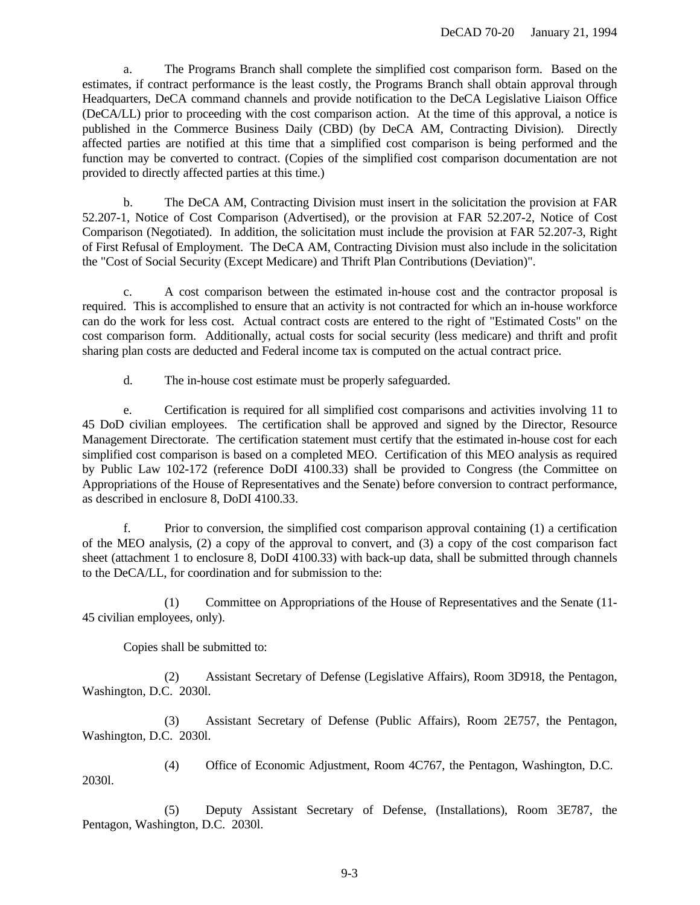a. The Programs Branch shall complete the simplified cost comparison form. Based on the estimates, if contract performance is the least costly, the Programs Branch shall obtain approval through Headquarters, DeCA command channels and provide notification to the DeCA Legislative Liaison Office (DeCA/LL) prior to proceeding with the cost comparison action. At the time of this approval, a notice is published in the Commerce Business Daily (CBD) (by DeCA AM, Contracting Division). Directly affected parties are notified at this time that a simplified cost comparison is being performed and the function may be converted to contract. (Copies of the simplified cost comparison documentation are not provided to directly affected parties at this time.)

b. The DeCA AM, Contracting Division must insert in the solicitation the provision at FAR 52.207-1, Notice of Cost Comparison (Advertised), or the provision at FAR 52.207-2, Notice of Cost Comparison (Negotiated). In addition, the solicitation must include the provision at FAR 52.207-3, Right of First Refusal of Employment. The DeCA AM, Contracting Division must also include in the solicitation the "Cost of Social Security (Except Medicare) and Thrift Plan Contributions (Deviation)".

c. A cost comparison between the estimated in-house cost and the contractor proposal is required. This is accomplished to ensure that an activity is not contracted for which an in-house workforce can do the work for less cost. Actual contract costs are entered to the right of "Estimated Costs" on the cost comparison form. Additionally, actual costs for social security (less medicare) and thrift and profit sharing plan costs are deducted and Federal income tax is computed on the actual contract price.

d. The in-house cost estimate must be properly safeguarded.

e. Certification is required for all simplified cost comparisons and activities involving 11 to 45 DoD civilian employees. The certification shall be approved and signed by the Director, Resource Management Directorate. The certification statement must certify that the estimated in-house cost for each simplified cost comparison is based on a completed MEO. Certification of this MEO analysis as required by Public Law 102-172 (reference DoDI 4100.33) shall be provided to Congress (the Committee on Appropriations of the House of Representatives and the Senate) before conversion to contract performance, as described in enclosure 8, DoDI 4100.33.

f. Prior to conversion, the simplified cost comparison approval containing (1) a certification of the MEO analysis, (2) a copy of the approval to convert, and (3) a copy of the cost comparison fact sheet (attachment 1 to enclosure 8, DoDI 4100.33) with back-up data, shall be submitted through channels to the DeCA/LL, for coordination and for submission to the:

(1) Committee on Appropriations of the House of Representatives and the Senate (11-45 civilian employees, only).

Copies shall be submitted to:

(2) Assistant Secretary of Defense (Legislative Affairs), Room 3D918, the Pentagon, Washington, D.C. 2030l.

(3) Assistant Secretary of Defense (Public Affairs), Room 2E757, the Pentagon, Washington, D.C. 2030l.

(4) Office of Economic Adjustment, Room 4C767, the Pentagon, Washington, D.C. 2030l.

(5) Deputy Assistant Secretary of Defense, (Installations), Room 3E787, the Pentagon, Washington, D.C. 2030l.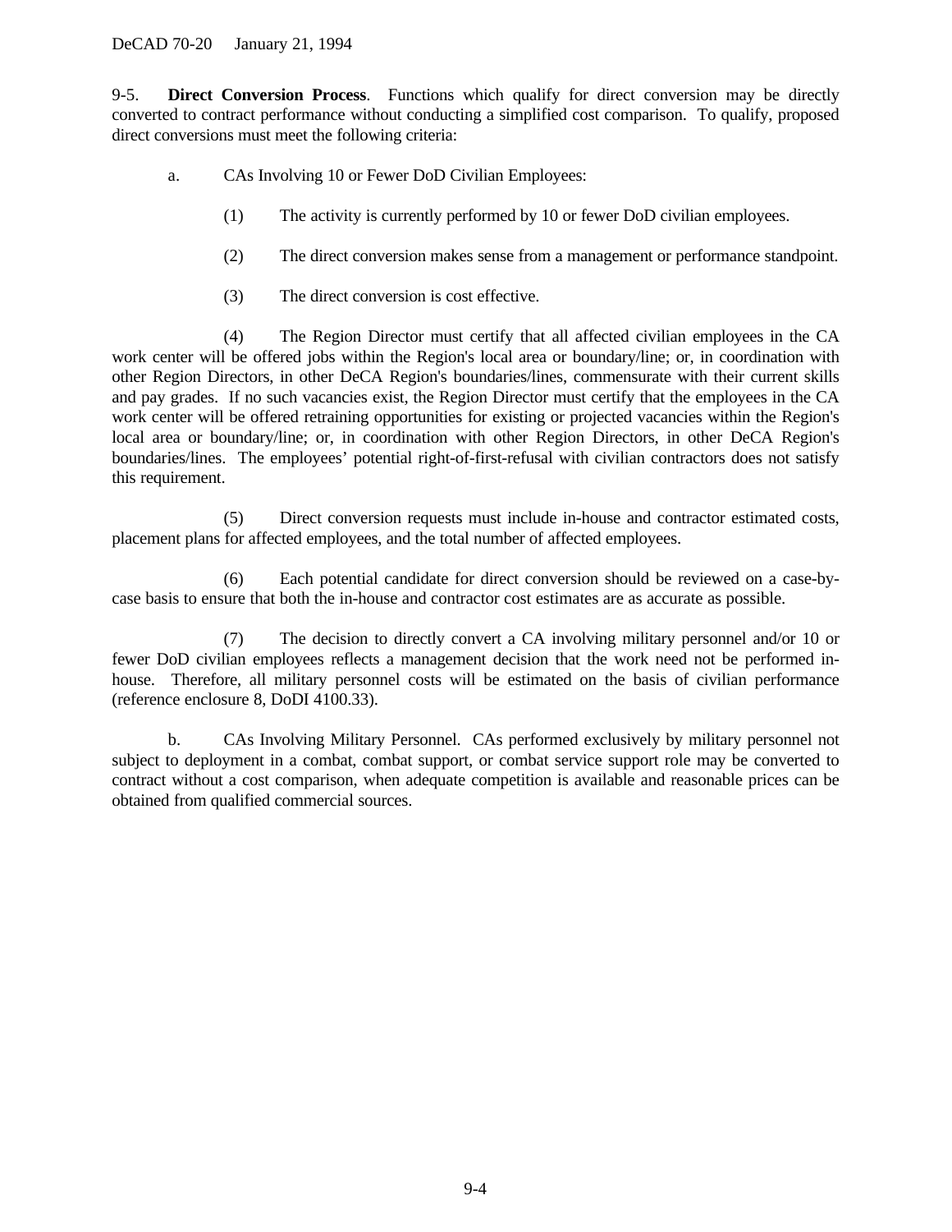9-5. **Direct Conversion Process**. Functions which qualify for direct conversion may be directly converted to contract performance without conducting a simplified cost comparison. To qualify, proposed direct conversions must meet the following criteria:

a. CAs Involving 10 or Fewer DoD Civilian Employees:

(1) The activity is currently performed by 10 or fewer DoD civilian employees.

(2) The direct conversion makes sense from a management or performance standpoint.

(3) The direct conversion is cost effective.

(4) The Region Director must certify that all affected civilian employees in the CA work center will be offered jobs within the Region's local area or boundary/line; or, in coordination with other Region Directors, in other DeCA Region's boundaries/lines, commensurate with their current skills and pay grades. If no such vacancies exist, the Region Director must certify that the employees in the CA work center will be offered retraining opportunities for existing or projected vacancies within the Region's local area or boundary/line; or, in coordination with other Region Directors, in other DeCA Region's boundaries/lines. The employees' potential right-of-first-refusal with civilian contractors does not satisfy this requirement.

(5) Direct conversion requests must include in-house and contractor estimated costs, placement plans for affected employees, and the total number of affected employees.

(6) Each potential candidate for direct conversion should be reviewed on a case-by-case basis to ensure that both the in-house and contractor cost estimates are as accurate as possible.

(7) The decision to directly convert a CA involving military personnel and/or 10 or fewer DoD civilian employees reflects a management decision that the work need not be performed in-house. Therefore, all military personnel costs will be estimated on the basis of civilian performance (reference enclosure 8, DoDI 4100.33).

b. CAs Involving Military Personnel. CAs performed exclusively by military personnel not subject to deployment in a combat, combat support, or combat service support role may be converted to contract without a cost comparison, when adequate competition is available and reasonable prices can be obtained from qualified commercial sources.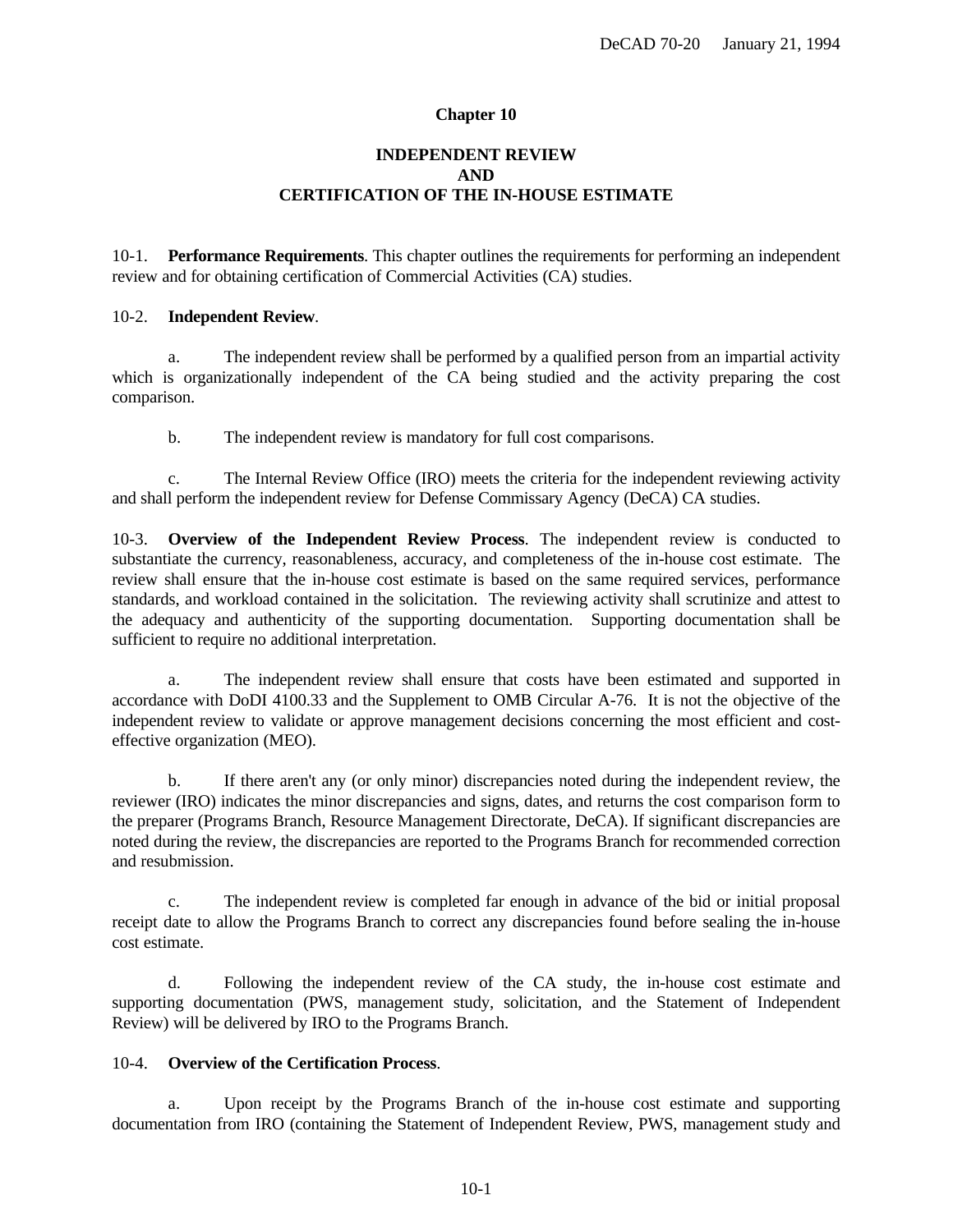# Chapter 10

## INDEPENDENT REVIEW AND CERTIFICATION OF THE IN-HOUSE ESTIMATE

10-1. **Performance Requirements**. This chapter outlines the requirements for performing an independent review and for obtaining certification of Commercial Activities (CA) studies.

10-2. **Independent Review**.

a. The independent review shall be performed by a qualified person from an impartial activity which is organizationally independent of the CA being studied and the activity preparing the cost comparison.

b. The independent review is mandatory for full cost comparisons.

c. The Internal Review Office (IRO) meets the criteria for the independent reviewing activity and shall perform the independent review for Defense Commissary Agency (DeCA) CA studies.

10-3. **Overview of the Independent Review Process**. The independent review is conducted to substantiate the currency, reasonableness, accuracy, and completeness of the in-house cost estimate. The review shall ensure that the in-house cost estimate is based on the same required services, performance standards, and workload contained in the solicitation. The reviewing activity shall scrutinize and attest to the adequacy and authenticity of the supporting documentation. Supporting documentation shall be sufficient to require no additional interpretation.

a. The independent review shall ensure that costs have been estimated and supported in accordance with DoDI 4100.33 and the Supplement to OMB Circular A-76. It is not the objective of the independent review to validate or approve management decisions concerning the most efficient and cost-effective organization (MEO).

b. If there aren't any (or only minor) discrepancies noted during the independent review, the reviewer (IRO) indicates the minor discrepancies and signs, dates, and returns the cost comparison form to the preparer (Programs Branch, Resource Management Directorate, DeCA). If significant discrepancies are noted during the review, the discrepancies are reported to the Programs Branch for recommended correction and resubmission.

c. The independent review is completed far enough in advance of the bid or initial proposal receipt date to allow the Programs Branch to correct any discrepancies found before sealing the in-house cost estimate.

d. Following the independent review of the CA study, the in-house cost estimate and supporting documentation (PWS, management study, solicitation, and the Statement of Independent Review) will be delivered by IRO to the Programs Branch.

10-4. **Overview of the Certification Process**.

a. Upon receipt by the Programs Branch of the in-house cost estimate and supporting documentation from IRO (containing the Statement of Independent Review, PWS, management study and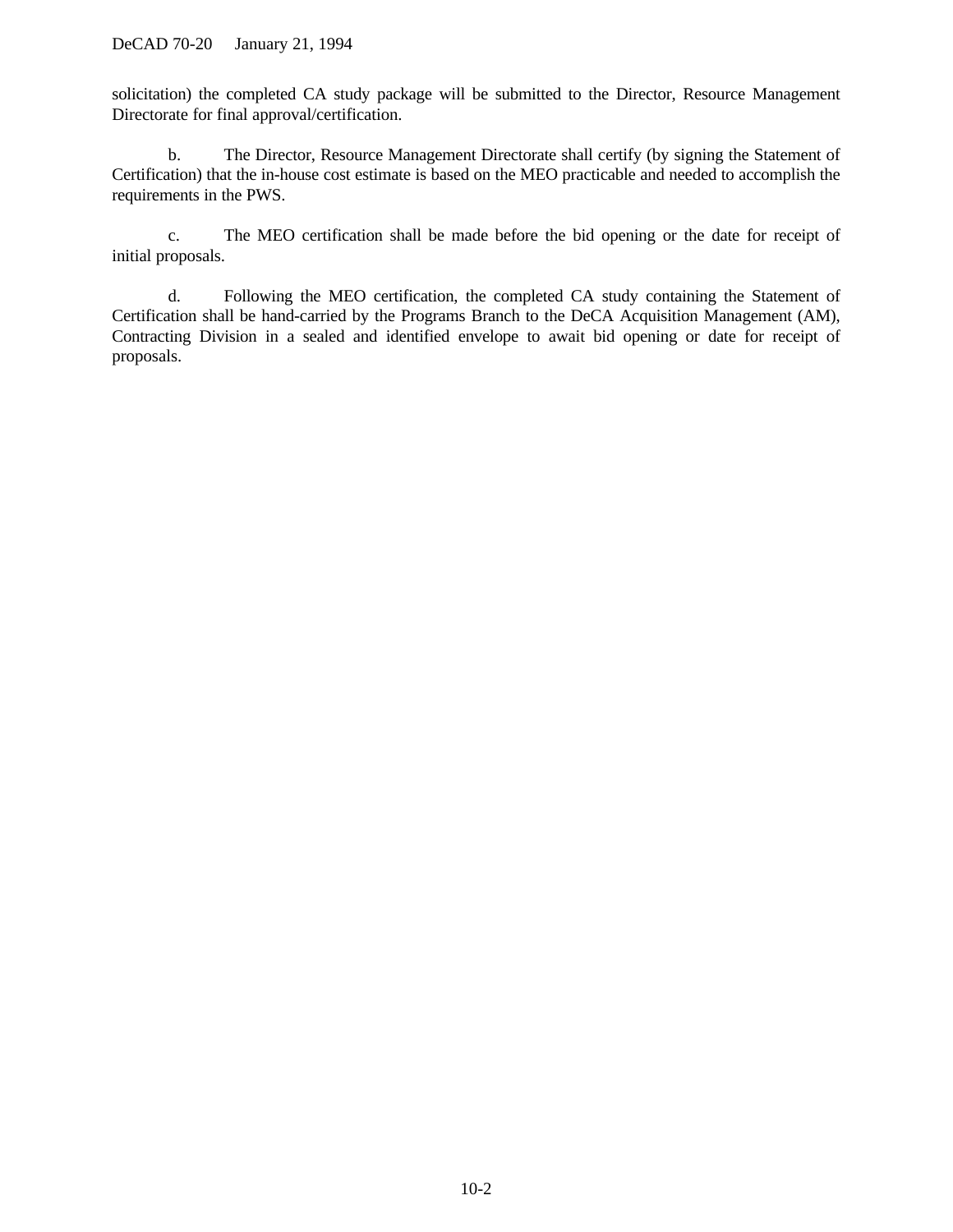solicitation) the completed CA study package will be submitted to the Director, Resource Management Directorate for final approval/certification.

b. The Director, Resource Management Directorate shall certify (by signing the Statement of Certification) that the in-house cost estimate is based on the MEO practicable and needed to accomplish the requirements in the PWS.

c. The MEO certification shall be made before the bid opening or the date for receipt of initial proposals.

d. Following the MEO certification, the completed CA study containing the Statement of Certification shall be hand-carried by the Programs Branch to the DeCA Acquisition Management (AM), Contracting Division in a sealed and identified envelope to await bid opening or date for receipt of proposals.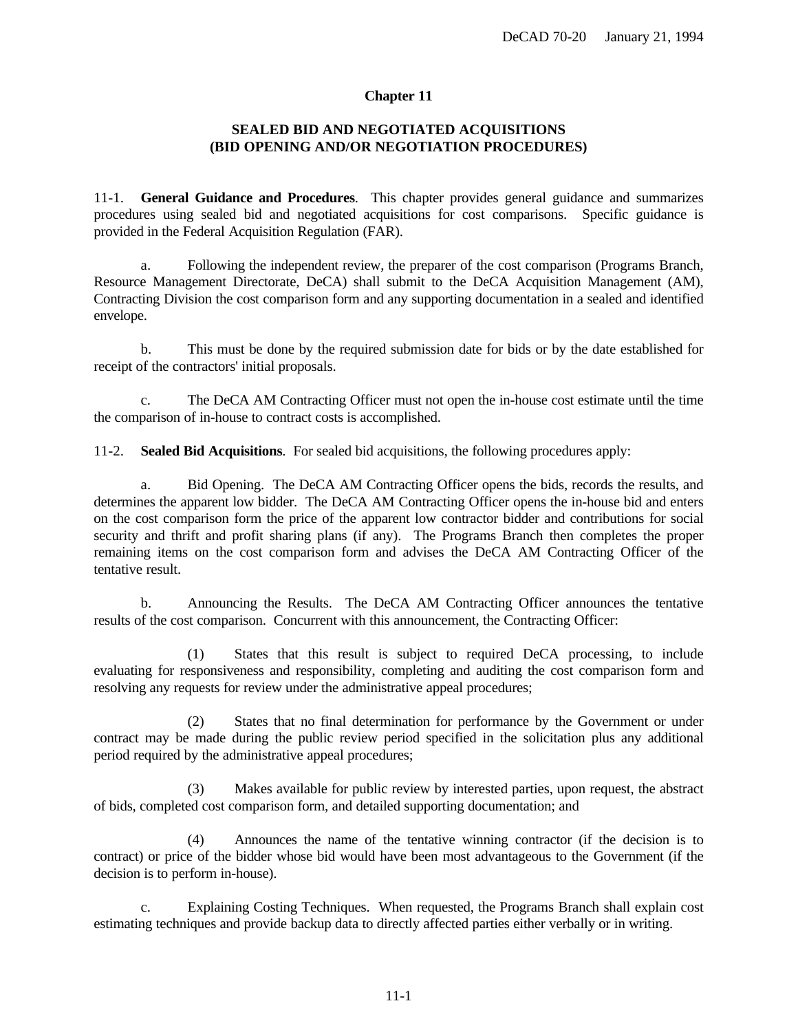# Chapter 11

## SEALED BID AND NEGOTIATED ACQUISITIONS (BID OPENING AND/OR NEGOTIATION PROCEDURES)

11-1. **General Guidance and Procedures**. This chapter provides general guidance and summarizes procedures using sealed bid and negotiated acquisitions for cost comparisons. Specific guidance is provided in the Federal Acquisition Regulation (FAR).

a. Following the independent review, the preparer of the cost comparison (Programs Branch, Resource Management Directorate, DeCA) shall submit to the DeCA Acquisition Management (AM), Contracting Division the cost comparison form and any supporting documentation in a sealed and identified envelope.

b. This must be done by the required submission date for bids or by the date established for receipt of the contractors' initial proposals.

c. The DeCA AM Contracting Officer must not open the in-house cost estimate until the time the comparison of in-house to contract costs is accomplished.

11-2. **Sealed Bid Acquisitions**. For sealed bid acquisitions, the following procedures apply:

a. Bid Opening. The DeCA AM Contracting Officer opens the bids, records the results, and determines the apparent low bidder. The DeCA AM Contracting Officer opens the in-house bid and enters on the cost comparison form the price of the apparent low contractor bidder and contributions for social security and thrift and profit sharing plans (if any). The Programs Branch then completes the proper remaining items on the cost comparison form and advises the DeCA AM Contracting Officer of the tentative result.

b. Announcing the Results. The DeCA AM Contracting Officer announces the tentative results of the cost comparison. Concurrent with this announcement, the Contracting Officer:

(1) States that this result is subject to required DeCA processing, to include evaluating for responsiveness and responsibility, completing and auditing the cost comparison form and resolving any requests for review under the administrative appeal procedures;

(2) States that no final determination for performance by the Government or under contract may be made during the public review period specified in the solicitation plus any additional period required by the administrative appeal procedures;

(3) Makes available for public review by interested parties, upon request, the abstract of bids, completed cost comparison form, and detailed supporting documentation; and

(4) Announces the name of the tentative winning contractor (if the decision is to contract) or price of the bidder whose bid would have been most advantageous to the Government (if the decision is to perform in-house).

c. Explaining Costing Techniques. When requested, the Programs Branch shall explain cost estimating techniques and provide backup data to directly affected parties either verbally or in writing.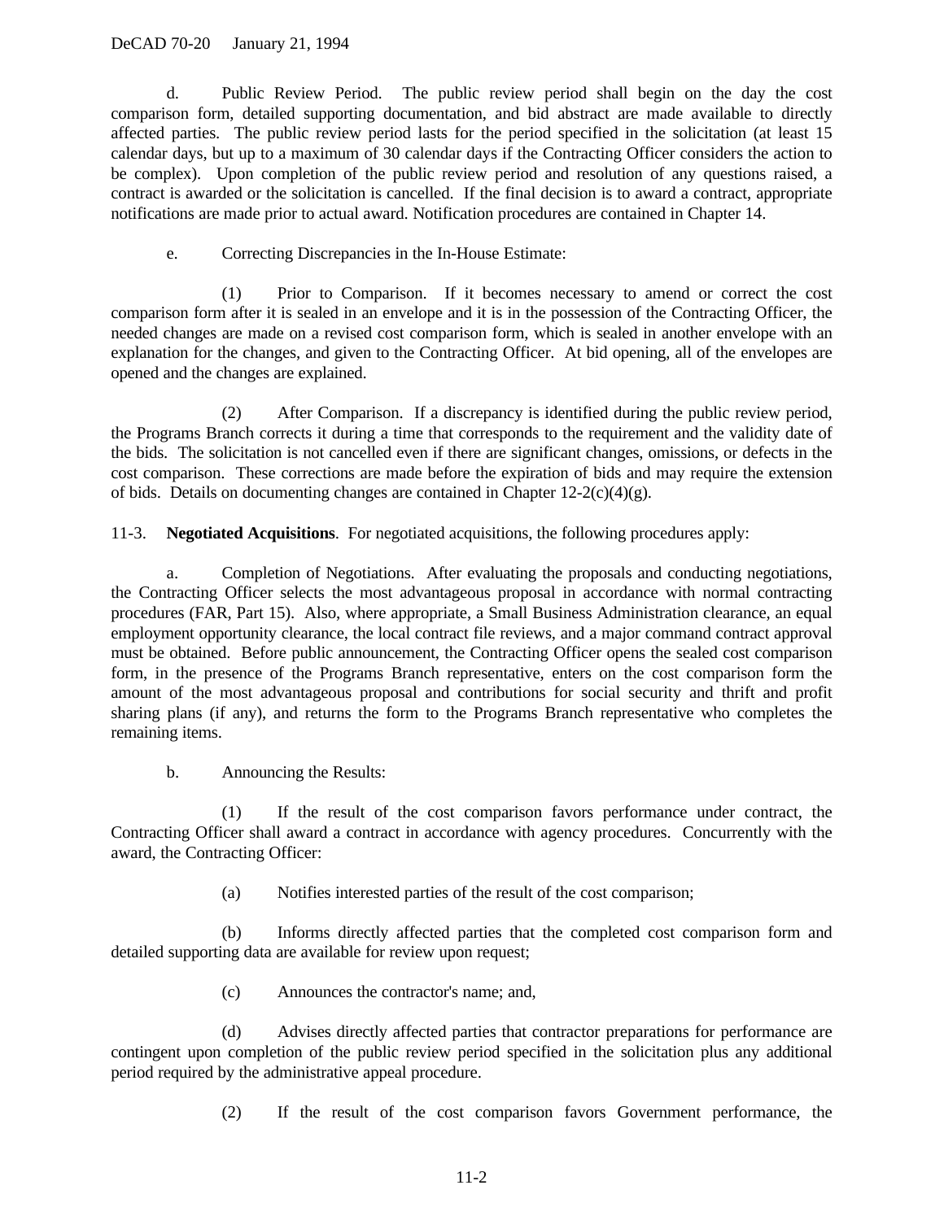d. Public Review Period. The public review period shall begin on the day the cost comparison form, detailed supporting documentation, and bid abstract are made available to directly affected parties. The public review period lasts for the period specified in the solicitation (at least 15 calendar days, but up to a maximum of 30 calendar days if the Contracting Officer considers the action to be complex). Upon completion of the public review period and resolution of any questions raised, a contract is awarded or the solicitation is cancelled. If the final decision is to award a contract, appropriate notifications are made prior to actual award. Notification procedures are contained in Chapter 14.

e. Correcting Discrepancies in the In-House Estimate:

(1) Prior to Comparison. If it becomes necessary to amend or correct the cost comparison form after it is sealed in an envelope and it is in the possession of the Contracting Officer, the needed changes are made on a revised cost comparison form, which is sealed in another envelope with an explanation for the changes, and given to the Contracting Officer. At bid opening, all of the envelopes are opened and the changes are explained.

(2) After Comparison. If a discrepancy is identified during the public review period, the Programs Branch corrects it during a time that corresponds to the requirement and the validity date of the bids. The solicitation is not cancelled even if there are significant changes, omissions, or defects in the cost comparison. These corrections are made before the expiration of bids and may require the extension of bids. Details on documenting changes are contained in Chapter 12-2(c)(4)(g).

11-3. **Negotiated Acquisitions**. For negotiated acquisitions, the following procedures apply:

a. Completion of Negotiations. After evaluating the proposals and conducting negotiations, the Contracting Officer selects the most advantageous proposal in accordance with normal contracting procedures (FAR, Part 15). Also, where appropriate, a Small Business Administration clearance, an equal employment opportunity clearance, the local contract file reviews, and a major command contract approval must be obtained. Before public announcement, the Contracting Officer opens the sealed cost comparison form, in the presence of the Programs Branch representative, enters on the cost comparison form the amount of the most advantageous proposal and contributions for social security and thrift and profit sharing plans (if any), and returns the form to the Programs Branch representative who completes the remaining items.

b. Announcing the Results:

(1) If the result of the cost comparison favors performance under contract, the Contracting Officer shall award a contract in accordance with agency procedures. Concurrently with the award, the Contracting Officer:

(a) Notifies interested parties of the result of the cost comparison;

(b) Informs directly affected parties that the completed cost comparison form and detailed supporting data are available for review upon request;

(c) Announces the contractor's name; and,

(d) Advises directly affected parties that contractor preparations for performance are contingent upon completion of the public review period specified in the solicitation plus any additional period required by the administrative appeal procedure.

(2) If the result of the cost comparison favors Government performance, the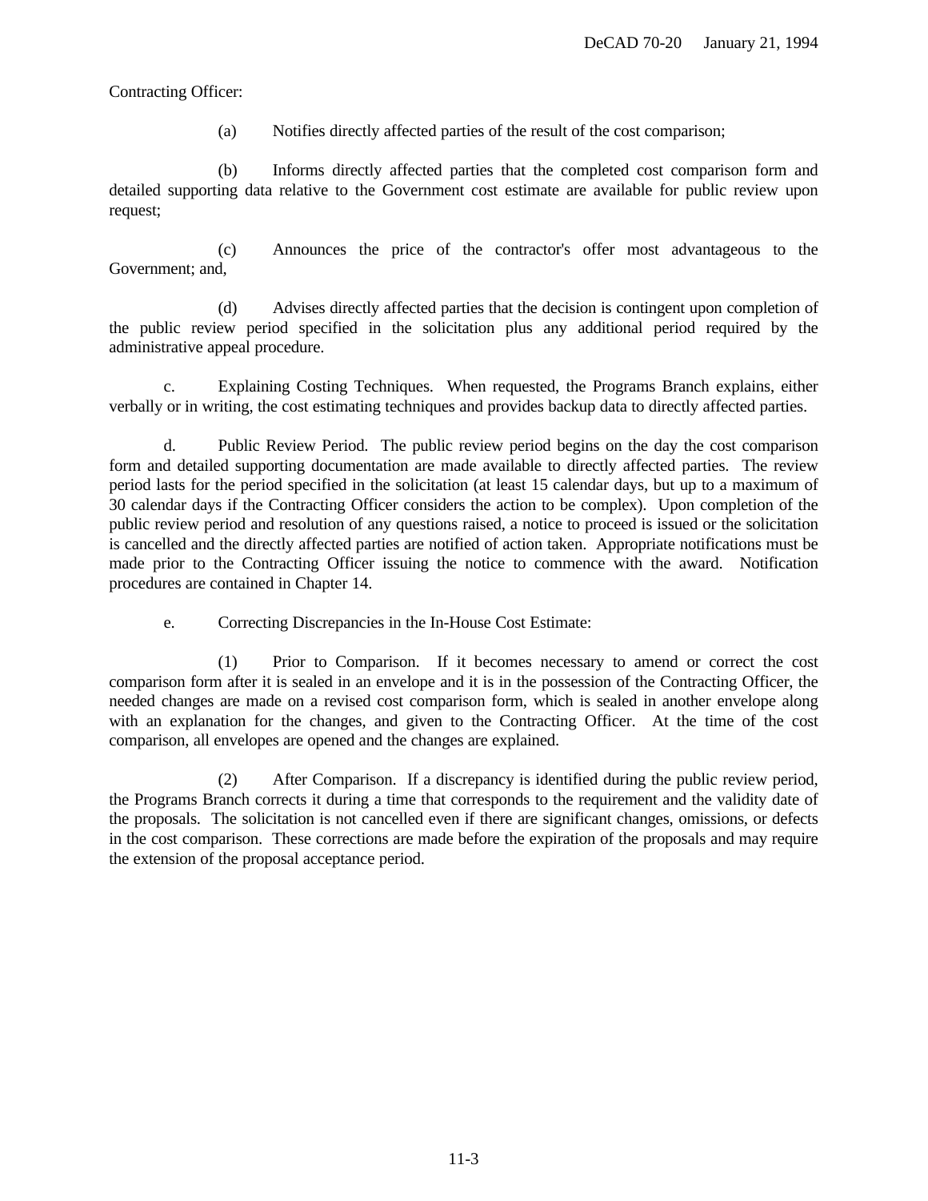Contracting Officer:

(a) Notifies directly affected parties of the result of the cost comparison;

(b) Informs directly affected parties that the completed cost comparison form and detailed supporting data relative to the Government cost estimate are available for public review upon request;

(c) Announces the price of the contractor's offer most advantageous to the Government; and,

(d) Advises directly affected parties that the decision is contingent upon completion of the public review period specified in the solicitation plus any additional period required by the administrative appeal procedure.

c. Explaining Costing Techniques. When requested, the Programs Branch explains, either verbally or in writing, the cost estimating techniques and provides backup data to directly affected parties.

d. Public Review Period. The public review period begins on the day the cost comparison form and detailed supporting documentation are made available to directly affected parties. The review period lasts for the period specified in the solicitation (at least 15 calendar days, but up to a maximum of 30 calendar days if the Contracting Officer considers the action to be complex). Upon completion of the public review period and resolution of any questions raised, a notice to proceed is issued or the solicitation is cancelled and the directly affected parties are notified of action taken. Appropriate notifications must be made prior to the Contracting Officer issuing the notice to commence with the award. Notification procedures are contained in Chapter 14.

e. Correcting Discrepancies in the In-House Cost Estimate:

(1) Prior to Comparison. If it becomes necessary to amend or correct the cost comparison form after it is sealed in an envelope and it is in the possession of the Contracting Officer, the needed changes are made on a revised cost comparison form, which is sealed in another envelope along with an explanation for the changes, and given to the Contracting Officer. At the time of the cost comparison, all envelopes are opened and the changes are explained.

(2) After Comparison. If a discrepancy is identified during the public review period, the Programs Branch corrects it during a time that corresponds to the requirement and the validity date of the proposals. The solicitation is not cancelled even if there are significant changes, omissions, or defects in the cost comparison. These corrections are made before the expiration of the proposals and may require the extension of the proposal acceptance period.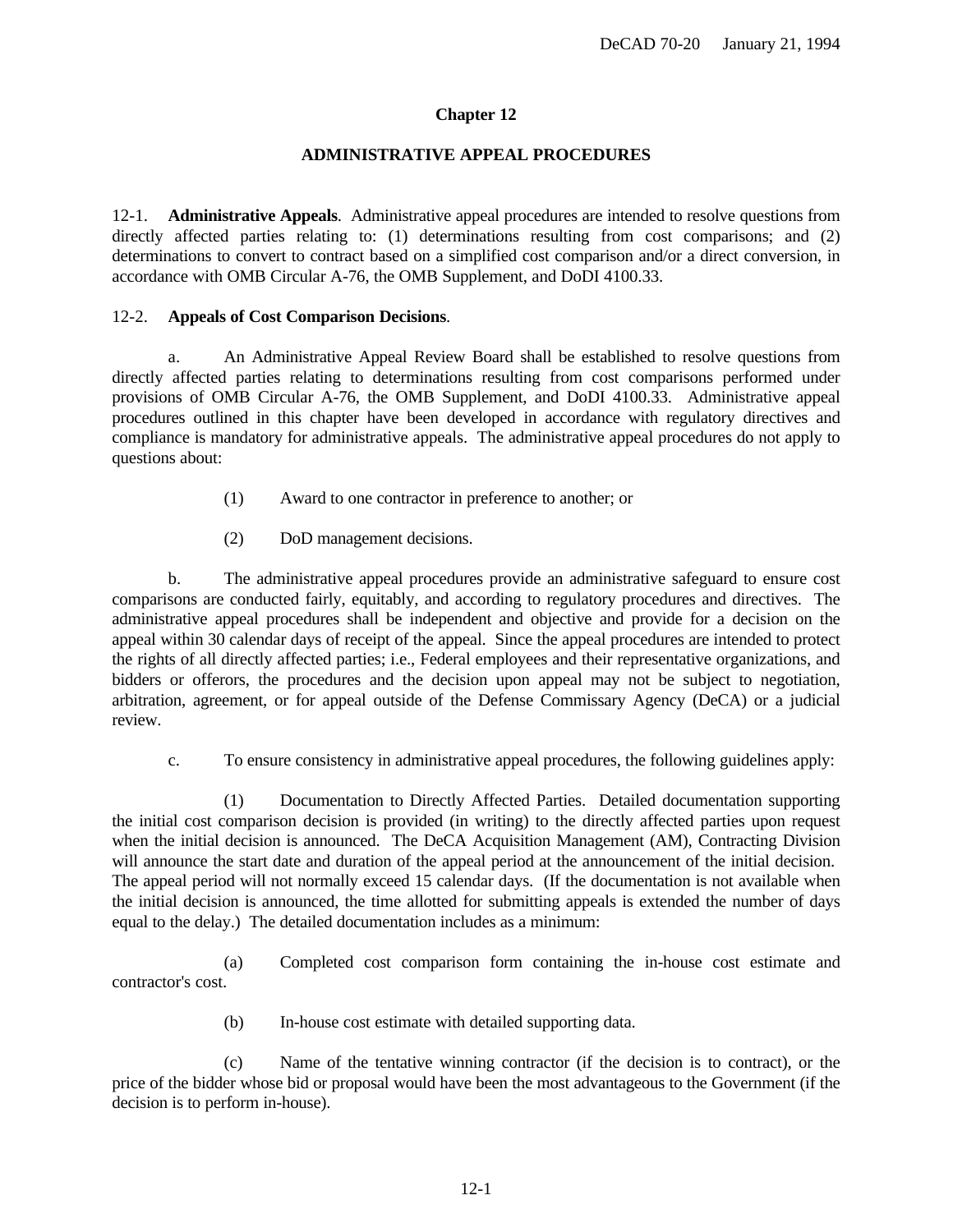# Chapter 12

## ADMINISTRATIVE APPEAL PROCEDURES

12-1. **Administrative Appeals**. Administrative appeal procedures are intended to resolve questions from directly affected parties relating to: (1) determinations resulting from cost comparisons; and (2) determinations to convert to contract based on a simplified cost comparison and/or a direct conversion, in accordance with OMB Circular A-76, the OMB Supplement, and DoDI 4100.33.

12-2. **Appeals of Cost Comparison Decisions**.

a. An Administrative Appeal Review Board shall be established to resolve questions from directly affected parties relating to determinations resulting from cost comparisons performed under provisions of OMB Circular A-76, the OMB Supplement, and DoDI 4100.33. Administrative appeal procedures outlined in this chapter have been developed in accordance with regulatory directives and compliance is mandatory for administrative appeals. The administrative appeal procedures do not apply to questions about:

(1) Award to one contractor in preference to another; or

(2) DoD management decisions.

b. The administrative appeal procedures provide an administrative safeguard to ensure cost comparisons are conducted fairly, equitably, and according to regulatory procedures and directives. The administrative appeal procedures shall be independent and objective and provide for a decision on the appeal within 30 calendar days of receipt of the appeal. Since the appeal procedures are intended to protect the rights of all directly affected parties; i.e., Federal employees and their representative organizations, and bidders or offerors, the procedures and the decision upon appeal may not be subject to negotiation, arbitration, agreement, or for appeal outside of the Defense Commissary Agency (DeCA) or a judicial review.

c. To ensure consistency in administrative appeal procedures, the following guidelines apply:

(1) Documentation to Directly Affected Parties. Detailed documentation supporting the initial cost comparison decision is provided (in writing) to the directly affected parties upon request when the initial decision is announced. The DeCA Acquisition Management (AM), Contracting Division will announce the start date and duration of the appeal period at the announcement of the initial decision. The appeal period will not normally exceed 15 calendar days. (If the documentation is not available when the initial decision is announced, the time allotted for submitting appeals is extended the number of days equal to the delay.) The detailed documentation includes as a minimum:

(a) Completed cost comparison form containing the in-house cost estimate and contractor's cost.

(b) In-house cost estimate with detailed supporting data.

(c) Name of the tentative winning contractor (if the decision is to contract), or the price of the bidder whose bid or proposal would have been the most advantageous to the Government (if the decision is to perform in-house).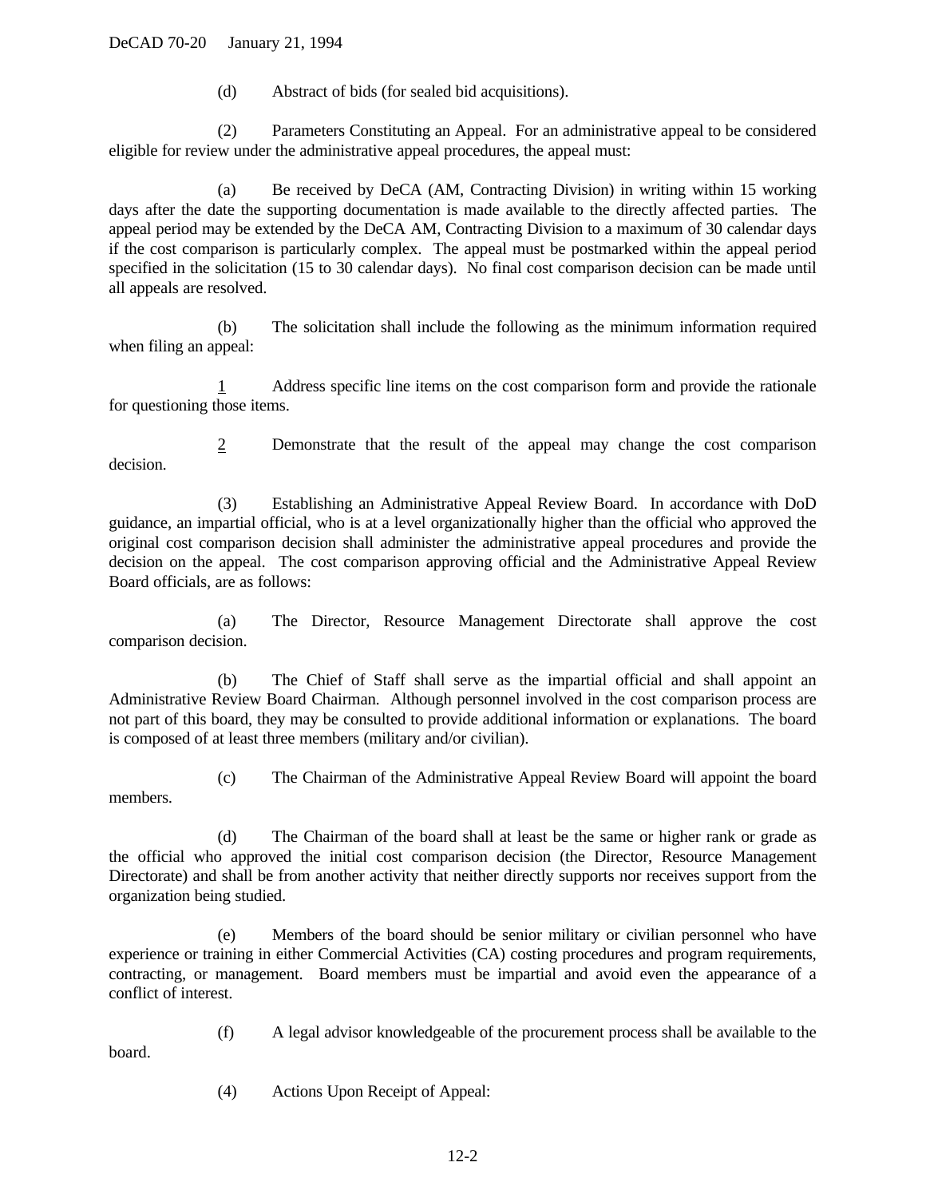(d) Abstract of bids (for sealed bid acquisitions).

(2) Parameters Constituting an Appeal. For an administrative appeal to be considered eligible for review under the administrative appeal procedures, the appeal must:

(a) Be received by DeCA (AM, Contracting Division) in writing within 15 working days after the date the supporting documentation is made available to the directly affected parties. The appeal period may be extended by the DeCA AM, Contracting Division to a maximum of 30 calendar days if the cost comparison is particularly complex. The appeal must be postmarked within the appeal period specified in the solicitation (15 to 30 calendar days). No final cost comparison decision can be made until all appeals are resolved.

(b) The solicitation shall include the following as the minimum information required when filing an appeal:

1 Address specific line items on the cost comparison form and provide the rationale for questioning those items.

2 Demonstrate that the result of the appeal may change the cost comparison decision.

(3) Establishing an Administrative Appeal Review Board. In accordance with DoD guidance, an impartial official, who is at a level organizationally higher than the official who approved the original cost comparison decision shall administer the administrative appeal procedures and provide the decision on the appeal. The cost comparison approving official and the Administrative Appeal Review Board officials, are as follows:

(a) The Director, Resource Management Directorate shall approve the cost comparison decision.

(b) The Chief of Staff shall serve as the impartial official and shall appoint an Administrative Review Board Chairman. Although personnel involved in the cost comparison process are not part of this board, they may be consulted to provide additional information or explanations. The board is composed of at least three members (military and/or civilian).

(c) The Chairman of the Administrative Appeal Review Board will appoint the board members.

(d) The Chairman of the board shall at least be the same or higher rank or grade as the official who approved the initial cost comparison decision (the Director, Resource Management Directorate) and shall be from another activity that neither directly supports nor receives support from the organization being studied.

(e) Members of the board should be senior military or civilian personnel who have experience or training in either Commercial Activities (CA) costing procedures and program requirements, contracting, or management. Board members must be impartial and avoid even the appearance of a conflict of interest.

(f) A legal advisor knowledgeable of the procurement process shall be available to the board.

(4) Actions Upon Receipt of Appeal: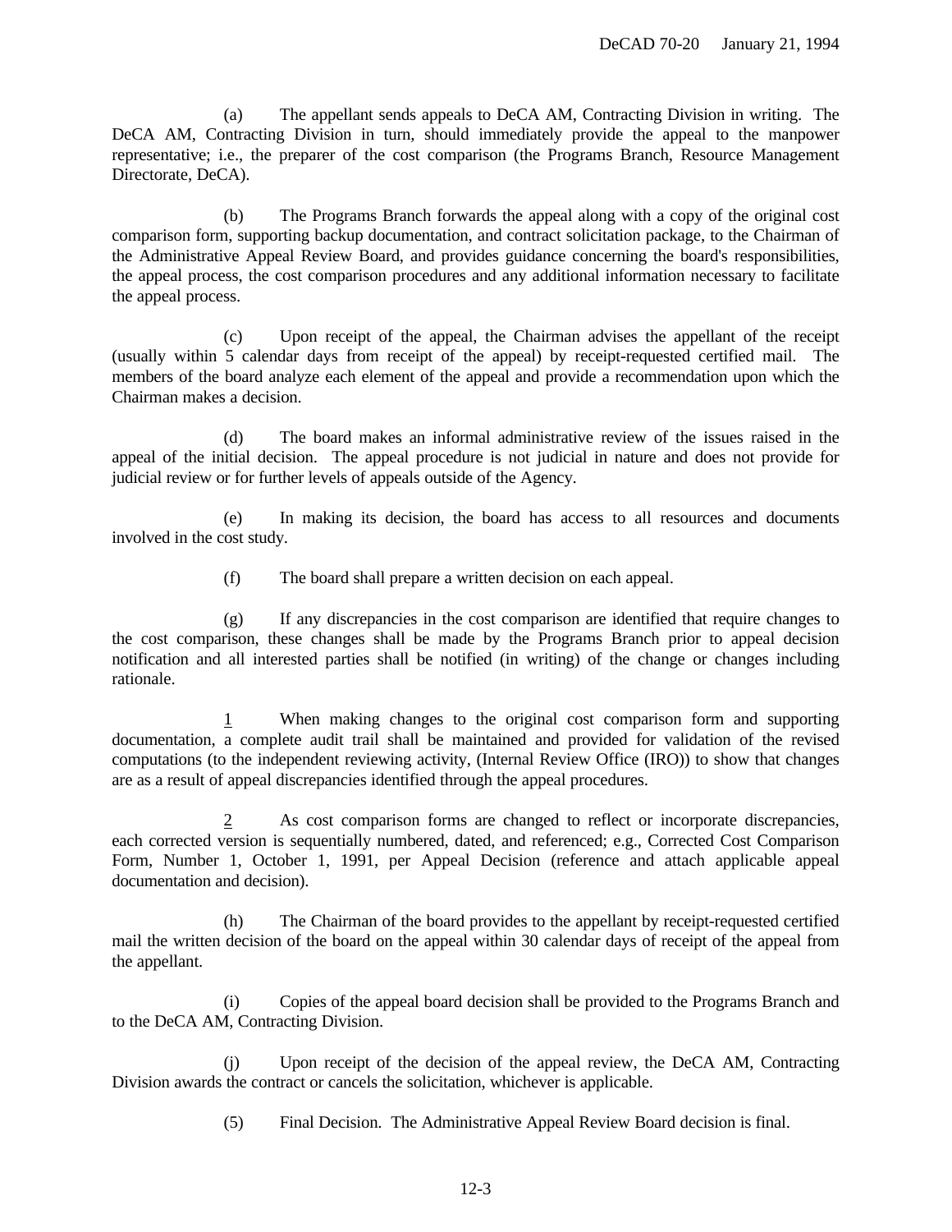(a) The appellant sends appeals to DeCA AM, Contracting Division in writing. The DeCA AM, Contracting Division in turn, should immediately provide the appeal to the manpower representative; i.e., the preparer of the cost comparison (the Programs Branch, Resource Management Directorate, DeCA).

(b) The Programs Branch forwards the appeal along with a copy of the original cost comparison form, supporting backup documentation, and contract solicitation package, to the Chairman of the Administrative Appeal Review Board, and provides guidance concerning the board's responsibilities, the appeal process, the cost comparison procedures and any additional information necessary to facilitate the appeal process.

(c) Upon receipt of the appeal, the Chairman advises the appellant of the receipt (usually within 5 calendar days from receipt of the appeal) by receipt-requested certified mail. The members of the board analyze each element of the appeal and provide a recommendation upon which the Chairman makes a decision.

(d) The board makes an informal administrative review of the issues raised in the appeal of the initial decision. The appeal procedure is not judicial in nature and does not provide for judicial review or for further levels of appeals outside of the Agency.

(e) In making its decision, the board has access to all resources and documents involved in the cost study.

(f) The board shall prepare a written decision on each appeal.

(g) If any discrepancies in the cost comparison are identified that require changes to the cost comparison, these changes shall be made by the Programs Branch prior to appeal decision notification and all interested parties shall be notified (in writing) of the change or changes including rationale.

1 When making changes to the original cost comparison form and supporting documentation, a complete audit trail shall be maintained and provided for validation of the revised computations (to the independent reviewing activity, (Internal Review Office (IRO)) to show that changes are as a result of appeal discrepancies identified through the appeal procedures.

2 As cost comparison forms are changed to reflect or incorporate discrepancies, each corrected version is sequentially numbered, dated, and referenced; e.g., Corrected Cost Comparison Form, Number 1, October 1, 1991, per Appeal Decision (reference and attach applicable appeal documentation and decision).

(h) The Chairman of the board provides to the appellant by receipt-requested certified mail the written decision of the board on the appeal within 30 calendar days of receipt of the appeal from the appellant.

(i) Copies of the appeal board decision shall be provided to the Programs Branch and to the DeCA AM, Contracting Division.

(j) Upon receipt of the decision of the appeal review, the DeCA AM, Contracting Division awards the contract or cancels the solicitation, whichever is applicable.

(5) Final Decision. The Administrative Appeal Review Board decision is final.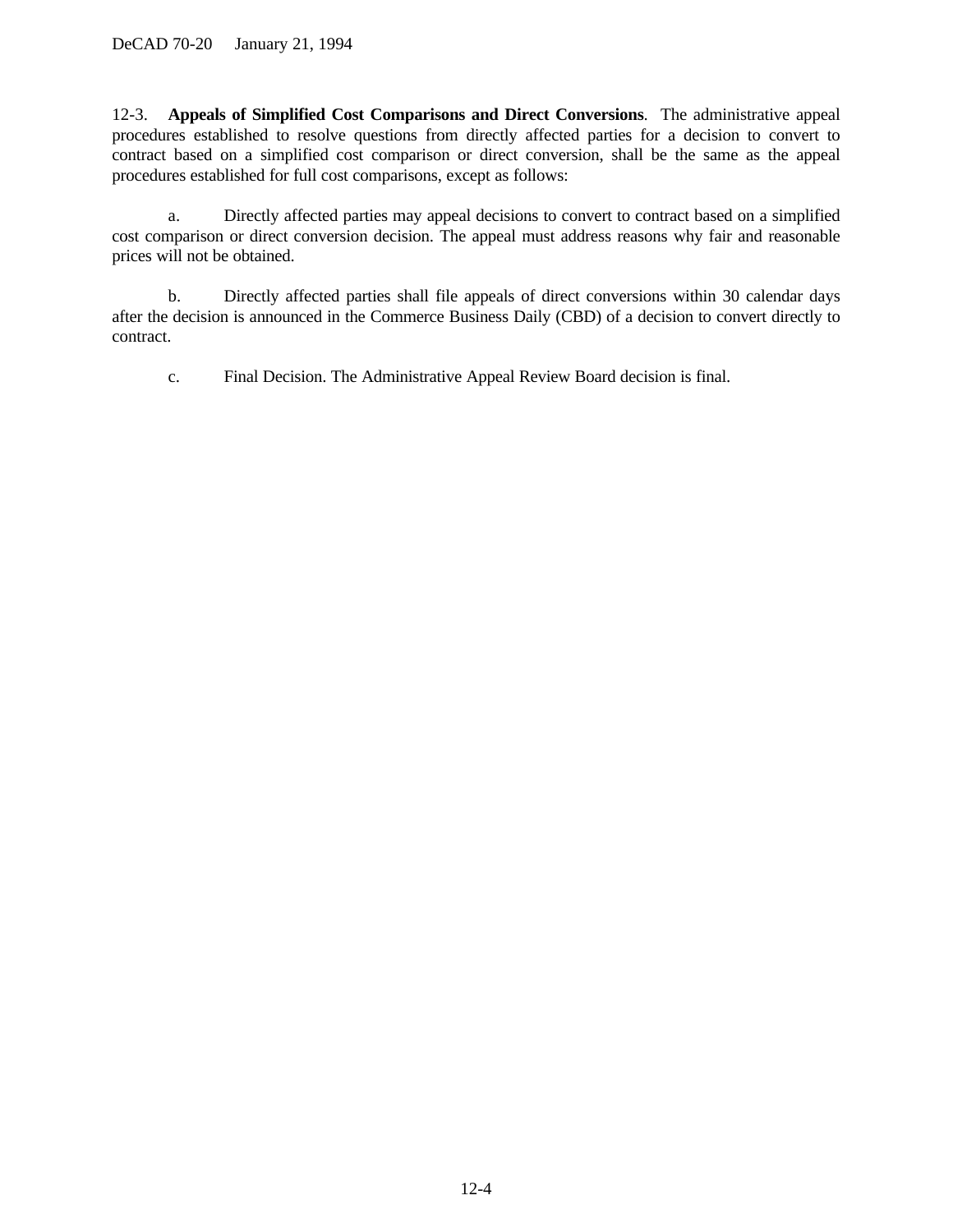12-3. **Appeals of Simplified Cost Comparisons and Direct Conversions**. The administrative appeal procedures established to resolve questions from directly affected parties for a decision to convert to contract based on a simplified cost comparison or direct conversion, shall be the same as the appeal procedures established for full cost comparisons, except as follows:

a. Directly affected parties may appeal decisions to convert to contract based on a simplified cost comparison or direct conversion decision. The appeal must address reasons why fair and reasonable prices will not be obtained.

b. Directly affected parties shall file appeals of direct conversions within 30 calendar days after the decision is announced in the Commerce Business Daily (CBD) of a decision to convert directly to contract.

c. Final Decision. The Administrative Appeal Review Board decision is final.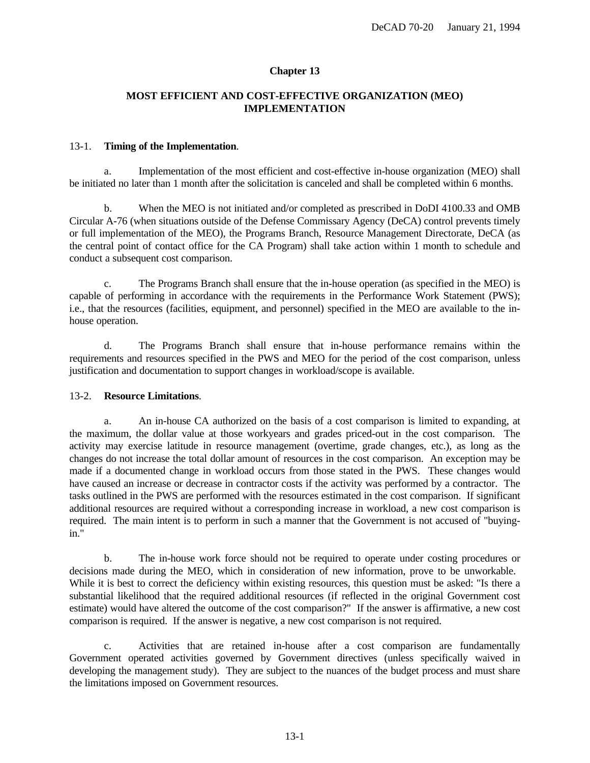# Chapter 13

## MOST EFFICIENT AND COST-EFFECTIVE ORGANIZATION (MEO) IMPLEMENTATION

13-1. **Timing of the Implementation**.

a. Implementation of the most efficient and cost-effective in-house organization (MEO) shall be initiated no later than 1 month after the solicitation is canceled and shall be completed within 6 months.

b. When the MEO is not initiated and/or completed as prescribed in DoDI 4100.33 and OMB Circular A-76 (when situations outside of the Defense Commissary Agency (DeCA) control prevents timely or full implementation of the MEO), the Programs Branch, Resource Management Directorate, DeCA (as the central point of contact office for the CA Program) shall take action within 1 month to schedule and conduct a subsequent cost comparison.

c. The Programs Branch shall ensure that the in-house operation (as specified in the MEO) is capable of performing in accordance with the requirements in the Performance Work Statement (PWS); i.e., that the resources (facilities, equipment, and personnel) specified in the MEO are available to the in-house operation.

d. The Programs Branch shall ensure that in-house performance remains within the requirements and resources specified in the PWS and MEO for the period of the cost comparison, unless justification and documentation to support changes in workload/scope is available.

13-2. **Resource Limitations**.

a. An in-house CA authorized on the basis of a cost comparison is limited to expanding, at the maximum, the dollar value at those workyears and grades priced-out in the cost comparison. The activity may exercise latitude in resource management (overtime, grade changes, etc.), as long as the changes do not increase the total dollar amount of resources in the cost comparison. An exception may be made if a documented change in workload occurs from those stated in the PWS. These changes would have caused an increase or decrease in contractor costs if the activity was performed by a contractor. The tasks outlined in the PWS are performed with the resources estimated in the cost comparison. If significant additional resources are required without a corresponding increase in workload, a new cost comparison is required. The main intent is to perform in such a manner that the Government is not accused of "buying-in."

b. The in-house work force should not be required to operate under costing procedures or decisions made during the MEO, which in consideration of new information, prove to be unworkable. While it is best to correct the deficiency within existing resources, this question must be asked: "Is there a substantial likelihood that the required additional resources (if reflected in the original Government cost estimate) would have altered the outcome of the cost comparison?" If the answer is affirmative, a new cost comparison is required. If the answer is negative, a new cost comparison is not required.

c. Activities that are retained in-house after a cost comparison are fundamentally Government operated activities governed by Government directives (unless specifically waived in developing the management study). They are subject to the nuances of the budget process and must share the limitations imposed on Government resources.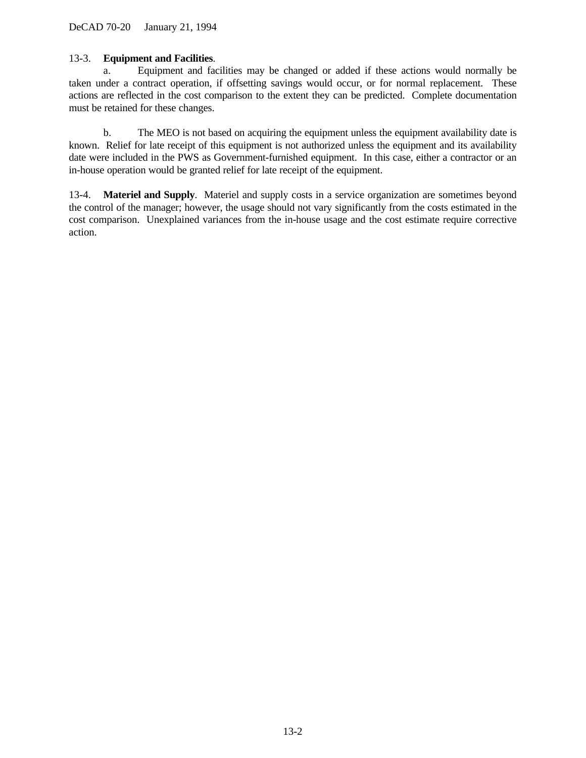13-3. **Equipment and Facilities**.

a. Equipment and facilities may be changed or added if these actions would normally be taken under a contract operation, if offsetting savings would occur, or for normal replacement. These actions are reflected in the cost comparison to the extent they can be predicted. Complete documentation must be retained for these changes.

b. The MEO is not based on acquiring the equipment unless the equipment availability date is known. Relief for late receipt of this equipment is not authorized unless the equipment and its availability date were included in the PWS as Government-furnished equipment. In this case, either a contractor or an in-house operation would be granted relief for late receipt of the equipment.

13-4. **Materiel and Supply**. Materiel and supply costs in a service organization are sometimes beyond the control of the manager; however, the usage should not vary significantly from the costs estimated in the cost comparison. Unexplained variances from the in-house usage and the cost estimate require corrective action.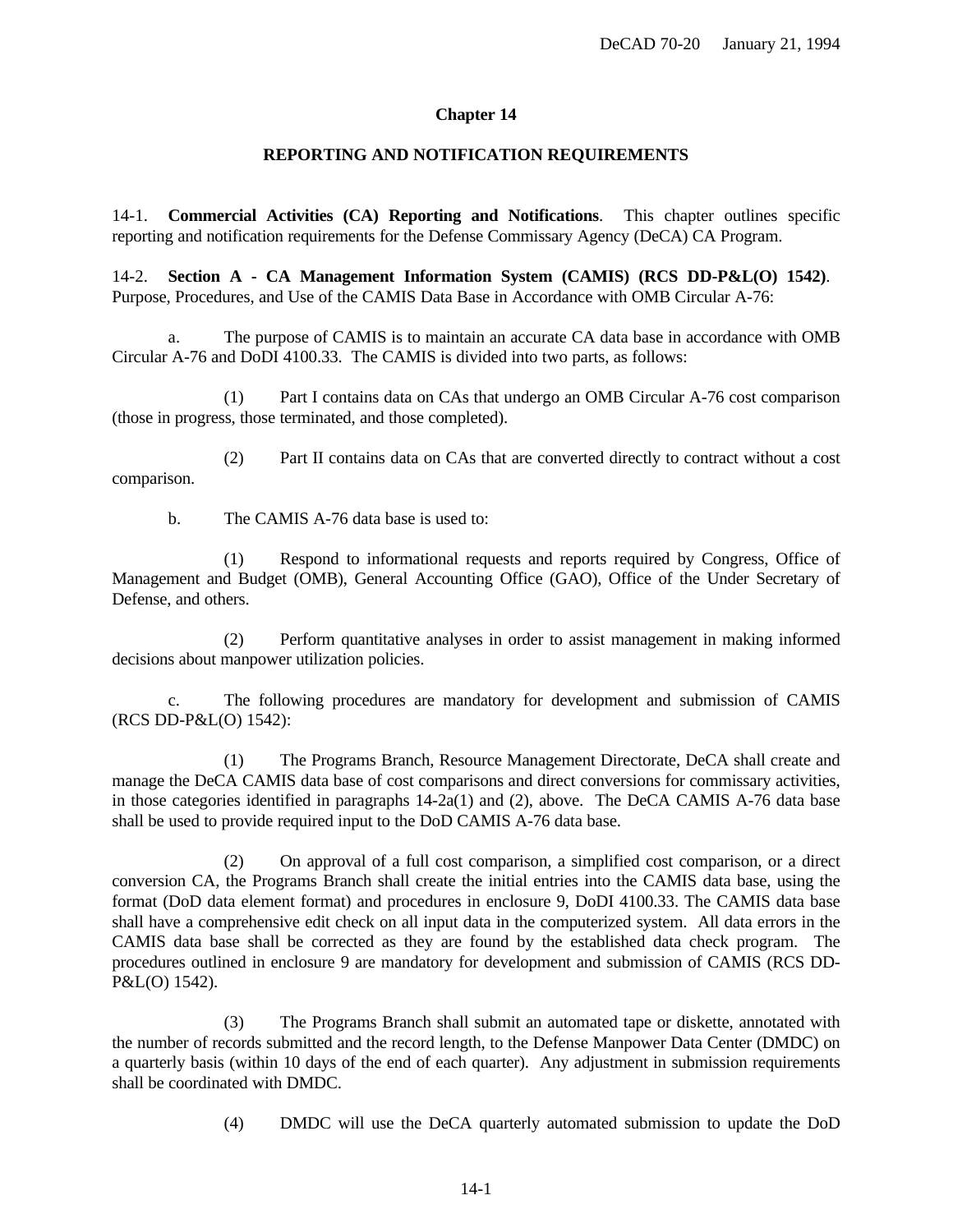# Chapter 14

## REPORTING AND NOTIFICATION REQUIREMENTS

14-1. **Commercial Activities (CA) Reporting and Notifications**. This chapter outlines specific reporting and notification requirements for the Defense Commissary Agency (DeCA) CA Program.

14-2. **Section A - CA Management Information System (CAMIS) (RCS DD-P&L(O) 1542)**. Purpose, Procedures, and Use of the CAMIS Data Base in Accordance with OMB Circular A-76:

a. The purpose of CAMIS is to maintain an accurate CA data base in accordance with OMB Circular A-76 and DoDI 4100.33. The CAMIS is divided into two parts, as follows:

(1) Part I contains data on CAs that undergo an OMB Circular A-76 cost comparison (those in progress, those terminated, and those completed).

(2) Part II contains data on CAs that are converted directly to contract without a cost comparison.

b. The CAMIS A-76 data base is used to:

(1) Respond to informational requests and reports required by Congress, Office of Management and Budget (OMB), General Accounting Office (GAO), Office of the Under Secretary of Defense, and others.

(2) Perform quantitative analyses in order to assist management in making informed decisions about manpower utilization policies.

c. The following procedures are mandatory for development and submission of CAMIS (RCS DD-P&L(O) 1542):

(1) The Programs Branch, Resource Management Directorate, DeCA shall create and manage the DeCA CAMIS data base of cost comparisons and direct conversions for commissary activities, in those categories identified in paragraphs 14-2a(1) and (2), above. The DeCA CAMIS A-76 data base shall be used to provide required input to the DoD CAMIS A-76 data base.

(2) On approval of a full cost comparison, a simplified cost comparison, or a direct conversion CA, the Programs Branch shall create the initial entries into the CAMIS data base, using the format (DoD data element format) and procedures in enclosure 9, DoDI 4100.33. The CAMIS data base shall have a comprehensive edit check on all input data in the computerized system. All data errors in the CAMIS data base shall be corrected as they are found by the established data check program. The procedures outlined in enclosure 9 are mandatory for development and submission of CAMIS (RCS DD-P&L(O) 1542).

(3) The Programs Branch shall submit an automated tape or diskette, annotated with the number of records submitted and the record length, to the Defense Manpower Data Center (DMDC) on a quarterly basis (within 10 days of the end of each quarter). Any adjustment in submission requirements shall be coordinated with DMDC.

(4) DMDC will use the DeCA quarterly automated submission to update the DoD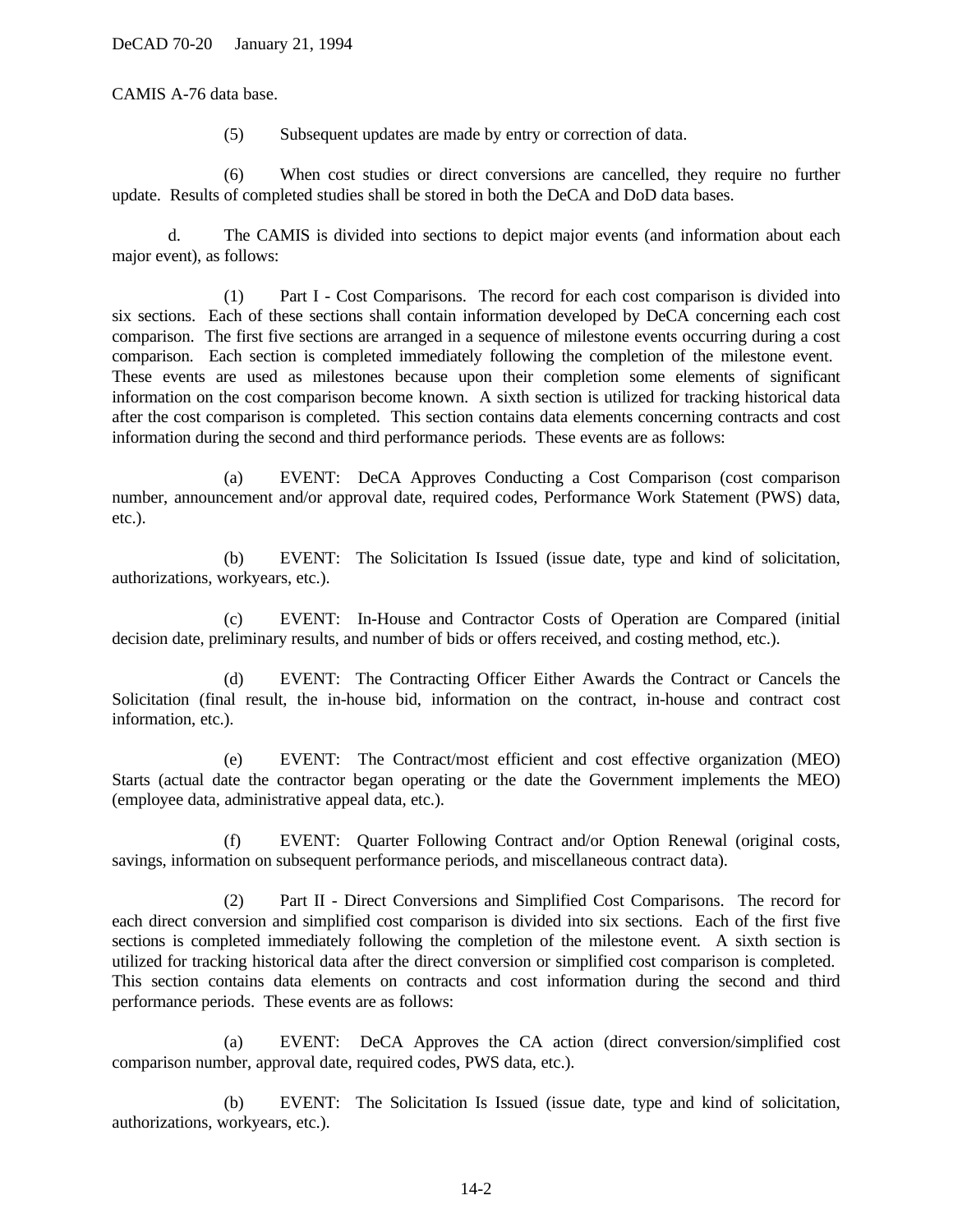CAMIS A-76 data base.

(5) Subsequent updates are made by entry or correction of data.

(6) When cost studies or direct conversions are cancelled, they require no further update. Results of completed studies shall be stored in both the DeCA and DoD data bases.

d. The CAMIS is divided into sections to depict major events (and information about each major event), as follows:

(1) Part I - Cost Comparisons. The record for each cost comparison is divided into six sections. Each of these sections shall contain information developed by DeCA concerning each cost comparison. The first five sections are arranged in a sequence of milestone events occurring during a cost comparison. Each section is completed immediately following the completion of the milestone event. These events are used as milestones because upon their completion some elements of significant information on the cost comparison become known. A sixth section is utilized for tracking historical data after the cost comparison is completed. This section contains data elements concerning contracts and cost information during the second and third performance periods. These events are as follows:

(a) EVENT: DeCA Approves Conducting a Cost Comparison (cost comparison number, announcement and/or approval date, required codes, Performance Work Statement (PWS) data, etc.).

(b) EVENT: The Solicitation Is Issued (issue date, type and kind of solicitation, authorizations, workyears, etc.).

(c) EVENT: In-House and Contractor Costs of Operation are Compared (initial decision date, preliminary results, and number of bids or offers received, and costing method, etc.).

(d) EVENT: The Contracting Officer Either Awards the Contract or Cancels the Solicitation (final result, the in-house bid, information on the contract, in-house and contract cost information, etc.).

(e) EVENT: The Contract/most efficient and cost effective organization (MEO) Starts (actual date the contractor began operating or the date the Government implements the MEO) (employee data, administrative appeal data, etc.).

(f) EVENT: Quarter Following Contract and/or Option Renewal (original costs, savings, information on subsequent performance periods, and miscellaneous contract data).

(2) Part II - Direct Conversions and Simplified Cost Comparisons. The record for each direct conversion and simplified cost comparison is divided into six sections. Each of the first five sections is completed immediately following the completion of the milestone event. A sixth section is utilized for tracking historical data after the direct conversion or simplified cost comparison is completed. This section contains data elements on contracts and cost information during the second and third performance periods. These events are as follows:

(a) EVENT: DeCA Approves the CA action (direct conversion/simplified cost comparison number, approval date, required codes, PWS data, etc.).

(b) EVENT: The Solicitation Is Issued (issue date, type and kind of solicitation, authorizations, workyears, etc.).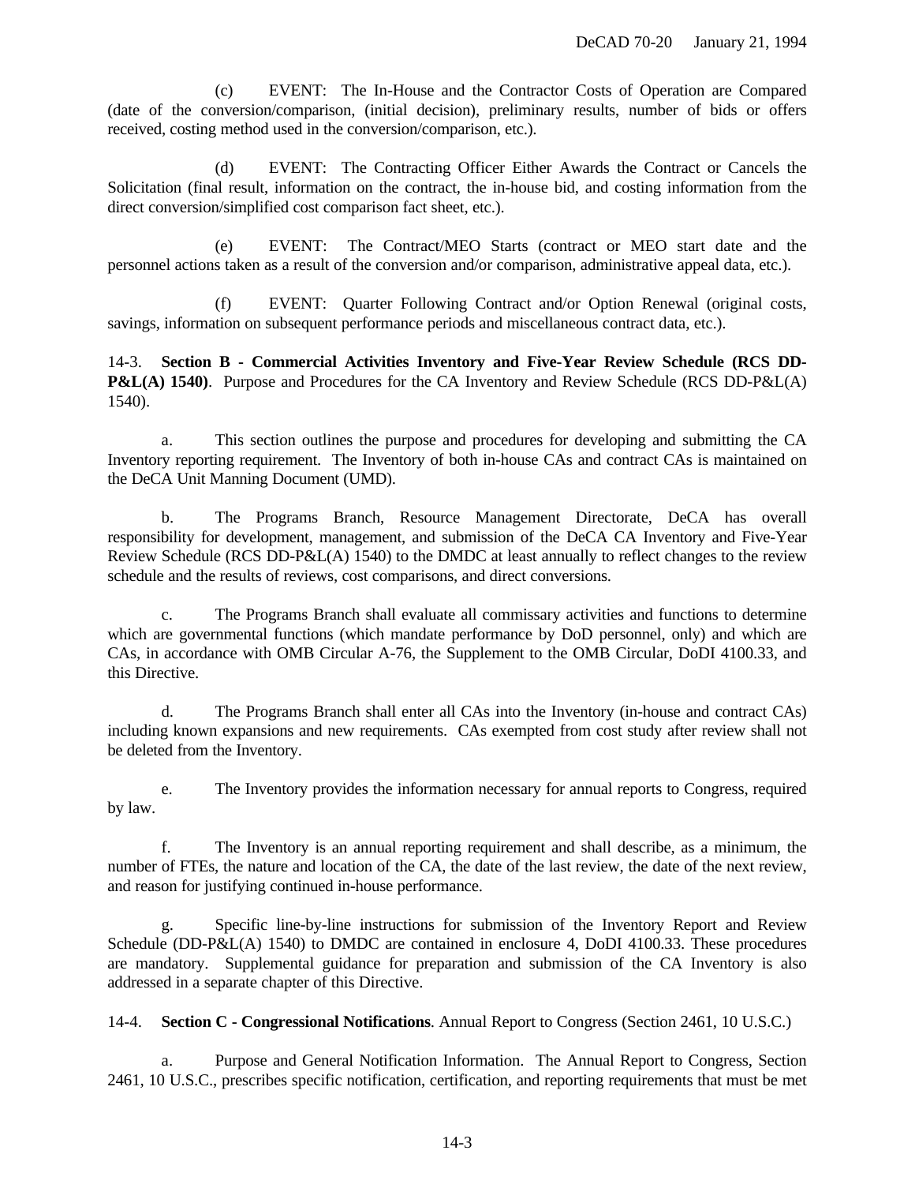(c) EVENT: The In-House and the Contractor Costs of Operation are Compared (date of the conversion/comparison, (initial decision), preliminary results, number of bids or offers received, costing method used in the conversion/comparison, etc.).

(d) EVENT: The Contracting Officer Either Awards the Contract or Cancels the Solicitation (final result, information on the contract, the in-house bid, and costing information from the direct conversion/simplified cost comparison fact sheet, etc.).

(e) EVENT: The Contract/MEO Starts (contract or MEO start date and the personnel actions taken as a result of the conversion and/or comparison, administrative appeal data, etc.).

(f) EVENT: Quarter Following Contract and/or Option Renewal (original costs, savings, information on subsequent performance periods and miscellaneous contract data, etc.).

14-3. **Section B - Commercial Activities Inventory and Five-Year Review Schedule (RCS DD-P&L(A) 1540)**. Purpose and Procedures for the CA Inventory and Review Schedule (RCS DD-P&L(A) 1540).

a. This section outlines the purpose and procedures for developing and submitting the CA Inventory reporting requirement. The Inventory of both in-house CAs and contract CAs is maintained on the DeCA Unit Manning Document (UMD).

b. The Programs Branch, Resource Management Directorate, DeCA has overall responsibility for development, management, and submission of the DeCA CA Inventory and Five-Year Review Schedule (RCS DD-P&L(A) 1540) to the DMDC at least annually to reflect changes to the review schedule and the results of reviews, cost comparisons, and direct conversions.

c. The Programs Branch shall evaluate all commissary activities and functions to determine which are governmental functions (which mandate performance by DoD personnel, only) and which are CAs, in accordance with OMB Circular A-76, the Supplement to the OMB Circular, DoDI 4100.33, and this Directive.

d. The Programs Branch shall enter all CAs into the Inventory (in-house and contract CAs) including known expansions and new requirements. CAs exempted from cost study after review shall not be deleted from the Inventory.

e. The Inventory provides the information necessary for annual reports to Congress, required by law.

f. The Inventory is an annual reporting requirement and shall describe, as a minimum, the number of FTEs, the nature and location of the CA, the date of the last review, the date of the next review, and reason for justifying continued in-house performance.

g. Specific line-by-line instructions for submission of the Inventory Report and Review Schedule (DD-P&L(A) 1540) to DMDC are contained in enclosure 4, DoDI 4100.33. These procedures are mandatory. Supplemental guidance for preparation and submission of the CA Inventory is also addressed in a separate chapter of this Directive.

14-4. **Section C - Congressional Notifications**. Annual Report to Congress (Section 2461, 10 U.S.C.)

a. Purpose and General Notification Information. The Annual Report to Congress, Section 2461, 10 U.S.C., prescribes specific notification, certification, and reporting requirements that must be met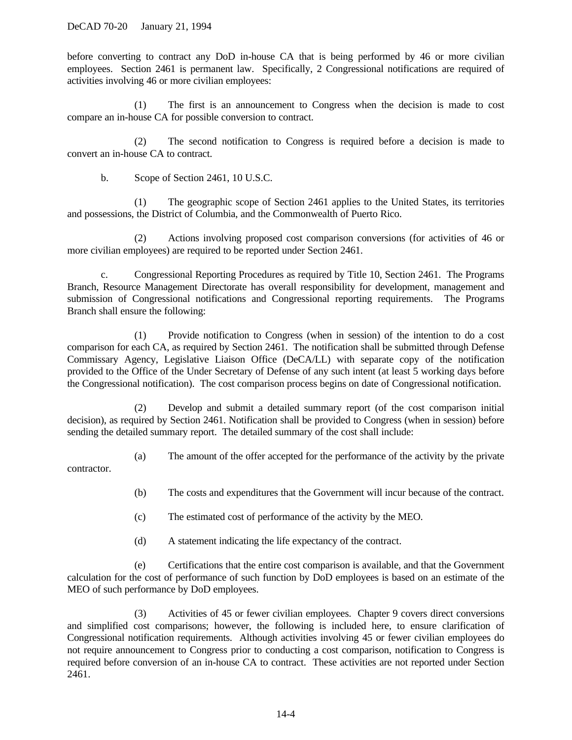before converting to contract any DoD in-house CA that is being performed by 46 or more civilian employees. Section 2461 is permanent law. Specifically, 2 Congressional notifications are required of activities involving 46 or more civilian employees:

(1) The first is an announcement to Congress when the decision is made to cost compare an in-house CA for possible conversion to contract.

(2) The second notification to Congress is required before a decision is made to convert an in-house CA to contract.

b. Scope of Section 2461, 10 U.S.C.

(1) The geographic scope of Section 2461 applies to the United States, its territories and possessions, the District of Columbia, and the Commonwealth of Puerto Rico.

(2) Actions involving proposed cost comparison conversions (for activities of 46 or more civilian employees) are required to be reported under Section 2461.

c. Congressional Reporting Procedures as required by Title 10, Section 2461. The Programs Branch, Resource Management Directorate has overall responsibility for development, management and submission of Congressional notifications and Congressional reporting requirements. The Programs Branch shall ensure the following:

(1) Provide notification to Congress (when in session) of the intention to do a cost comparison for each CA, as required by Section 2461. The notification shall be submitted through Defense Commissary Agency, Legislative Liaison Office (DeCA/LL) with separate copy of the notification provided to the Office of the Under Secretary of Defense of any such intent (at least 5 working days before the Congressional notification). The cost comparison process begins on date of Congressional notification.

(2) Develop and submit a detailed summary report (of the cost comparison initial decision), as required by Section 2461. Notification shall be provided to Congress (when in session) before sending the detailed summary report. The detailed summary of the cost shall include:

(a) The amount of the offer accepted for the performance of the activity by the private contractor.

(b) The costs and expenditures that the Government will incur because of the contract.

(c) The estimated cost of performance of the activity by the MEO.

(d) A statement indicating the life expectancy of the contract.

(e) Certifications that the entire cost comparison is available, and that the Government calculation for the cost of performance of such function by DoD employees is based on an estimate of the MEO of such performance by DoD employees.

(3) Activities of 45 or fewer civilian employees. Chapter 9 covers direct conversions and simplified cost comparisons; however, the following is included here, to ensure clarification of Congressional notification requirements. Although activities involving 45 or fewer civilian employees do not require announcement to Congress prior to conducting a cost comparison, notification to Congress is required before conversion of an in-house CA to contract. These activities are not reported under Section 2461.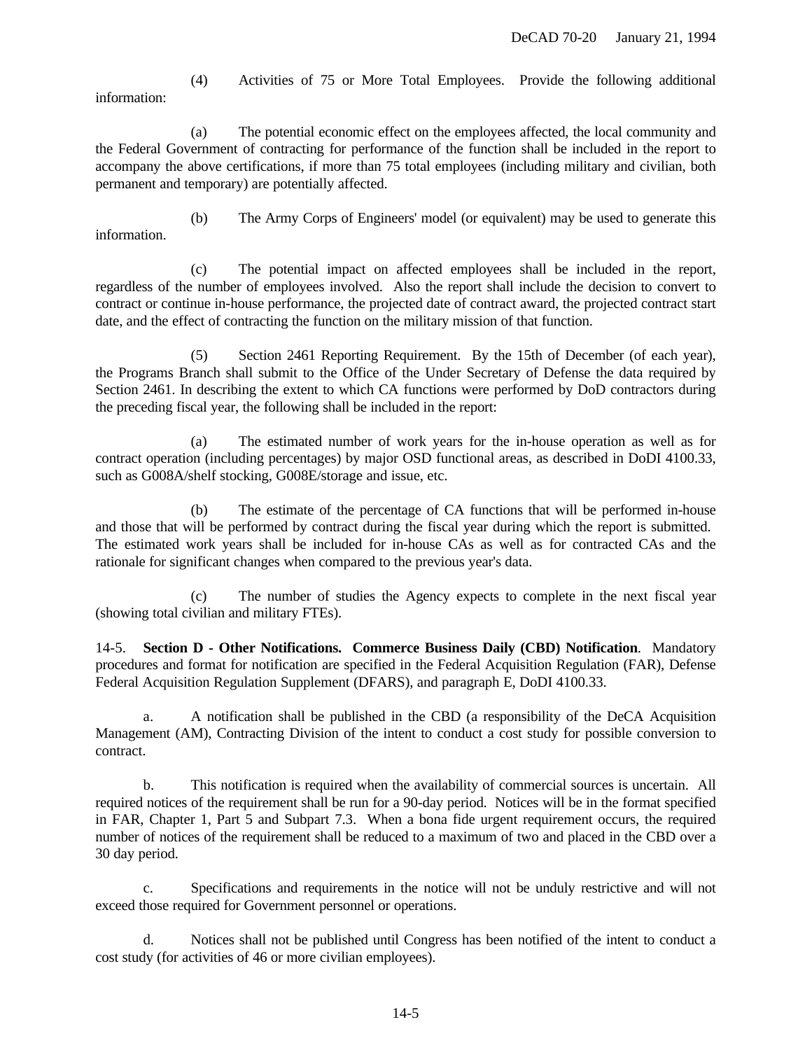(4) Activities of 75 or More Total Employees. Provide the following additional information:

(a) The potential economic effect on the employees affected, the local community and the Federal Government of contracting for performance of the function shall be included in the report to accompany the above certifications, if more than 75 total employees (including military and civilian, both permanent and temporary) are potentially affected.

(b) The Army Corps of Engineers' model (or equivalent) may be used to generate this information.

(c) The potential impact on affected employees shall be included in the report, regardless of the number of employees involved. Also the report shall include the decision to convert to contract or continue in-house performance, the projected date of contract award, the projected contract start date, and the effect of contracting the function on the military mission of that function.

(5) Section 2461 Reporting Requirement. By the 15th of December (of each year), the Programs Branch shall submit to the Office of the Under Secretary of Defense the data required by Section 2461. In describing the extent to which CA functions were performed by DoD contractors during the preceding fiscal year, the following shall be included in the report:

(a) The estimated number of work years for the in-house operation as well as for contract operation (including percentages) by major OSD functional areas, as described in DoDI 4100.33, such as G008A/shelf stocking, G008E/storage and issue, etc.

(b) The estimate of the percentage of CA functions that will be performed in-house and those that will be performed by contract during the fiscal year during which the report is submitted. The estimated work years shall be included for in-house CAs as well as for contracted CAs and the rationale for significant changes when compared to the previous year's data.

(c) The number of studies the Agency expects to complete in the next fiscal year (showing total civilian and military FTEs).

14-5. **Section D - Other Notifications. Commerce Business Daily (CBD) Notification**. Mandatory procedures and format for notification are specified in the Federal Acquisition Regulation (FAR), Defense Federal Acquisition Regulation Supplement (DFARS), and paragraph E, DoDI 4100.33.

a. A notification shall be published in the CBD (a responsibility of the DeCA Acquisition Management (AM), Contracting Division of the intent to conduct a cost study for possible conversion to contract.

b. This notification is required when the availability of commercial sources is uncertain. All required notices of the requirement shall be run for a 90-day period. Notices will be in the format specified in FAR, Chapter 1, Part 5 and Subpart 7.3. When a bona fide urgent requirement occurs, the required number of notices of the requirement shall be reduced to a maximum of two and placed in the CBD over a 30 day period.

c. Specifications and requirements in the notice will not be unduly restrictive and will not exceed those required for Government personnel or operations.

d. Notices shall not be published until Congress has been notified of the intent to conduct a cost study (for activities of 46 or more civilian employees).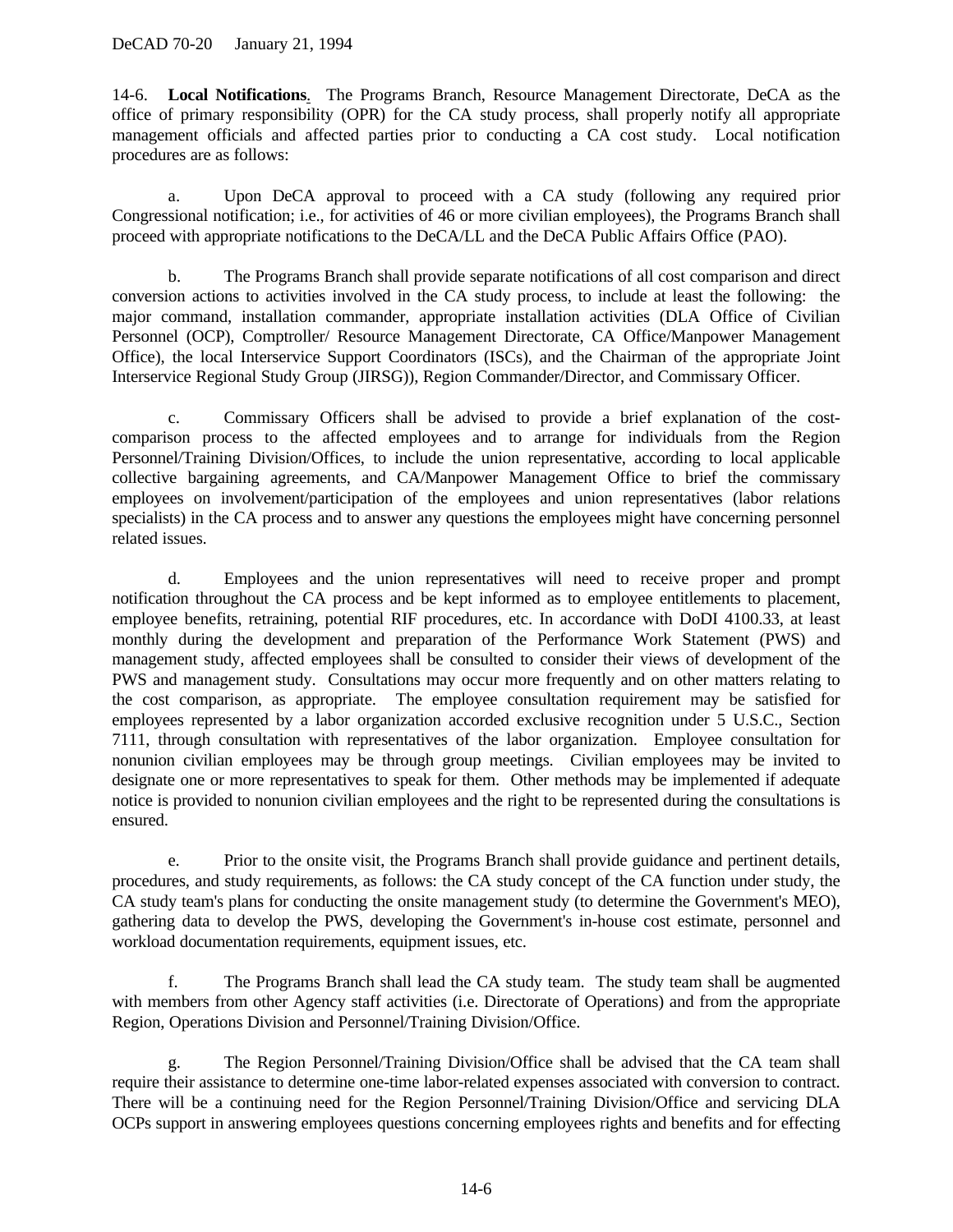14-6. **Local Notifications**. The Programs Branch, Resource Management Directorate, DeCA as the office of primary responsibility (OPR) for the CA study process, shall properly notify all appropriate management officials and affected parties prior to conducting a CA cost study. Local notification procedures are as follows:

a. Upon DeCA approval to proceed with a CA study (following any required prior Congressional notification; i.e., for activities of 46 or more civilian employees), the Programs Branch shall proceed with appropriate notifications to the DeCA/LL and the DeCA Public Affairs Office (PAO).

b. The Programs Branch shall provide separate notifications of all cost comparison and direct conversion actions to activities involved in the CA study process, to include at least the following: the major command, installation commander, appropriate installation activities (DLA Office of Civilian Personnel (OCP), Comptroller/ Resource Management Directorate, CA Office/Manpower Management Office), the local Interservice Support Coordinators (ISCs), and the Chairman of the appropriate Joint Interservice Regional Study Group (JIRSG)), Region Commander/Director, and Commissary Officer.

c. Commissary Officers shall be advised to provide a brief explanation of the cost-comparison process to the affected employees and to arrange for individuals from the Region Personnel/Training Division/Offices, to include the union representative, according to local applicable collective bargaining agreements, and CA/Manpower Management Office to brief the commissary employees on involvement/participation of the employees and union representatives (labor relations specialists) in the CA process and to answer any questions the employees might have concerning personnel related issues.

d. Employees and the union representatives will need to receive proper and prompt notification throughout the CA process and be kept informed as to employee entitlements to placement, employee benefits, retraining, potential RIF procedures, etc. In accordance with DoDI 4100.33, at least monthly during the development and preparation of the Performance Work Statement (PWS) and management study, affected employees shall be consulted to consider their views of development of the PWS and management study. Consultations may occur more frequently and on other matters relating to the cost comparison, as appropriate. The employee consultation requirement may be satisfied for employees represented by a labor organization accorded exclusive recognition under 5 U.S.C., Section 7111, through consultation with representatives of the labor organization. Employee consultation for nonunion civilian employees may be through group meetings. Civilian employees may be invited to designate one or more representatives to speak for them. Other methods may be implemented if adequate notice is provided to nonunion civilian employees and the right to be represented during the consultations is ensured.

e. Prior to the onsite visit, the Programs Branch shall provide guidance and pertinent details, procedures, and study requirements, as follows: the CA study concept of the CA function under study, the CA study team's plans for conducting the onsite management study (to determine the Government's MEO), gathering data to develop the PWS, developing the Government's in-house cost estimate, personnel and workload documentation requirements, equipment issues, etc.

f. The Programs Branch shall lead the CA study team. The study team shall be augmented with members from other Agency staff activities (i.e. Directorate of Operations) and from the appropriate Region, Operations Division and Personnel/Training Division/Office.

g. The Region Personnel/Training Division/Office shall be advised that the CA team shall require their assistance to determine one-time labor-related expenses associated with conversion to contract. There will be a continuing need for the Region Personnel/Training Division/Office and servicing DLA OCPs support in answering employees questions concerning employees rights and benefits and for effecting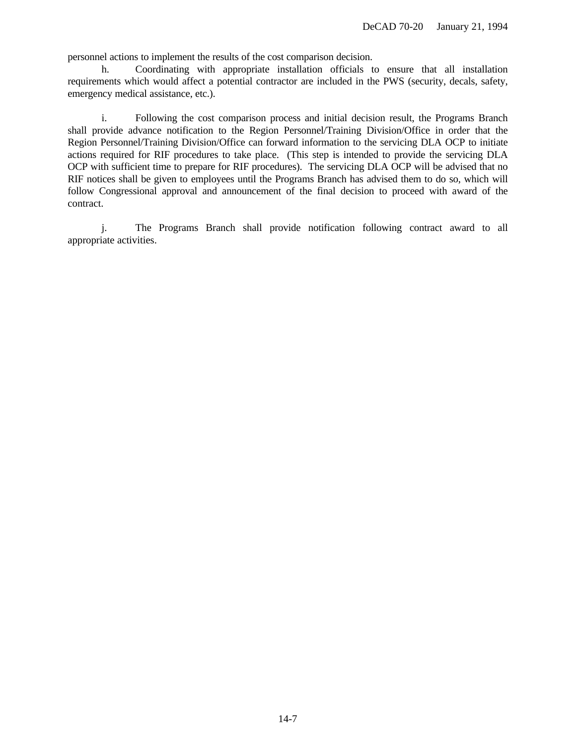personnel actions to implement the results of the cost comparison decision.

h. Coordinating with appropriate installation officials to ensure that all installation requirements which would affect a potential contractor are included in the PWS (security, decals, safety, emergency medical assistance, etc.).

i. Following the cost comparison process and initial decision result, the Programs Branch shall provide advance notification to the Region Personnel/Training Division/Office in order that the Region Personnel/Training Division/Office can forward information to the servicing DLA OCP to initiate actions required for RIF procedures to take place. (This step is intended to provide the servicing DLA OCP with sufficient time to prepare for RIF procedures). The servicing DLA OCP will be advised that no RIF notices shall be given to employees until the Programs Branch has advised them to do so, which will follow Congressional approval and announcement of the final decision to proceed with award of the contract.

j. The Programs Branch shall provide notification following contract award to all appropriate activities.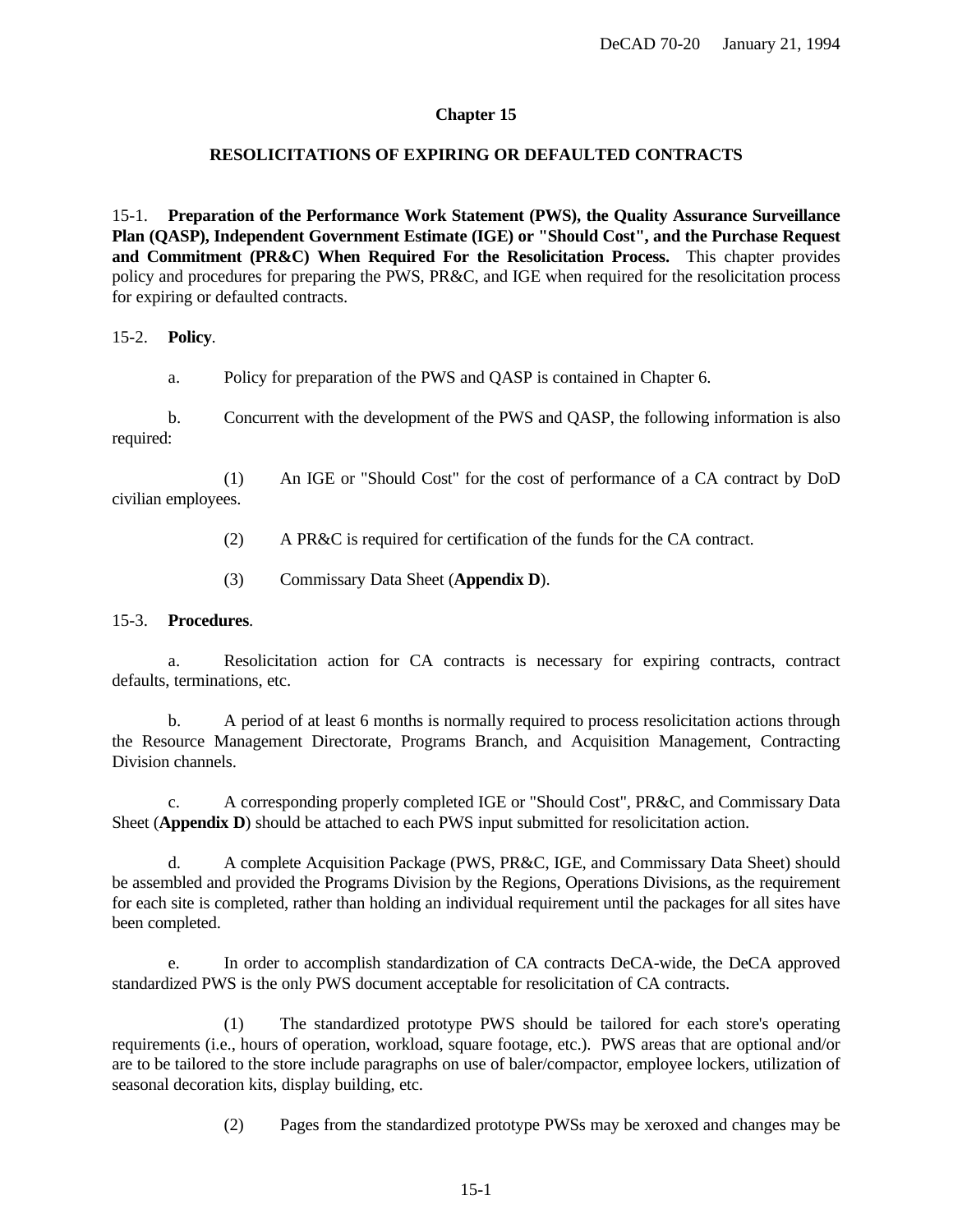## Chapter 15

## RESOLICITATIONS OF EXPIRING OR DEFAULTED CONTRACTS

15-1. **Preparation of the Performance Work Statement (PWS), the Quality Assurance Surveillance Plan (QASP), Independent Government Estimate (IGE) or "Should Cost", and the Purchase Request and Commitment (PR&C) When Required For the Resolicitation Process.** This chapter provides policy and procedures for preparing the PWS, PR&C, and IGE when required for the resolicitation process for expiring or defaulted contracts.

15-2. **Policy**.

a. Policy for preparation of the PWS and QASP is contained in Chapter 6.

b. Concurrent with the development of the PWS and QASP, the following information is also required:

(1) An IGE or "Should Cost" for the cost of performance of a CA contract by DoD civilian employees.

(2) A PR&C is required for certification of the funds for the CA contract.

(3) Commissary Data Sheet (**Appendix D**).

15-3. **Procedures**.

a. Resolicitation action for CA contracts is necessary for expiring contracts, contract defaults, terminations, etc.

b. A period of at least 6 months is normally required to process resolicitation actions through the Resource Management Directorate, Programs Branch, and Acquisition Management, Contracting Division channels.

c. A corresponding properly completed IGE or "Should Cost", PR&C, and Commissary Data Sheet (**Appendix D**) should be attached to each PWS input submitted for resolicitation action.

d. A complete Acquisition Package (PWS, PR&C, IGE, and Commissary Data Sheet) should be assembled and provided the Programs Division by the Regions, Operations Divisions, as the requirement for each site is completed, rather than holding an individual requirement until the packages for all sites have been completed.

e. In order to accomplish standardization of CA contracts DeCA-wide, the DeCA approved standardized PWS is the only PWS document acceptable for resolicitation of CA contracts.

(1) The standardized prototype PWS should be tailored for each store's operating requirements (i.e., hours of operation, workload, square footage, etc.). PWS areas that are optional and/or are to be tailored to the store include paragraphs on use of baler/compactor, employee lockers, utilization of seasonal decoration kits, display building, etc.

(2) Pages from the standardized prototype PWSs may be xeroxed and changes may be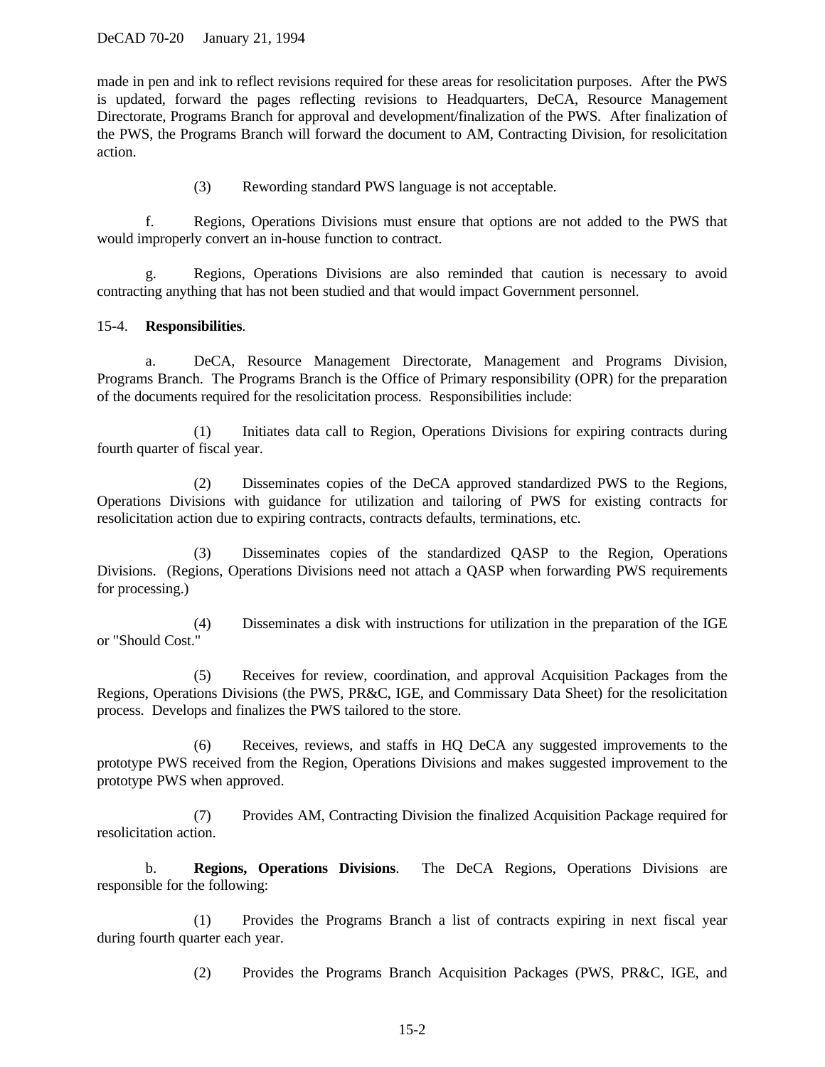made in pen and ink to reflect revisions required for these areas for resolicitation purposes. After the PWS is updated, forward the pages reflecting revisions to Headquarters, DeCA, Resource Management Directorate, Programs Branch for approval and development/finalization of the PWS. After finalization of the PWS, the Programs Branch will forward the document to AM, Contracting Division, for resolicitation action.

(3) Rewording standard PWS language is not acceptable.

f. Regions, Operations Divisions must ensure that options are not added to the PWS that would improperly convert an in-house function to contract.

g. Regions, Operations Divisions are also reminded that caution is necessary to avoid contracting anything that has not been studied and that would impact Government personnel.

15-4. **Responsibilities**.

a. DeCA, Resource Management Directorate, Management and Programs Division, Programs Branch. The Programs Branch is the Office of Primary responsibility (OPR) for the preparation of the documents required for the resolicitation process. Responsibilities include:

(1) Initiates data call to Region, Operations Divisions for expiring contracts during fourth quarter of fiscal year.

(2) Disseminates copies of the DeCA approved standardized PWS to the Regions, Operations Divisions with guidance for utilization and tailoring of PWS for existing contracts for resolicitation action due to expiring contracts, contracts defaults, terminations, etc.

(3) Disseminates copies of the standardized QASP to the Region, Operations Divisions. (Regions, Operations Divisions need not attach a QASP when forwarding PWS requirements for processing.)

(4) Disseminates a disk with instructions for utilization in the preparation of the IGE or "Should Cost."

(5) Receives for review, coordination, and approval Acquisition Packages from the Regions, Operations Divisions (the PWS, PR&C, IGE, and Commissary Data Sheet) for the resolicitation process. Develops and finalizes the PWS tailored to the store.

(6) Receives, reviews, and staffs in HQ DeCA any suggested improvements to the prototype PWS received from the Region, Operations Divisions and makes suggested improvement to the prototype PWS when approved.

(7) Provides AM, Contracting Division the finalized Acquisition Package required for resolicitation action.

b. **Regions, Operations Divisions**. The DeCA Regions, Operations Divisions are responsible for the following:

(1) Provides the Programs Branch a list of contracts expiring in next fiscal year during fourth quarter each year.

(2) Provides the Programs Branch Acquisition Packages (PWS, PR&C, IGE, and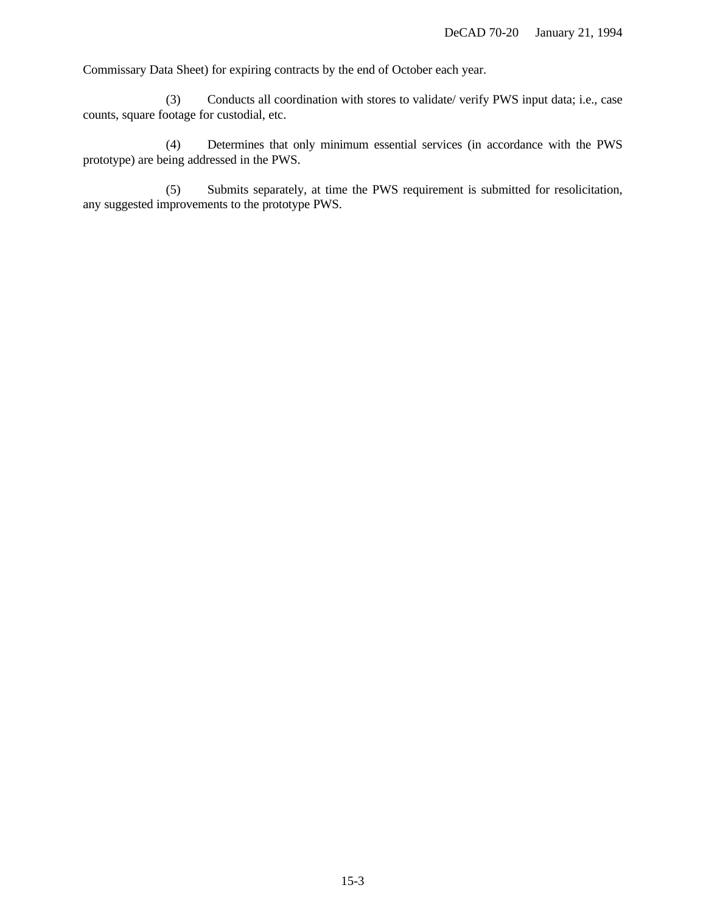Commissary Data Sheet) for expiring contracts by the end of October each year.

(3) Conducts all coordination with stores to validate/ verify PWS input data; i.e., case counts, square footage for custodial, etc.

(4) Determines that only minimum essential services (in accordance with the PWS prototype) are being addressed in the PWS.

(5) Submits separately, at time the PWS requirement is submitted for resolicitation, any suggested improvements to the prototype PWS.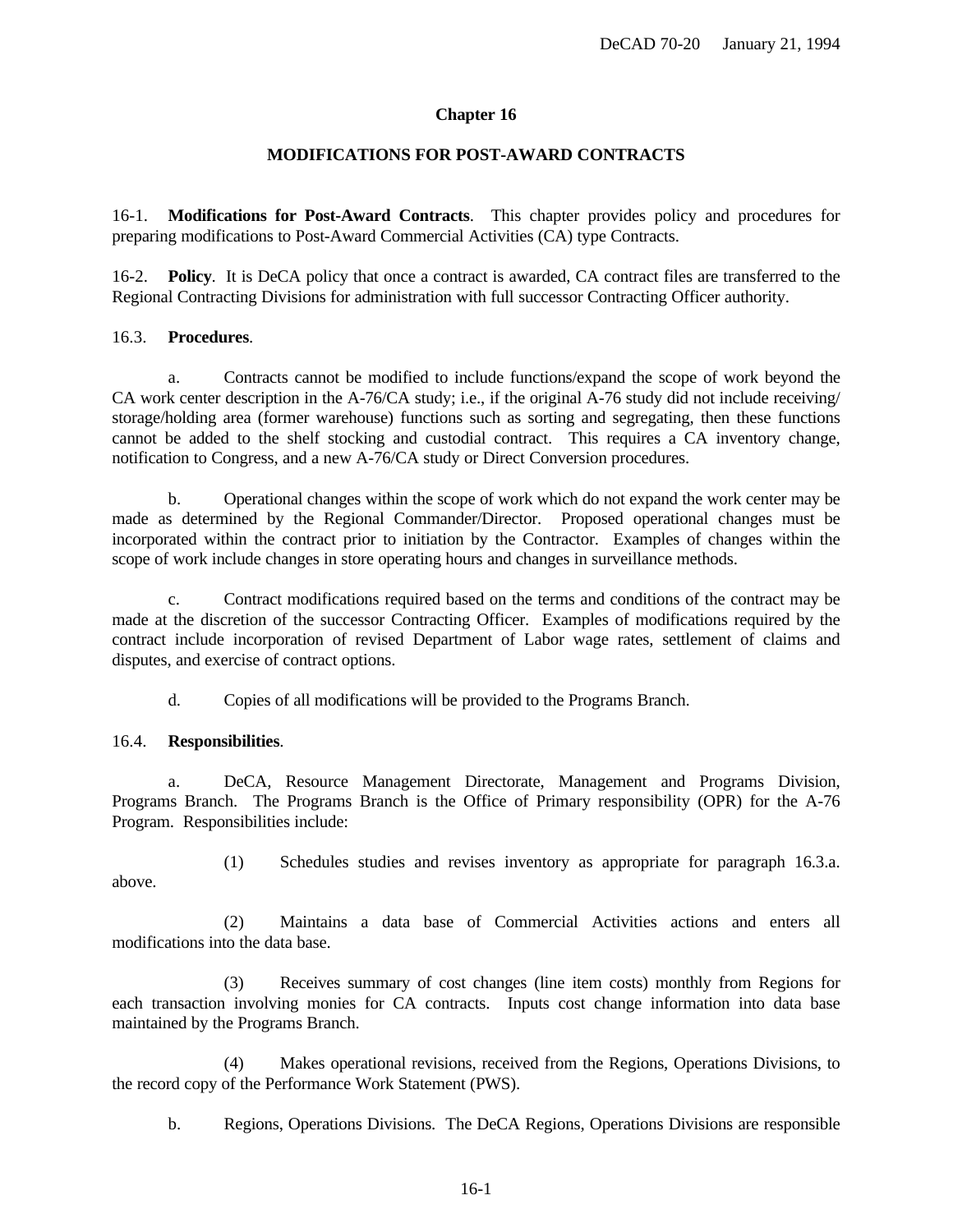# Chapter 16

## MODIFICATIONS FOR POST-AWARD CONTRACTS

16-1. **Modifications for Post-Award Contracts**. This chapter provides policy and procedures for preparing modifications to Post-Award Commercial Activities (CA) type Contracts.

16-2. **Policy**. It is DeCA policy that once a contract is awarded, CA contract files are transferred to the Regional Contracting Divisions for administration with full successor Contracting Officer authority.

16.3. **Procedures**.

a. Contracts cannot be modified to include functions/expand the scope of work beyond the CA work center description in the A-76/CA study; i.e., if the original A-76 study did not include receiving/ storage/holding area (former warehouse) functions such as sorting and segregating, then these functions cannot be added to the shelf stocking and custodial contract. This requires a CA inventory change, notification to Congress, and a new A-76/CA study or Direct Conversion procedures.

b. Operational changes within the scope of work which do not expand the work center may be made as determined by the Regional Commander/Director. Proposed operational changes must be incorporated within the contract prior to initiation by the Contractor. Examples of changes within the scope of work include changes in store operating hours and changes in surveillance methods.

c. Contract modifications required based on the terms and conditions of the contract may be made at the discretion of the successor Contracting Officer. Examples of modifications required by the contract include incorporation of revised Department of Labor wage rates, settlement of claims and disputes, and exercise of contract options.

d. Copies of all modifications will be provided to the Programs Branch.

16.4. **Responsibilities**.

a. DeCA, Resource Management Directorate, Management and Programs Division, Programs Branch. The Programs Branch is the Office of Primary responsibility (OPR) for the A-76 Program. Responsibilities include:

(1) Schedules studies and revises inventory as appropriate for paragraph 16.3.a. above.

(2) Maintains a data base of Commercial Activities actions and enters all modifications into the data base.

(3) Receives summary of cost changes (line item costs) monthly from Regions for each transaction involving monies for CA contracts. Inputs cost change information into data base maintained by the Programs Branch.

(4) Makes operational revisions, received from the Regions, Operations Divisions, to the record copy of the Performance Work Statement (PWS).

b. Regions, Operations Divisions. The DeCA Regions, Operations Divisions are responsible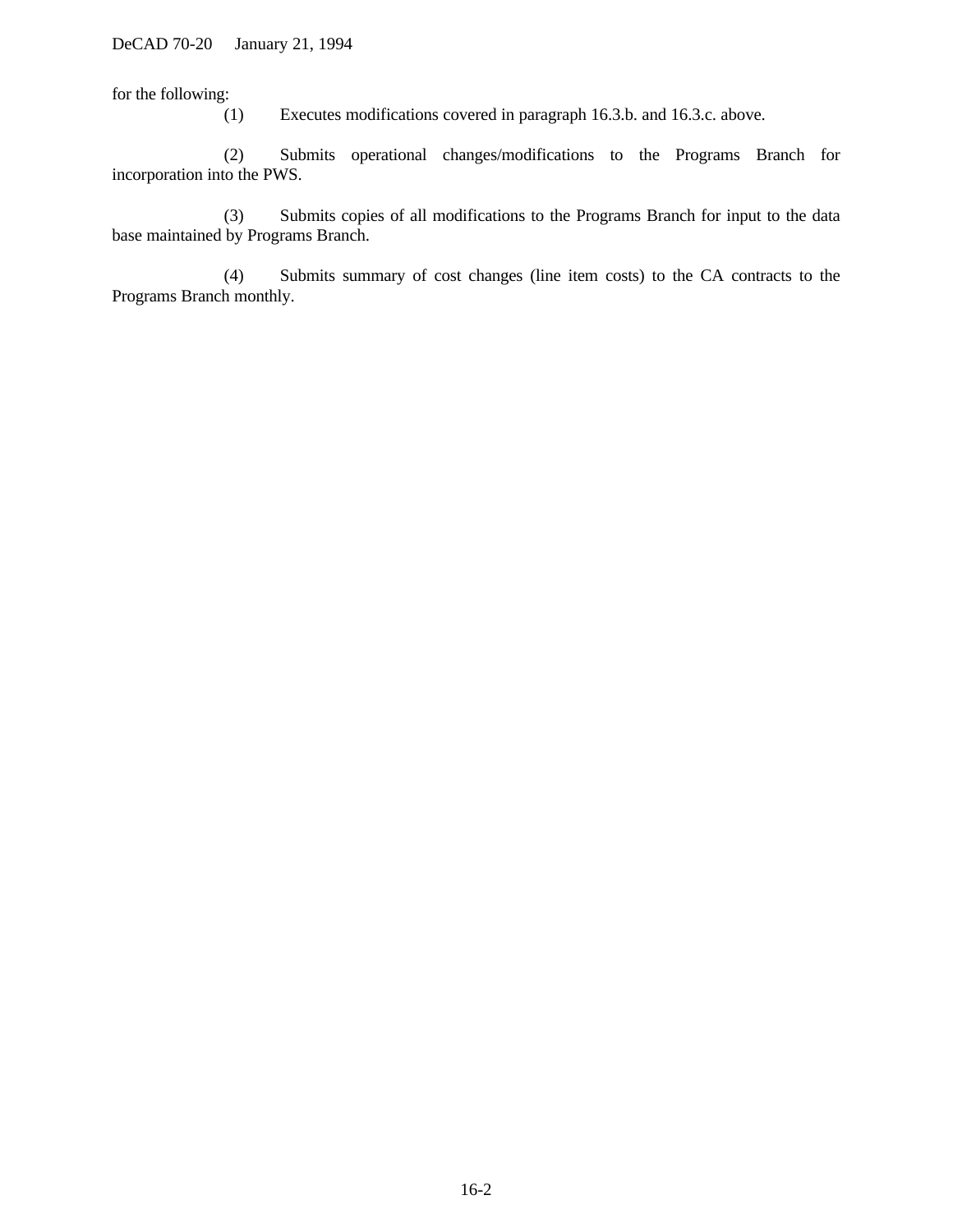for the following:

(1) Executes modifications covered in paragraph 16.3.b. and 16.3.c. above.

(2) Submits operational changes/modifications to the Programs Branch for incorporation into the PWS.

(3) Submits copies of all modifications to the Programs Branch for input to the data base maintained by Programs Branch.

(4) Submits summary of cost changes (line item costs) to the CA contracts to the Programs Branch monthly.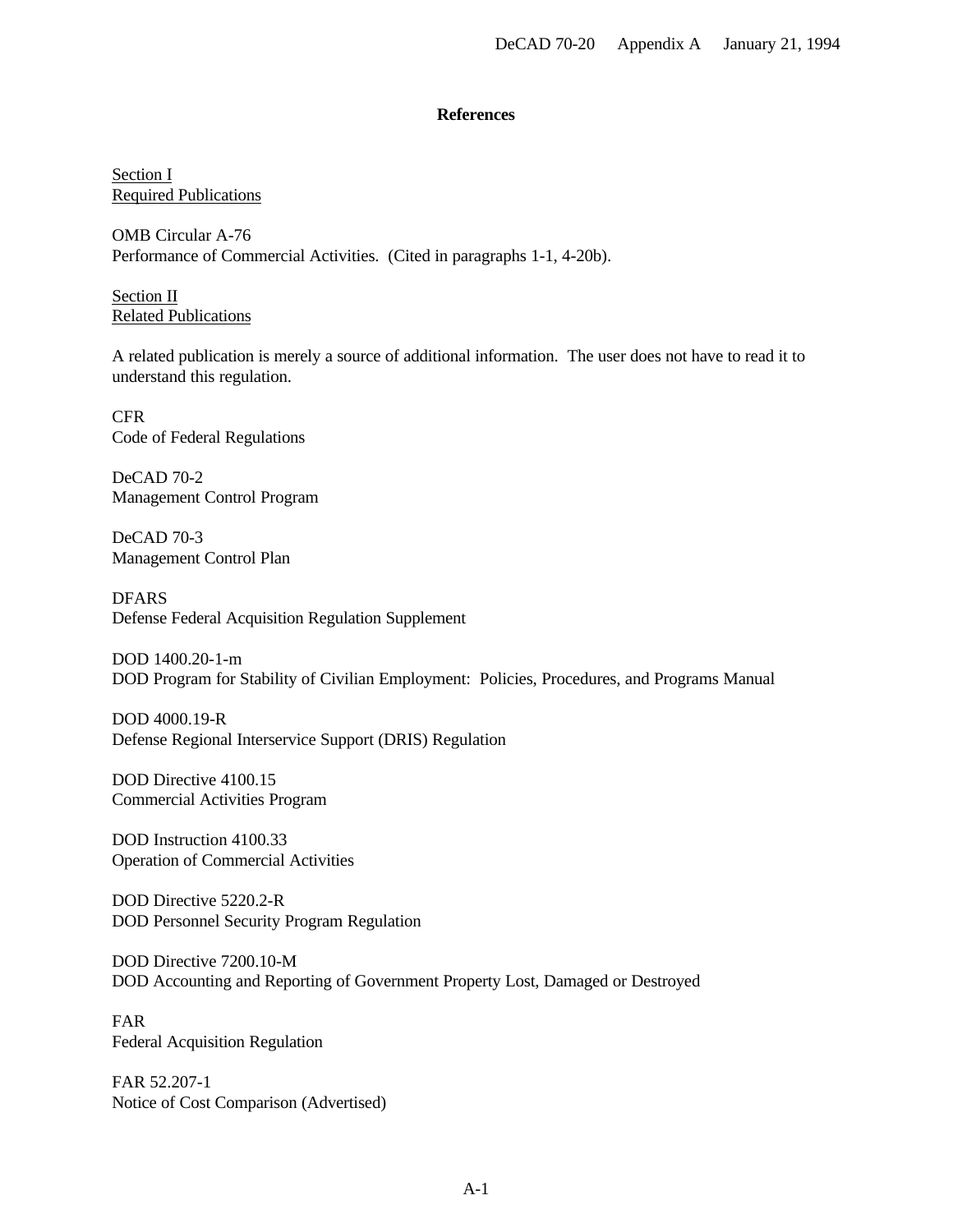## References

Section I
Required Publications

OMB Circular A-76
Performance of Commercial Activities. (Cited in paragraphs 1-1, 4-20b).

Section II
Related Publications

A related publication is merely a source of additional information. The user does not have to read it to understand this regulation.

CFR
Code of Federal Regulations

DeCAD 70-2
Management Control Program

DeCAD 70-3
Management Control Plan

DFARS
Defense Federal Acquisition Regulation Supplement

DOD 1400.20-1-m
DOD Program for Stability of Civilian Employment: Policies, Procedures, and Programs Manual

DOD 4000.19-R
Defense Regional Interservice Support (DRIS) Regulation

DOD Directive 4100.15
Commercial Activities Program

DOD Instruction 4100.33
Operation of Commercial Activities

DOD Directive 5220.2-R
DOD Personnel Security Program Regulation

DOD Directive 7200.10-M
DOD Accounting and Reporting of Government Property Lost, Damaged or Destroyed

FAR
Federal Acquisition Regulation

FAR 52.207-1
Notice of Cost Comparison (Advertised)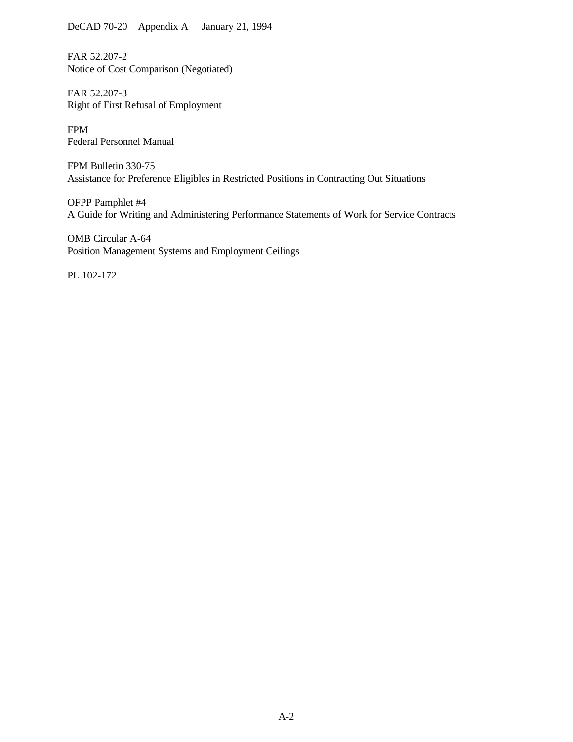FAR 52.207-2
Notice of Cost Comparison (Negotiated)

FAR 52.207-3
Right of First Refusal of Employment

FPM
Federal Personnel Manual

FPM Bulletin 330-75
Assistance for Preference Eligibles in Restricted Positions in Contracting Out Situations

OFPP Pamphlet #4
A Guide for Writing and Administering Performance Statements of Work for Service Contracts

OMB Circular A-64
Position Management Systems and Employment Ceilings

PL 102-172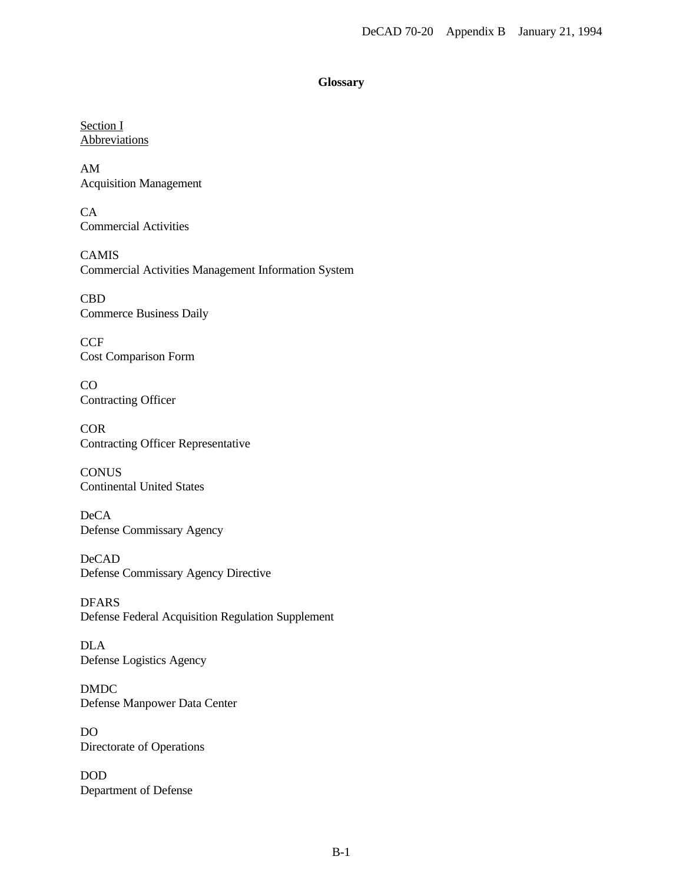# Glossary

## Section I
## Abbreviations

AM
Acquisition Management

CA
Commercial Activities

CAMIS
Commercial Activities Management Information System

CBD
Commerce Business Daily

CCF
Cost Comparison Form

CO
Contracting Officer

COR
Contracting Officer Representative

CONUS
Continental United States

DeCA
Defense Commissary Agency

DeCAD
Defense Commissary Agency Directive

DFARS
Defense Federal Acquisition Regulation Supplement

DLA
Defense Logistics Agency

DMDC
Defense Manpower Data Center

DO
Directorate of Operations

DOD
Department of Defense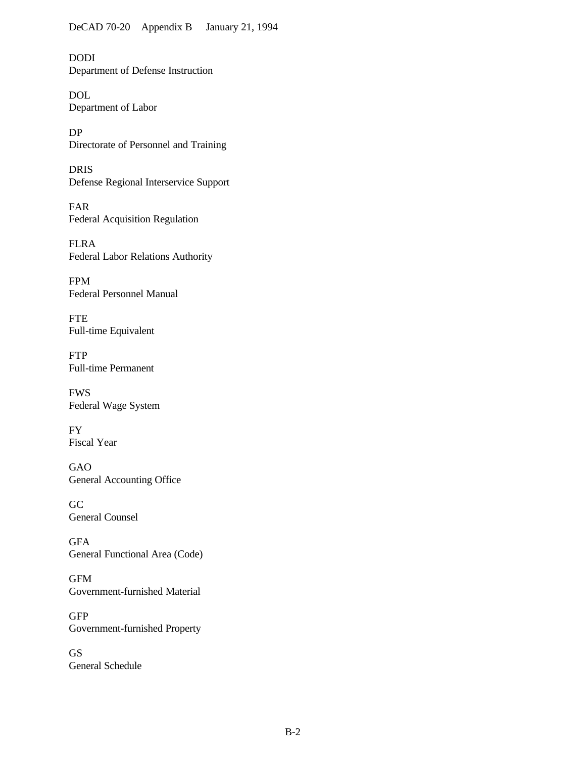DODI
Department of Defense Instruction

DOL
Department of Labor

DP
Directorate of Personnel and Training

DRIS
Defense Regional Interservice Support

FAR
Federal Acquisition Regulation

FLRA
Federal Labor Relations Authority

FPM
Federal Personnel Manual

FTE
Full-time Equivalent

FTP
Full-time Permanent

FWS
Federal Wage System

FY
Fiscal Year

GAO
General Accounting Office

GC
General Counsel

GFA
General Functional Area (Code)

GFM
Government-furnished Material

GFP
Government-furnished Property

GS
General Schedule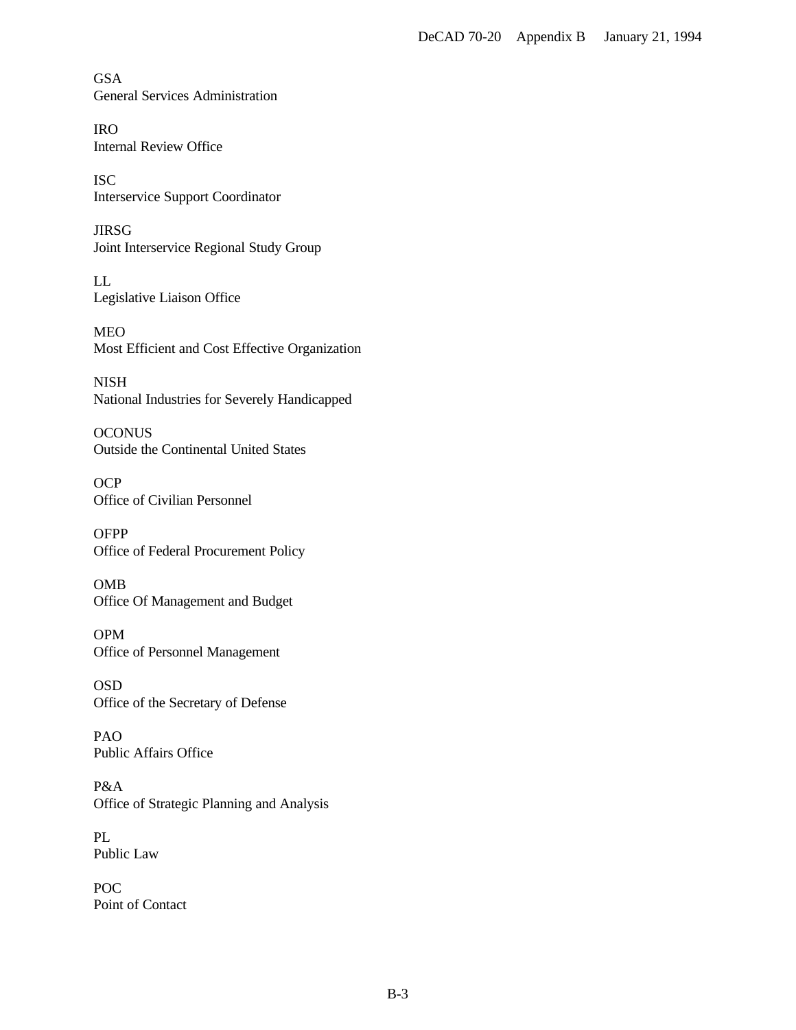GSA
General Services Administration

IRO
Internal Review Office

ISC
Interservice Support Coordinator

JIRSG
Joint Interservice Regional Study Group

LL
Legislative Liaison Office

MEO
Most Efficient and Cost Effective Organization

NISH
National Industries for Severely Handicapped

OCONUS
Outside the Continental United States

OCP
Office of Civilian Personnel

OFPP
Office of Federal Procurement Policy

OMB
Office Of Management and Budget

OPM
Office of Personnel Management

OSD
Office of the Secretary of Defense

PAO
Public Affairs Office

P&A
Office of Strategic Planning and Analysis

PL
Public Law

POC
Point of Contact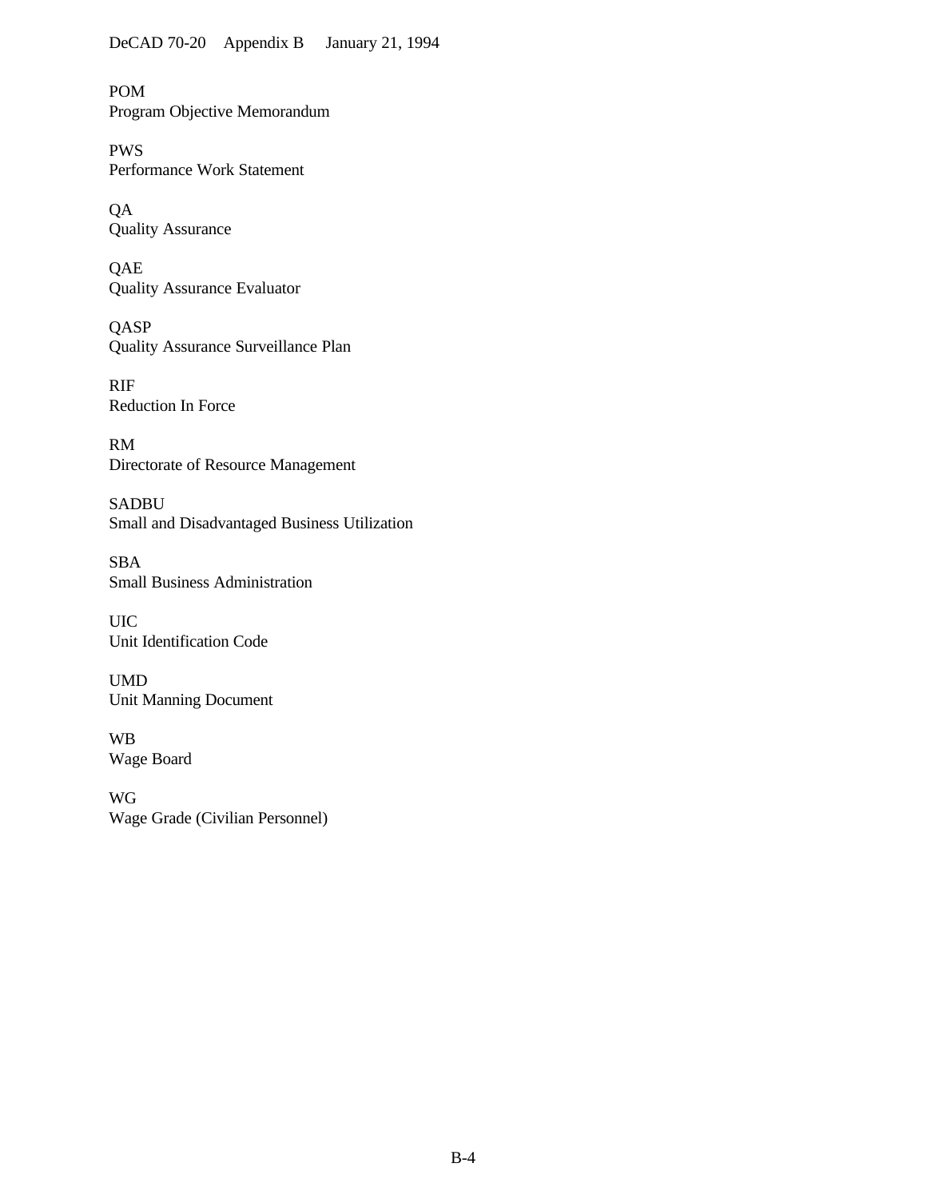POM
Program Objective Memorandum

PWS
Performance Work Statement

QA
Quality Assurance

QAE
Quality Assurance Evaluator

QASP
Quality Assurance Surveillance Plan

RIF
Reduction In Force

RM
Directorate of Resource Management

SADBU
Small and Disadvantaged Business Utilization

SBA
Small Business Administration

UIC
Unit Identification Code

UMD
Unit Manning Document

WB
Wage Board

WG
Wage Grade (Civilian Personnel)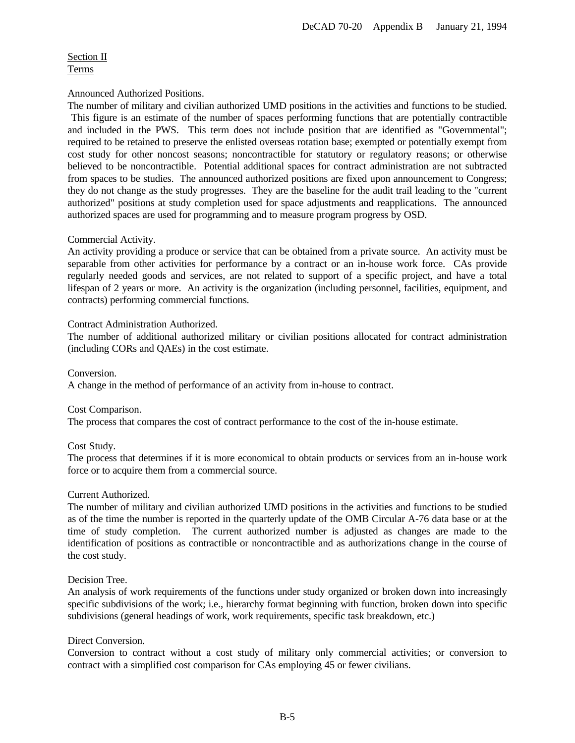Section II
Terms

Announced Authorized Positions.
The number of military and civilian authorized UMD positions in the activities and functions to be studied. This figure is an estimate of the number of spaces performing functions that are potentially contractible and included in the PWS. This term does not include position that are identified as "Governmental"; required to be retained to preserve the enlisted overseas rotation base; exempted or potentially exempt from cost study for other noncost seasons; noncontractible for statutory or regulatory reasons; or otherwise believed to be noncontractible. Potential additional spaces for contract administration are not subtracted from spaces to be studies. The announced authorized positions are fixed upon announcement to Congress; they do not change as the study progresses. They are the baseline for the audit trail leading to the "current authorized" positions at study completion used for space adjustments and reapplications. The announced authorized spaces are used for programming and to measure program progress by OSD.

Commercial Activity.
An activity providing a produce or service that can be obtained from a private source. An activity must be separable from other activities for performance by a contract or an in-house work force. CAs provide regularly needed goods and services, are not related to support of a specific project, and have a total lifespan of 2 years or more. An activity is the organization (including personnel, facilities, equipment, and contracts) performing commercial functions.

Contract Administration Authorized.
The number of additional authorized military or civilian positions allocated for contract administration (including CORs and QAEs) in the cost estimate.

Conversion.
A change in the method of performance of an activity from in-house to contract.

Cost Comparison.
The process that compares the cost of contract performance to the cost of the in-house estimate.

Cost Study.
The process that determines if it is more economical to obtain products or services from an in-house work force or to acquire them from a commercial source.

Current Authorized.
The number of military and civilian authorized UMD positions in the activities and functions to be studied as of the time the number is reported in the quarterly update of the OMB Circular A-76 data base or at the time of study completion. The current authorized number is adjusted as changes are made to the identification of positions as contractible or noncontractible and as authorizations change in the course of the cost study.

Decision Tree.
An analysis of work requirements of the functions under study organized or broken down into increasingly specific subdivisions of the work; i.e., hierarchy format beginning with function, broken down into specific subdivisions (general headings of work, work requirements, specific task breakdown, etc.)

Direct Conversion.
Conversion to contract without a cost study of military only commercial activities; or conversion to contract with a simplified cost comparison for CAs employing 45 or fewer civilians.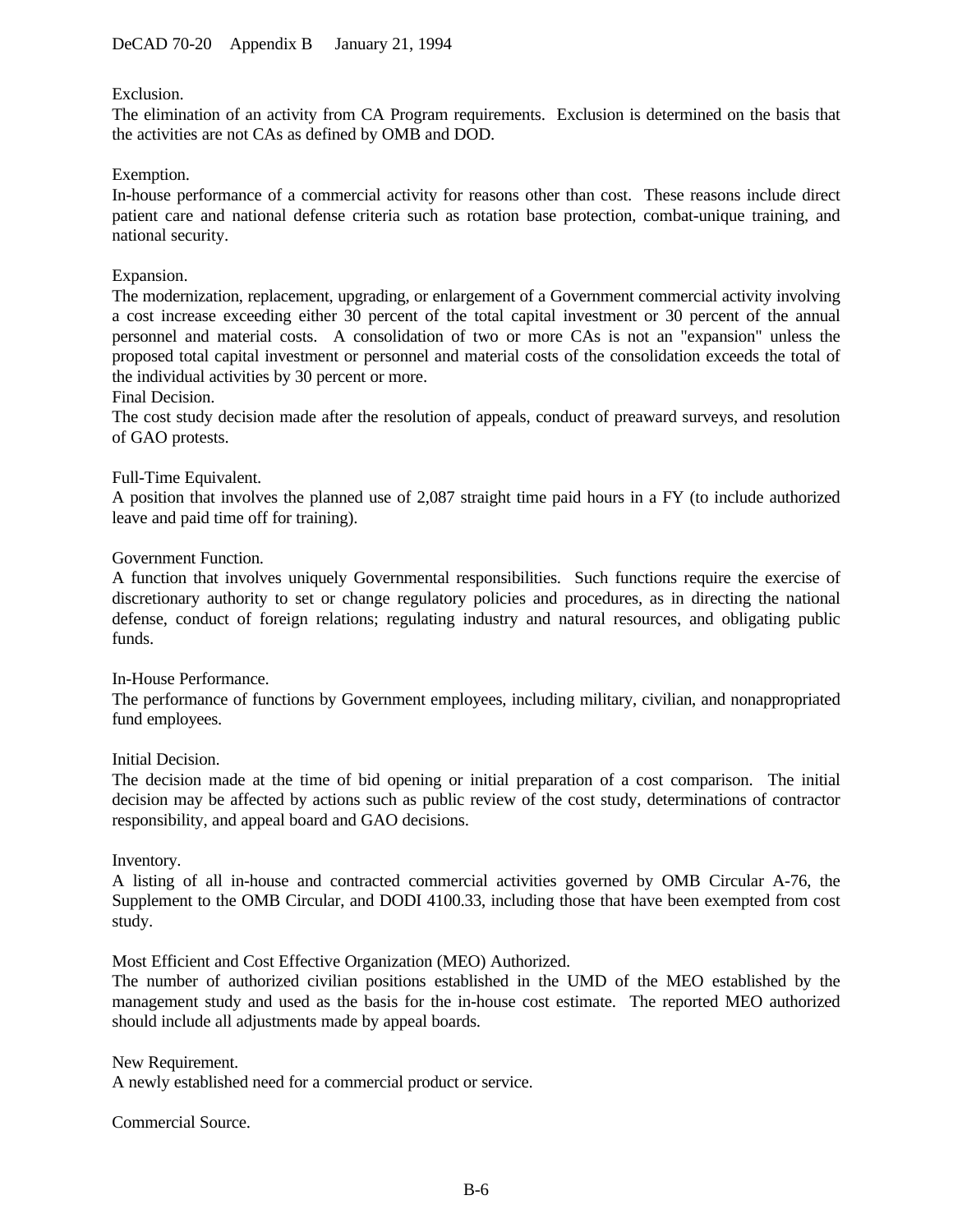Exclusion.
The elimination of an activity from CA Program requirements. Exclusion is determined on the basis that the activities are not CAs as defined by OMB and DOD.

Exemption.
In-house performance of a commercial activity for reasons other than cost. These reasons include direct patient care and national defense criteria such as rotation base protection, combat-unique training, and national security.

Expansion.
The modernization, replacement, upgrading, or enlargement of a Government commercial activity involving a cost increase exceeding either 30 percent of the total capital investment or 30 percent of the annual personnel and material costs. A consolidation of two or more CAs is not an "expansion" unless the proposed total capital investment or personnel and material costs of the consolidation exceeds the total of the individual activities by 30 percent or more.

Final Decision.
The cost study decision made after the resolution of appeals, conduct of preaward surveys, and resolution of GAO protests.

Full-Time Equivalent.
A position that involves the planned use of 2,087 straight time paid hours in a FY (to include authorized leave and paid time off for training).

Government Function.
A function that involves uniquely Governmental responsibilities. Such functions require the exercise of discretionary authority to set or change regulatory policies and procedures, as in directing the national defense, conduct of foreign relations; regulating industry and natural resources, and obligating public funds.

In-House Performance.
The performance of functions by Government employees, including military, civilian, and nonappropriated fund employees.

Initial Decision.
The decision made at the time of bid opening or initial preparation of a cost comparison. The initial decision may be affected by actions such as public review of the cost study, determinations of contractor responsibility, and appeal board and GAO decisions.

Inventory.
A listing of all in-house and contracted commercial activities governed by OMB Circular A-76, the Supplement to the OMB Circular, and DODI 4100.33, including those that have been exempted from cost study.

Most Efficient and Cost Effective Organization (MEO) Authorized.
The number of authorized civilian positions established in the UMD of the MEO established by the management study and used as the basis for the in-house cost estimate. The reported MEO authorized should include all adjustments made by appeal boards.

New Requirement.
A newly established need for a commercial product or service.

Commercial Source.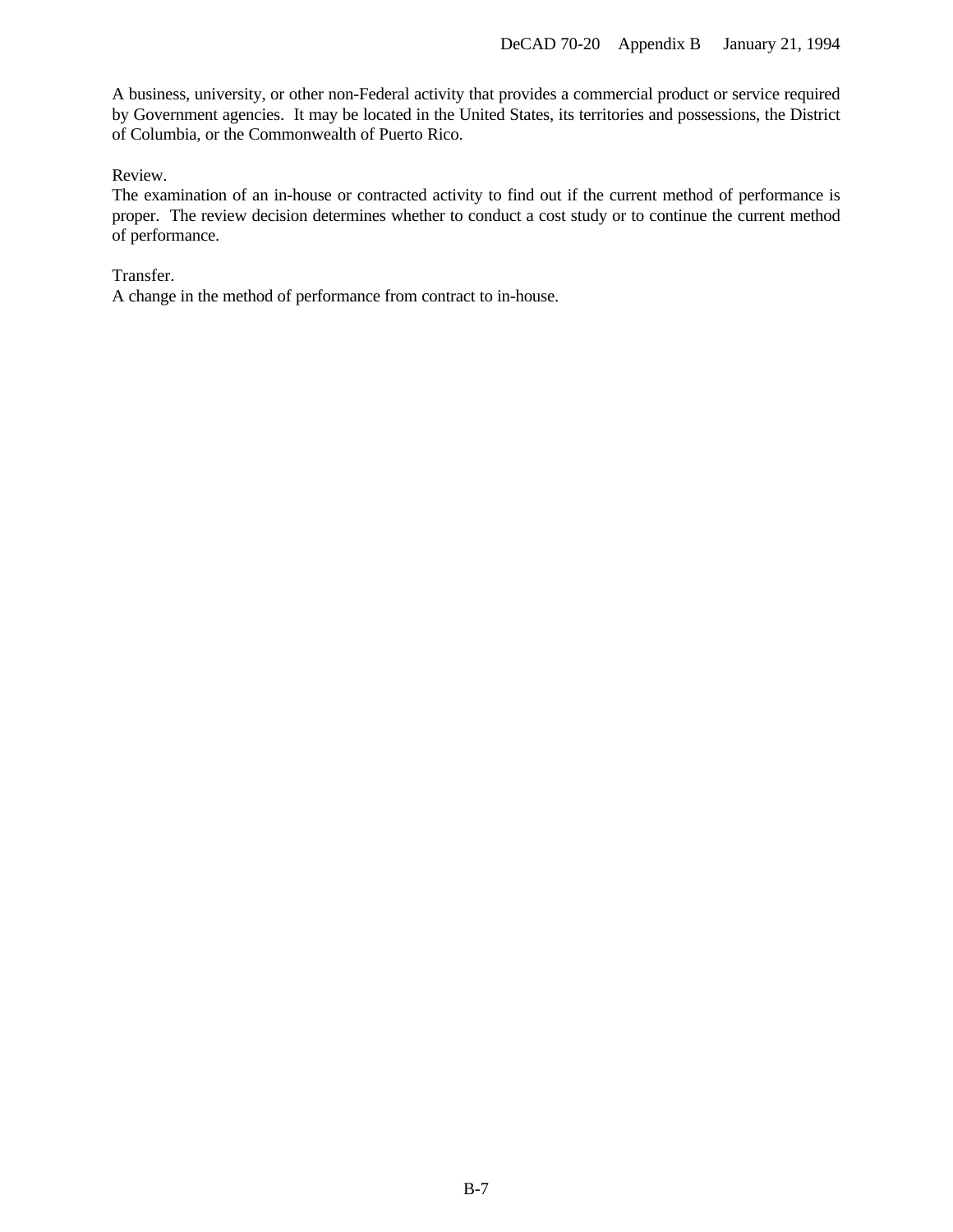A business, university, or other non-Federal activity that provides a commercial product or service required by Government agencies. It may be located in the United States, its territories and possessions, the District of Columbia, or the Commonwealth of Puerto Rico.

Review.
The examination of an in-house or contracted activity to find out if the current method of performance is proper. The review decision determines whether to conduct a cost study or to continue the current method of performance.

Transfer.
A change in the method of performance from contract to in-house.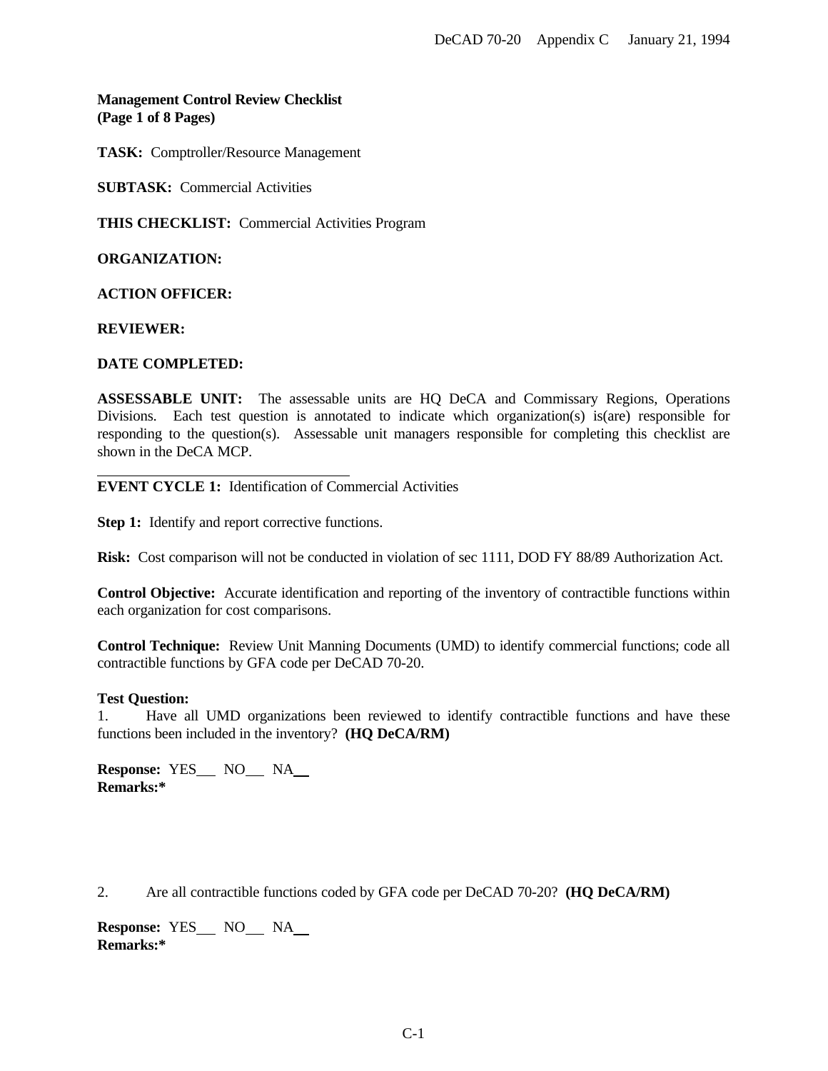**Management Control Review Checklist**
**(Page 1 of 8 Pages)**

**TASK:** Comptroller/Resource Management

**SUBTASK:** Commercial Activities

**THIS CHECKLIST:** Commercial Activities Program

**ORGANIZATION:**

**ACTION OFFICER:**

**REVIEWER:**

**DATE COMPLETED:**

**ASSESSABLE UNIT:** The assessable units are HQ DeCA and Commissary Regions, Operations Divisions. Each test question is annotated to indicate which organization(s) is(are) responsible for responding to the question(s). Assessable unit managers responsible for completing this checklist are shown in the DeCA MCP.

---

**EVENT CYCLE 1:** Identification of Commercial Activities

**Step 1:** Identify and report corrective functions.

**Risk:** Cost comparison will not be conducted in violation of sec 1111, DOD FY 88/89 Authorization Act.

**Control Objective:** Accurate identification and reporting of the inventory of contractible functions within each organization for cost comparisons.

**Control Technique:** Review Unit Manning Documents (UMD) to identify commercial functions; code all contractible functions by GFA code per DeCAD 70-20.

**Test Question:**

1. Have all UMD organizations been reviewed to identify contractible functions and have these functions been included in the inventory? **(HQ DeCA/RM)**

**Response:** YES___ NO___ NA___
**Remarks:***

2. Are all contractible functions coded by GFA code per DeCAD 70-20? **(HQ DeCA/RM)**

**Response:** YES___ NO___ NA___
**Remarks:***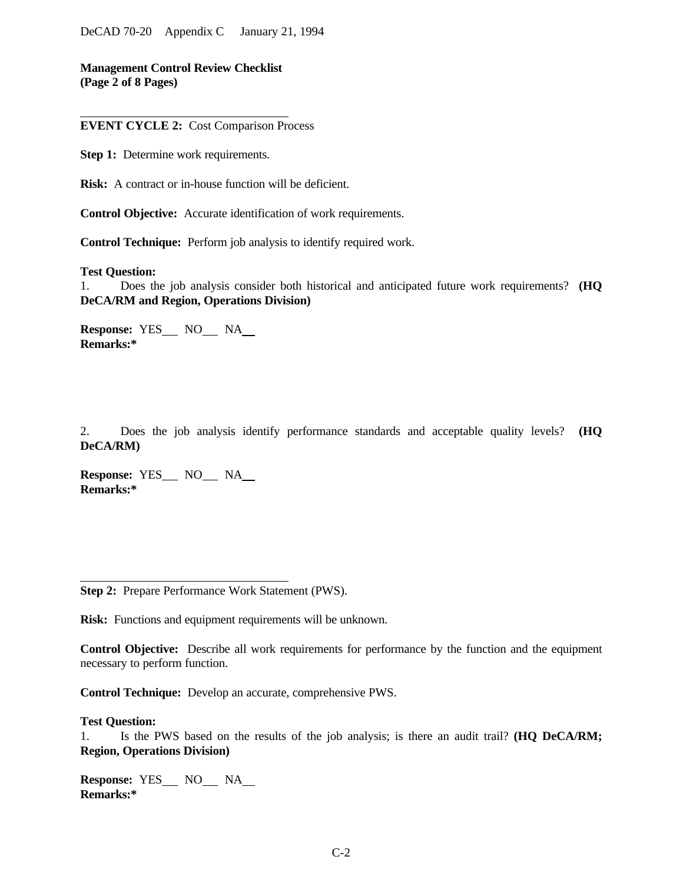**Management Control Review Checklist**
**(Page 2 of 8 Pages)**

---

**EVENT CYCLE 2:** Cost Comparison Process

**Step 1:** Determine work requirements.

**Risk:** A contract or in-house function will be deficient.

**Control Objective:** Accurate identification of work requirements.

**Control Technique:** Perform job analysis to identify required work.

**Test Question:**

1. Does the job analysis consider both historical and anticipated future work requirements? **(HQ DeCA/RM and Region, Operations Division)**

**Response:** YES___ NO___ NA___
**Remarks:***

2. Does the job analysis identify performance standards and acceptable quality levels? **(HQ DeCA/RM)**

**Response:** YES___ NO___ NA___
**Remarks:***

---

**Step 2:** Prepare Performance Work Statement (PWS).

**Risk:** Functions and equipment requirements will be unknown.

**Control Objective:** Describe all work requirements for performance by the function and the equipment necessary to perform function.

**Control Technique:** Develop an accurate, comprehensive PWS.

**Test Question:**

1. Is the PWS based on the results of the job analysis; is there an audit trail? **(HQ DeCA/RM; Region, Operations Division)**

**Response:** YES___ NO___ NA___
**Remarks:***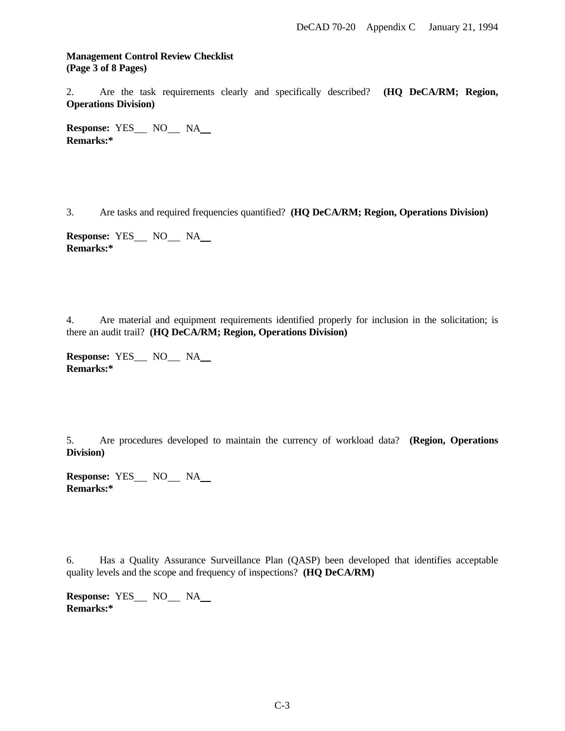**Management Control Review Checklist**
**(Page 3 of 8 Pages)**

2. Are the task requirements clearly and specifically described? **(HQ DeCA/RM; Region, Operations Division)**

**Response:** YES___ NO___ NA___
**Remarks:***

3. Are tasks and required frequencies quantified? **(HQ DeCA/RM; Region, Operations Division)**

**Response:** YES___ NO___ NA___
**Remarks:***

4. Are material and equipment requirements identified properly for inclusion in the solicitation; is there an audit trail? **(HQ DeCA/RM; Region, Operations Division)**

**Response:** YES___ NO___ NA___
**Remarks:***

5. Are procedures developed to maintain the currency of workload data? **(Region, Operations Division)**

**Response:** YES___ NO___ NA___
**Remarks:***

6. Has a Quality Assurance Surveillance Plan (QASP) been developed that identifies acceptable quality levels and the scope and frequency of inspections? **(HQ DeCA/RM)**

**Response:** YES___ NO___ NA___
**Remarks:***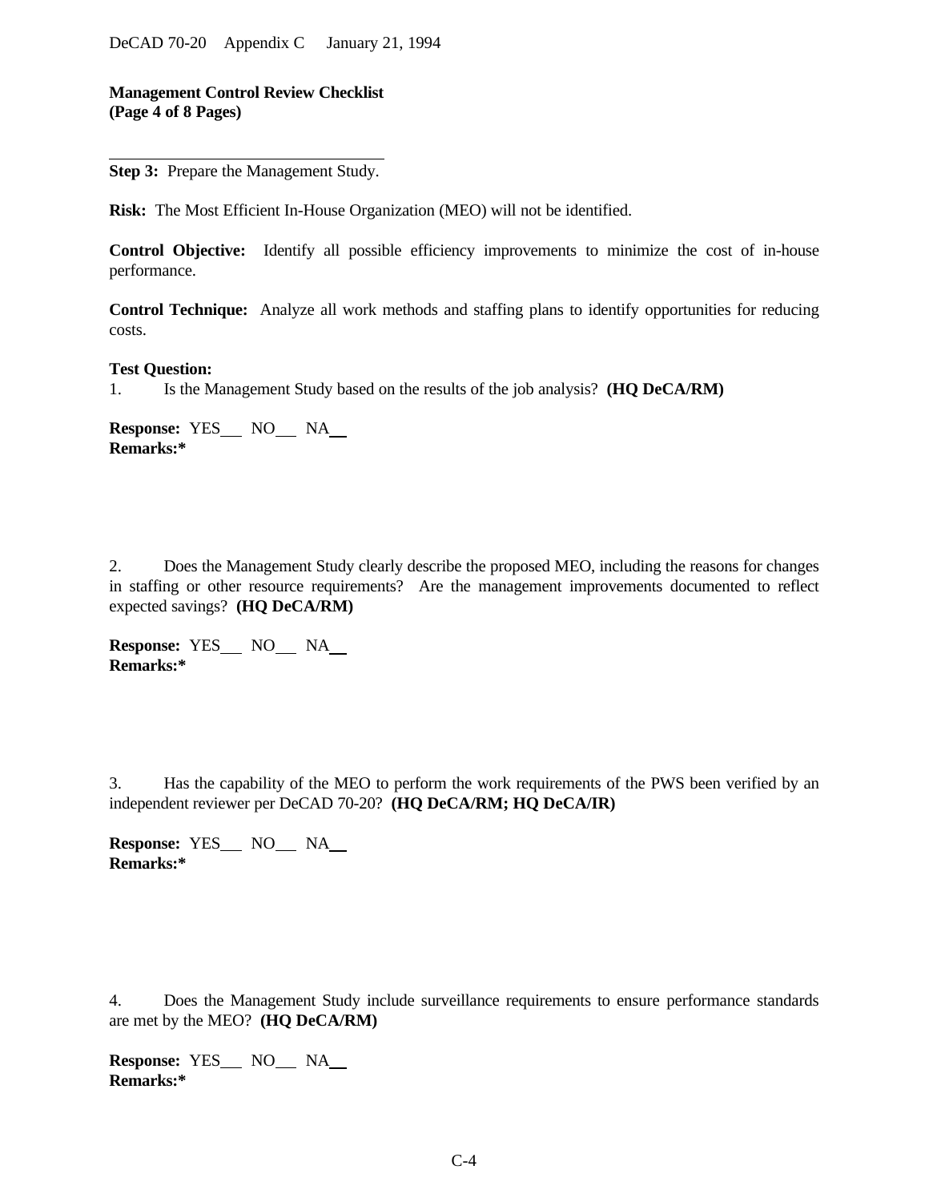**Management Control Review Checklist**
**(Page 4 of 8 Pages)**

---

**Step 3:** Prepare the Management Study.

**Risk:** The Most Efficient In-House Organization (MEO) will not be identified.

**Control Objective:** Identify all possible efficiency improvements to minimize the cost of in-house performance.

**Control Technique:** Analyze all work methods and staffing plans to identify opportunities for reducing costs.

**Test Question:**

1. Is the Management Study based on the results of the job analysis? **(HQ DeCA/RM)**

**Response:** YES___ NO___ NA___
**Remarks:***

2. Does the Management Study clearly describe the proposed MEO, including the reasons for changes in staffing or other resource requirements? Are the management improvements documented to reflect expected savings? **(HQ DeCA/RM)**

**Response:** YES___ NO___ NA___
**Remarks:***

3. Has the capability of the MEO to perform the work requirements of the PWS been verified by an independent reviewer per DeCAD 70-20? **(HQ DeCA/RM; HQ DeCA/IR)**

**Response:** YES___ NO___ NA___
**Remarks:***

4. Does the Management Study include surveillance requirements to ensure performance standards are met by the MEO? **(HQ DeCA/RM)**

**Response:** YES___ NO___ NA___
**Remarks:***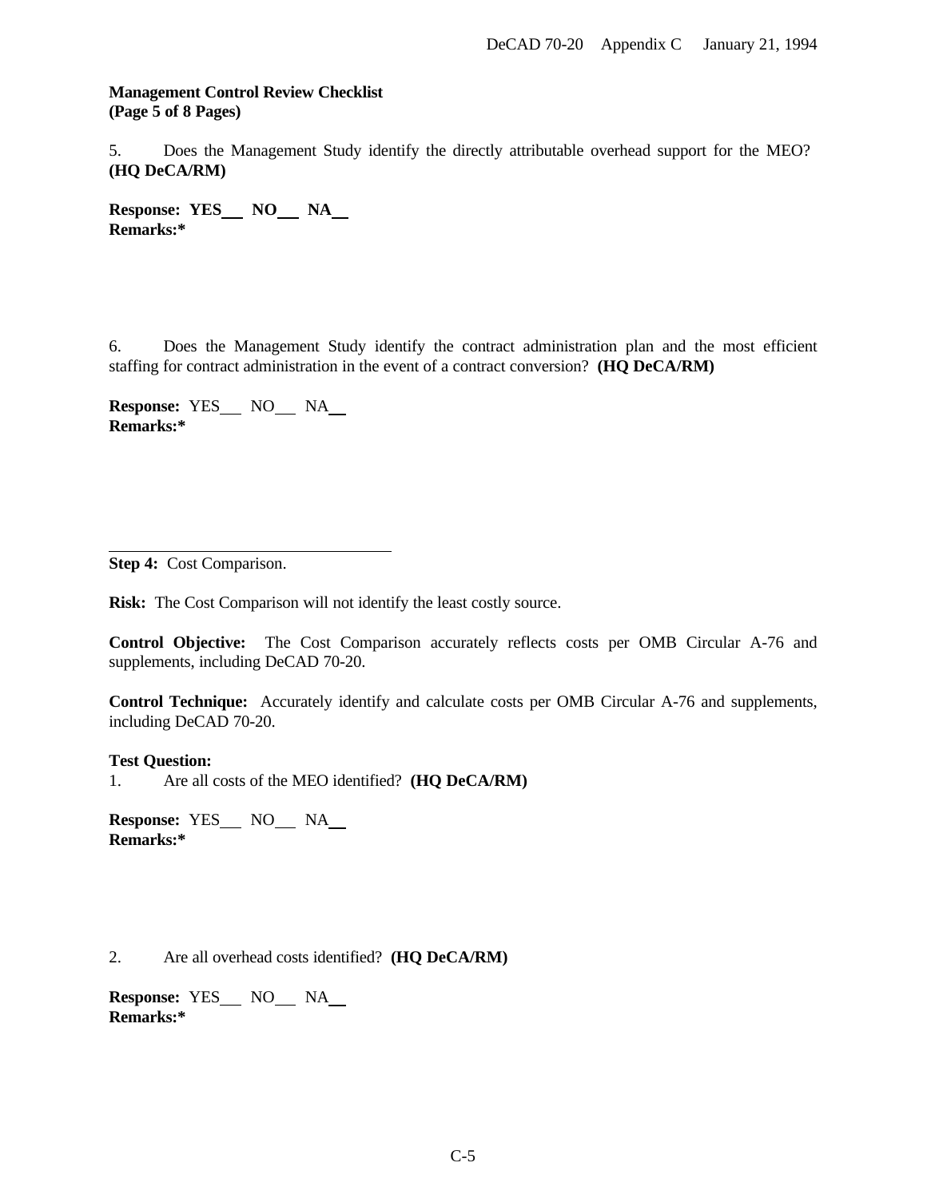**Management Control Review Checklist**
**(Page 5 of 8 Pages)**

5. Does the Management Study identify the directly attributable overhead support for the MEO? **(HQ DeCA/RM)**

**Response: YES\_\_\_ NO\_\_\_ NA\_\_**
**Remarks:***

6. Does the Management Study identify the contract administration plan and the most efficient staffing for contract administration in the event of a contract conversion? **(HQ DeCA/RM)**

**Response:** YES\_\_\_ NO\_\_\_ NA\_\_
**Remarks:***

---

**Step 4:** Cost Comparison.

**Risk:** The Cost Comparison will not identify the least costly source.

**Control Objective:** The Cost Comparison accurately reflects costs per OMB Circular A-76 and supplements, including DeCAD 70-20.

**Control Technique:** Accurately identify and calculate costs per OMB Circular A-76 and supplements, including DeCAD 70-20.

**Test Question:**

1. Are all costs of the MEO identified? **(HQ DeCA/RM)**

**Response:** YES\_\_\_ NO\_\_\_ NA\_\_
**Remarks:***

2. Are all overhead costs identified? **(HQ DeCA/RM)**

**Response:** YES\_\_\_ NO\_\_\_ NA\_\_
**Remarks:***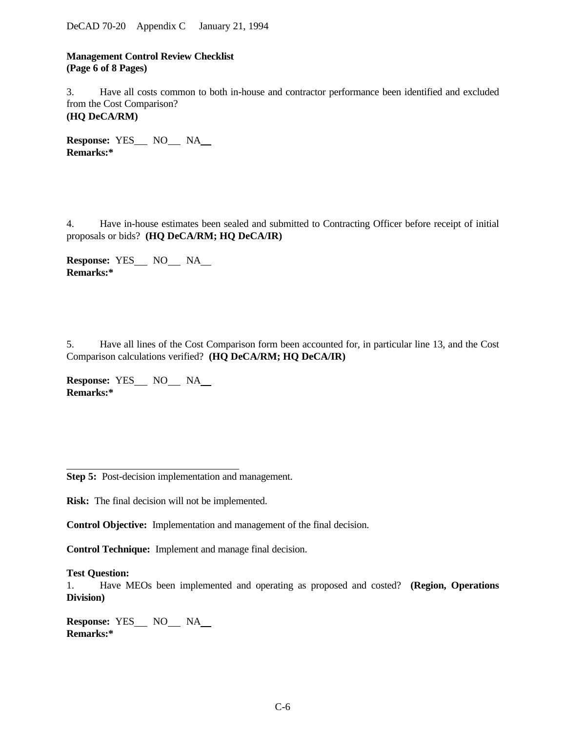**Management Control Review Checklist**
**(Page 6 of 8 Pages)**

3. Have all costs common to both in-house and contractor performance been identified and excluded from the Cost Comparison?
**(HQ DeCA/RM)**

**Response:** YES___ NO___ NA___
**Remarks:***

4. Have in-house estimates been sealed and submitted to Contracting Officer before receipt of initial proposals or bids? **(HQ DeCA/RM; HQ DeCA/IR)**

**Response:** YES___ NO___ NA___
**Remarks:***

5. Have all lines of the Cost Comparison form been accounted for, in particular line 13, and the Cost Comparison calculations verified? **(HQ DeCA/RM; HQ DeCA/IR)**

**Response:** YES___ NO___ NA___
**Remarks:***

---

**Step 5:** Post-decision implementation and management.

**Risk:** The final decision will not be implemented.

**Control Objective:** Implementation and management of the final decision.

**Control Technique:** Implement and manage final decision.

**Test Question:**
1. Have MEOs been implemented and operating as proposed and costed? **(Region, Operations Division)**

**Response:** YES___ NO___ NA___
**Remarks:***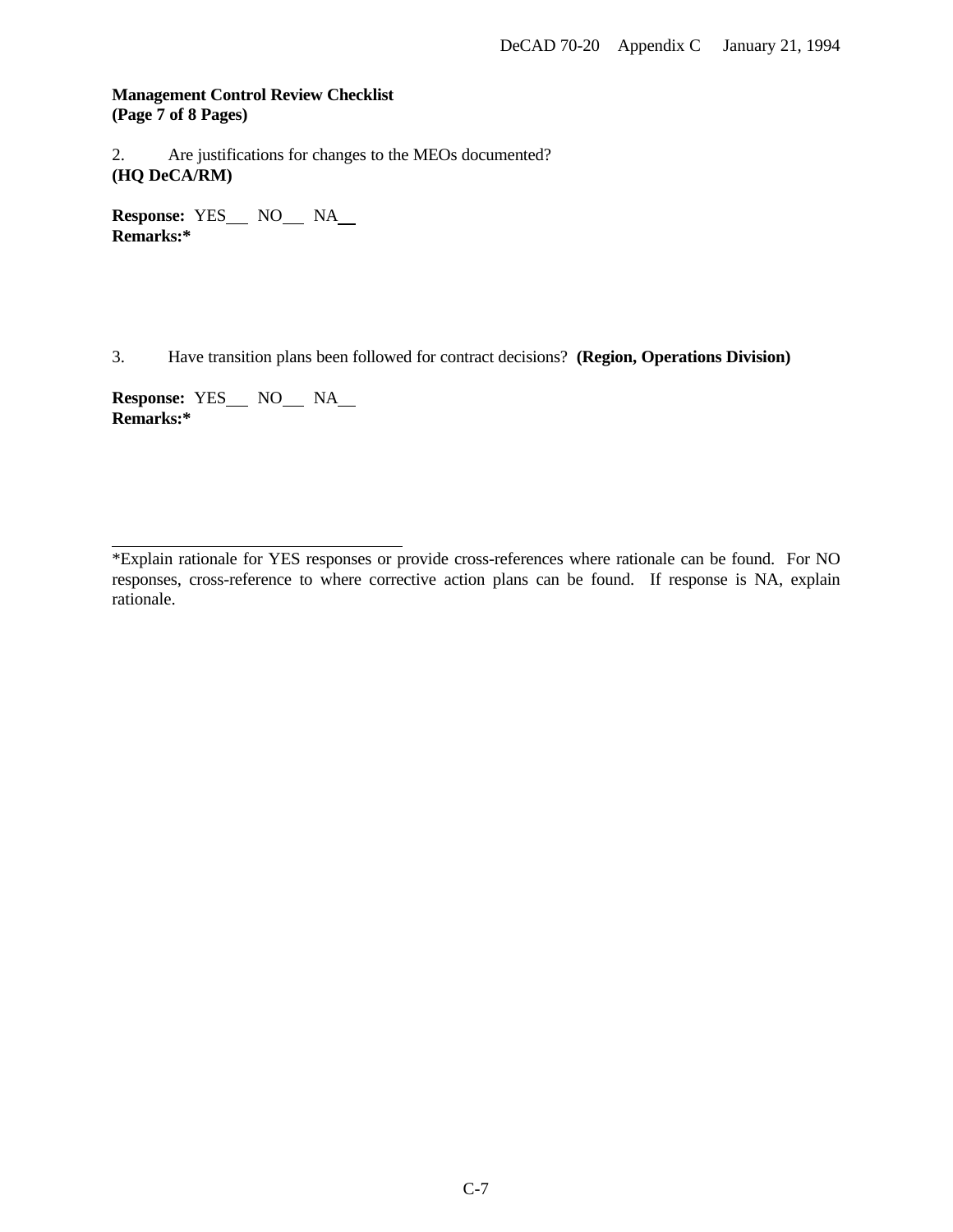**Management Control Review Checklist**
**(Page 7 of 8 Pages)**

2. Are justifications for changes to the MEOs documented?
**(HQ DeCA/RM)**

**Response:** YES___ NO___ NA___
**Remarks:***

3. Have transition plans been followed for contract decisions? **(Region, Operations Division)**

**Response:** YES___ NO___ NA___
**Remarks:***

---

*Explain rationale for YES responses or provide cross-references where rationale can be found. For NO responses, cross-reference to where corrective action plans can be found. If response is NA, explain rationale.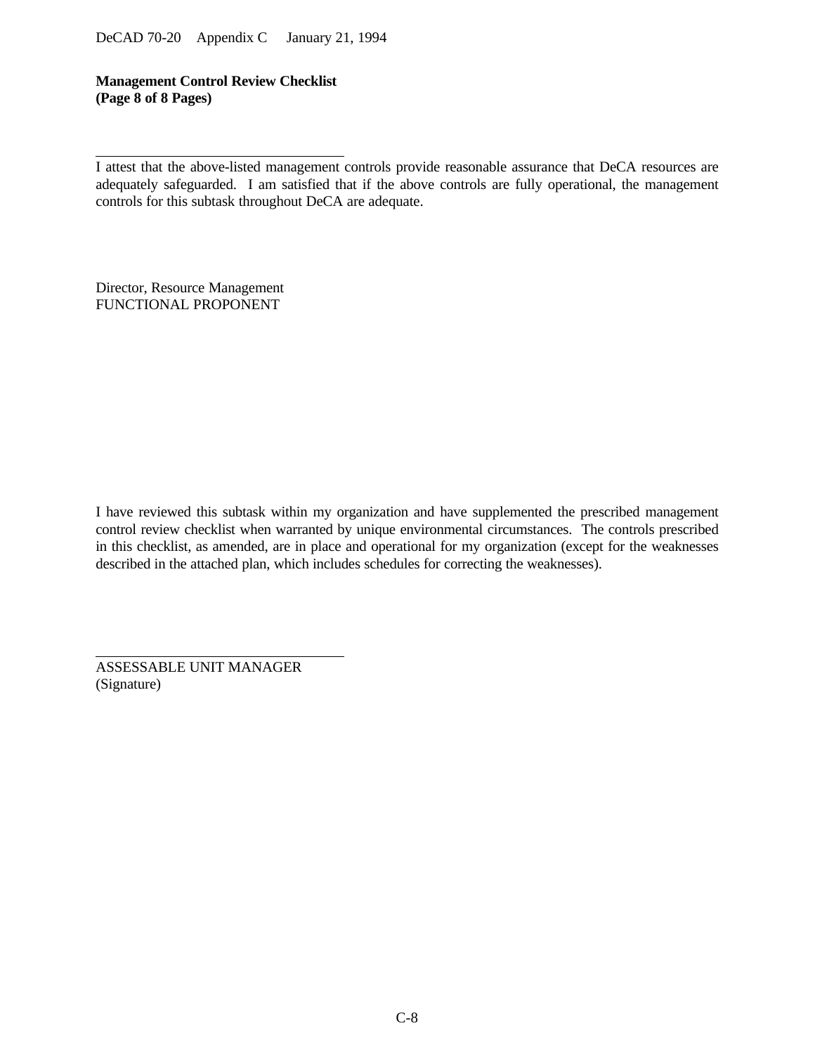**Management Control Review Checklist**
**(Page 8 of 8 Pages)**

\_\_\_\_\_\_\_\_\_\_\_\_\_\_\_\_\_\_\_\_\_\_\_\_\_\_\_\_\_\_\_\_\_\_\_

I attest that the above-listed management controls provide reasonable assurance that DeCA resources are adequately safeguarded. I am satisfied that if the above controls are fully operational, the management controls for this subtask throughout DeCA are adequate.

Director, Resource Management
FUNCTIONAL PROPONENT

I have reviewed this subtask within my organization and have supplemented the prescribed management control review checklist when warranted by unique environmental circumstances. The controls prescribed in this checklist, as amended, are in place and operational for my organization (except for the weaknesses described in the attached plan, which includes schedules for correcting the weaknesses).

\_\_\_\_\_\_\_\_\_\_\_\_\_\_\_\_\_\_\_\_\_\_\_\_\_\_\_\_\_\_\_\_\_\_\_

ASSESSABLE UNIT MANAGER
(Signature)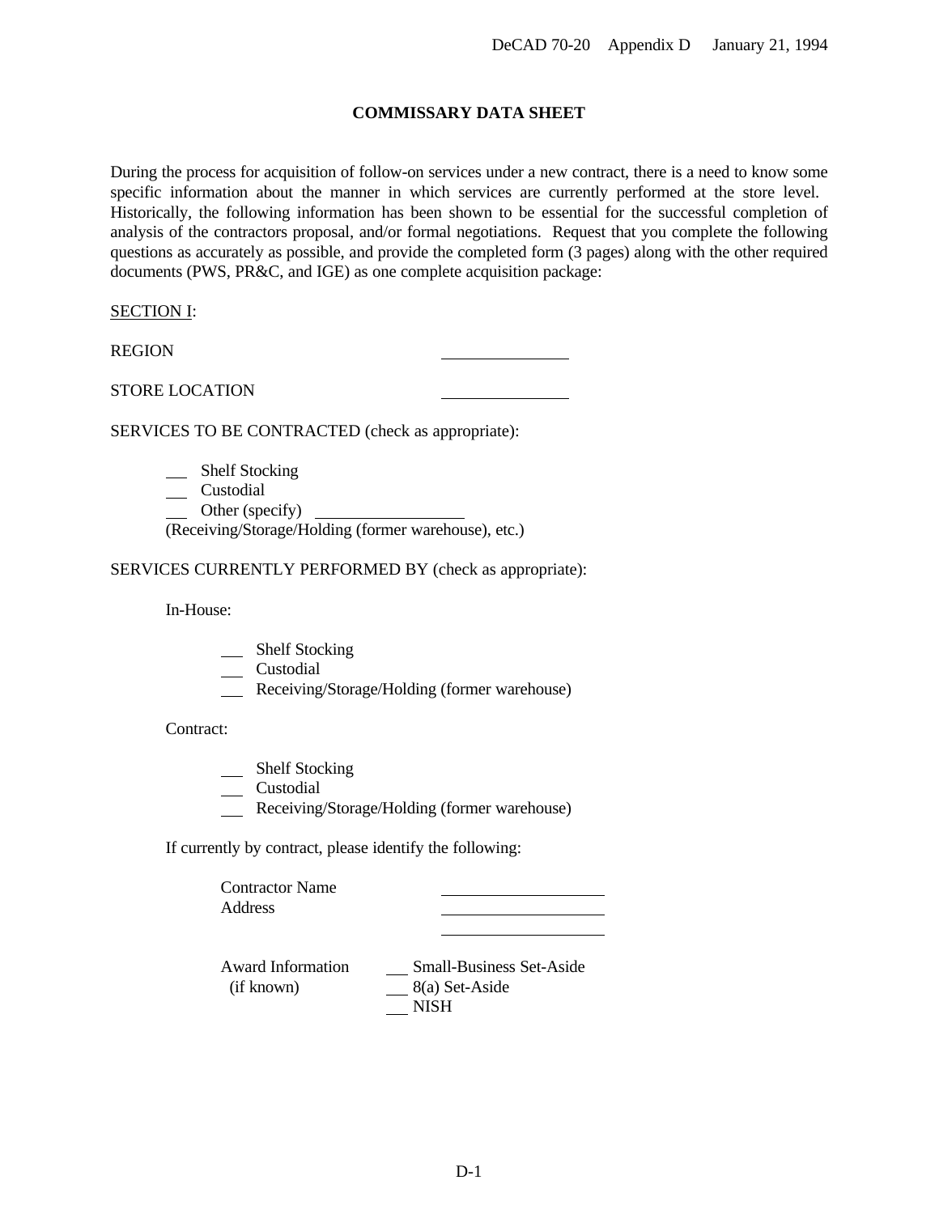## COMMISSARY DATA SHEET

During the process for acquisition of follow-on services under a new contract, there is a need to know some specific information about the manner in which services are currently performed at the store level. Historically, the following information has been shown to be essential for the successful completion of analysis of the contractors proposal, and/or formal negotiations. Request that you complete the following questions as accurately as possible, and provide the completed form (3 pages) along with the other required documents (PWS, PR&C, and IGE) as one complete acquisition package:

SECTION I:

REGION ____________

STORE LOCATION ____________

SERVICES TO BE CONTRACTED (check as appropriate):

- ___ Shelf Stocking
- ___ Custodial
- ___ Other (specify) ______________

(Receiving/Storage/Holding (former warehouse), etc.)

SERVICES CURRENTLY PERFORMED BY (check as appropriate):

In-House:

- ___ Shelf Stocking
- ___ Custodial
- ___ Receiving/Storage/Holding (former warehouse)

Contract:

- ___ Shelf Stocking
- ___ Custodial
- ___ Receiving/Storage/Holding (former warehouse)

If currently by contract, please identify the following:

Contractor Name ______________

Address ______________

______________

Award Information (if known)

- ___ Small-Business Set-Aside
- ___ 8(a) Set-Aside
- ___ NISH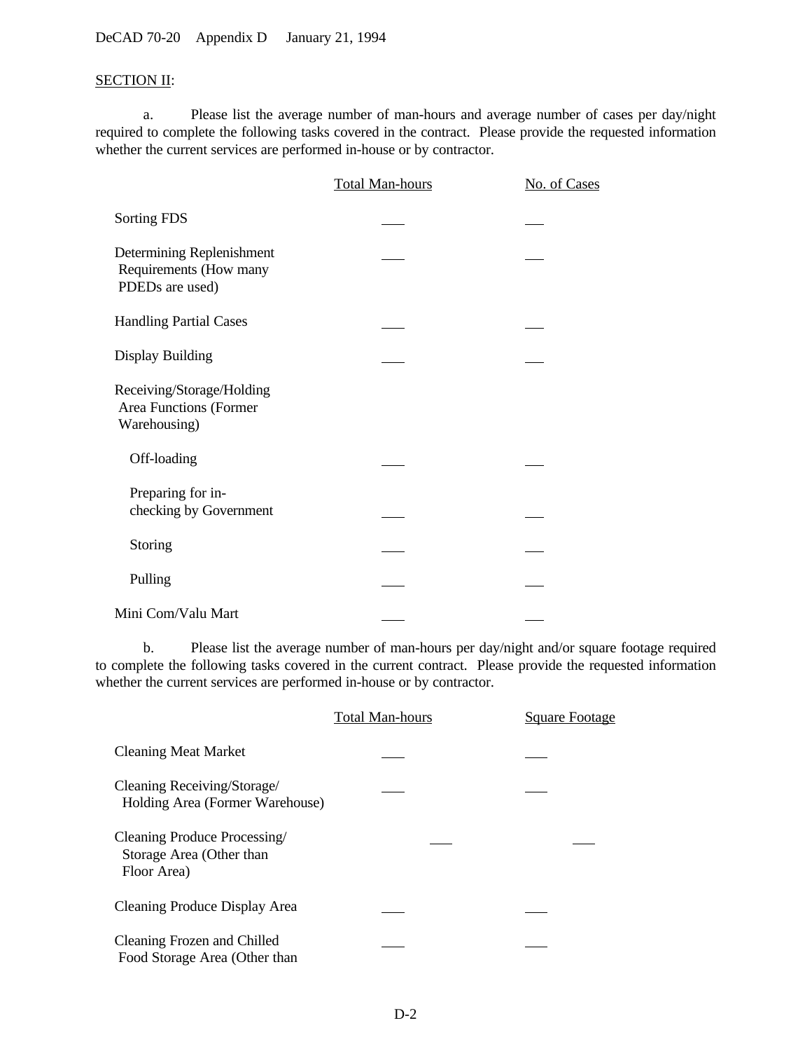SECTION II:

a. Please list the average number of man-hours and average number of cases per day/night required to complete the following tasks covered in the contract. Please provide the requested information whether the current services are performed in-house or by contractor.

| | Total Man-hours | No. of Cases |
|---|---|---|
| Sorting FDS | ___ | ___ |
| Determining Replenishment Requirements (How many PDEDs are used) | ___ | ___ |
| Handling Partial Cases | ___ | ___ |
| Display Building | ___ | ___ |
| Receiving/Storage/Holding Area Functions (Former Warehousing) | | |
| Off-loading | ___ | ___ |
| Preparing for in-checking by Government | ___ | ___ |
| Storing | ___ | ___ |
| Pulling | ___ | ___ |
| Mini Com/Valu Mart | ___ | ___ |

b. Please list the average number of man-hours per day/night and/or square footage required to complete the following tasks covered in the current contract. Please provide the requested information whether the current services are performed in-house or by contractor.

| | Total Man-hours | Square Footage |
|---|---|---|
| Cleaning Meat Market | ___ | ___ |
| Cleaning Receiving/Storage/ Holding Area (Former Warehouse) | ___ | ___ |
| Cleaning Produce Processing/ Storage Area (Other than Floor Area) | ___ | ___ |
| Cleaning Produce Display Area | ___ | ___ |
| Cleaning Frozen and Chilled Food Storage Area (Other than | ___ | ___ |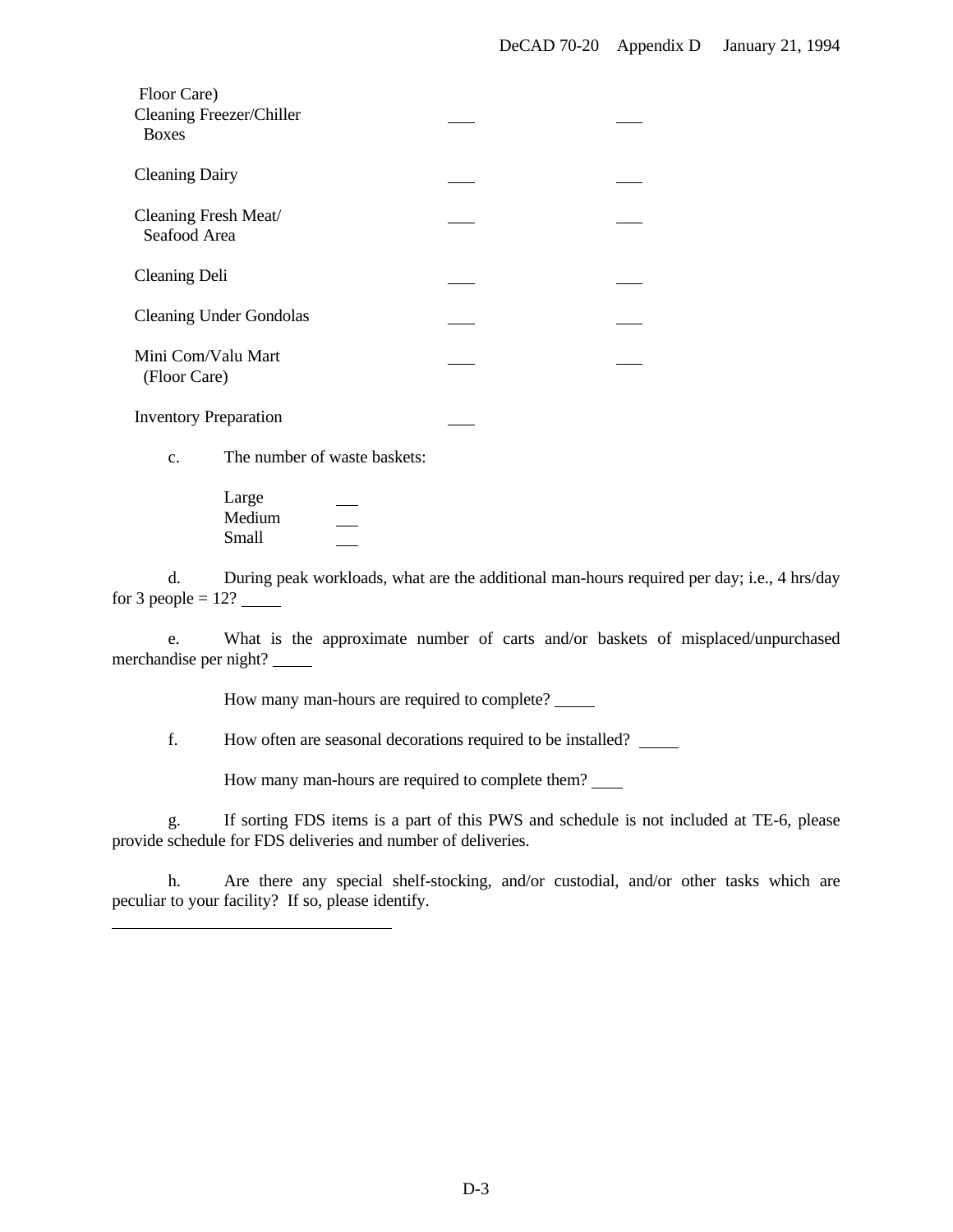| | | |
|---|---|---|
| Floor Care) | | |
| Cleaning Freezer/Chiller Boxes | ___ | ___ |
| Cleaning Dairy | ___ | ___ |
| Cleaning Fresh Meat/ Seafood Area | ___ | ___ |
| Cleaning Deli | ___ | ___ |
| Cleaning Under Gondolas | ___ | ___ |
| Mini Com/Valu Mart (Floor Care) | ___ | ___ |
| Inventory Preparation | ___ | |

c. The number of waste baskets:

| | |
|---|---|
| Large | ___ |
| Medium | ___ |
| Small | ___ |

d. During peak workloads, what are the additional man-hours required per day; i.e., 4 hrs/day for 3 people = 12? _____

e. What is the approximate number of carts and/or baskets of misplaced/unpurchased merchandise per night? _____

How many man-hours are required to complete? _____

f. How often are seasonal decorations required to be installed? _____

How many man-hours are required to complete them? ____

g. If sorting FDS items is a part of this PWS and schedule is not included at TE-6, please provide schedule for FDS deliveries and number of deliveries.

h. Are there any special shelf-stocking, and/or custodial, and/or other tasks which are peculiar to your facility? If so, please identify.

________________________________